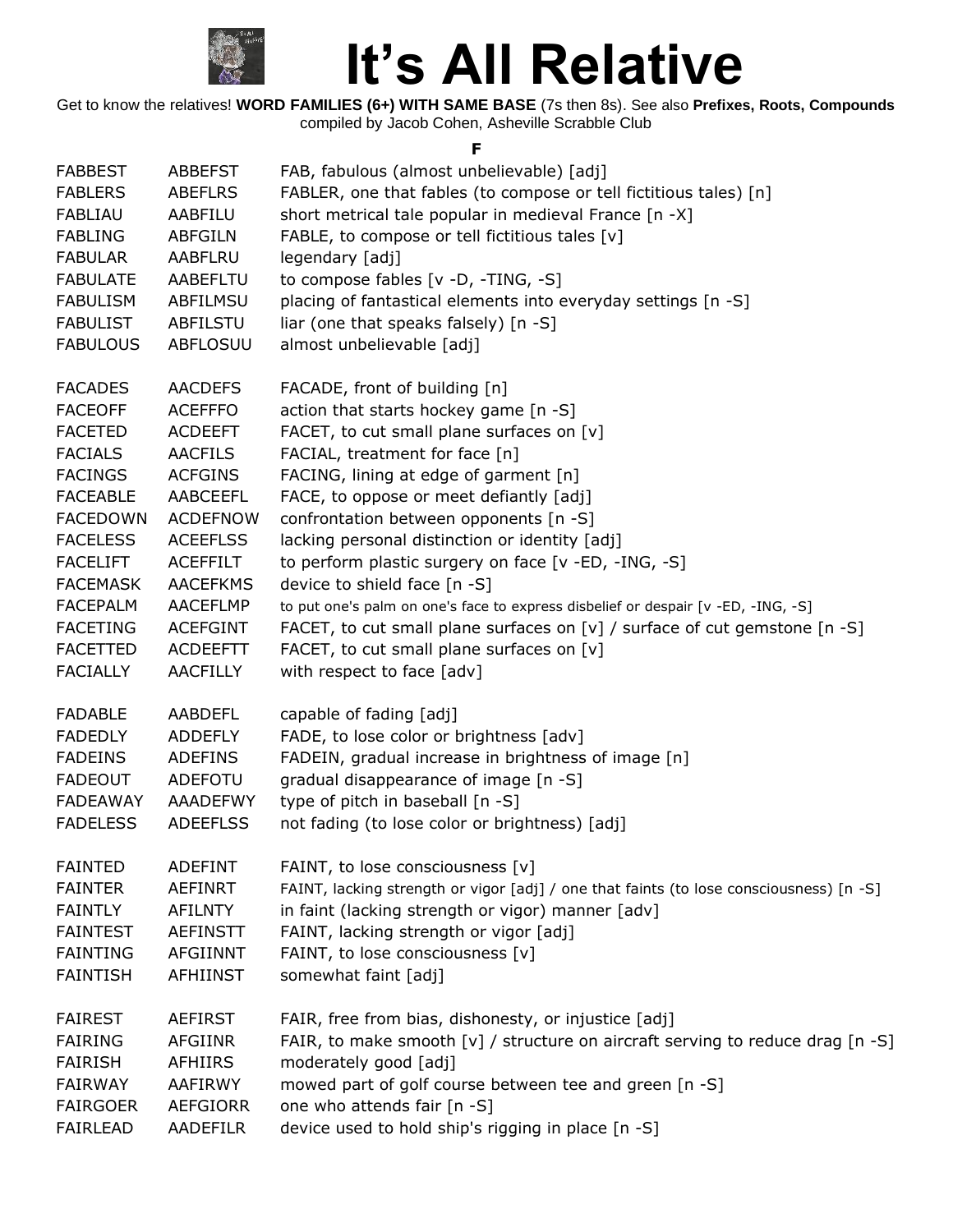# It's All Relative

Get to know the relatives! **WORD FAMILIES (6+) WITH SAME BASE** (7s then 8s). See also **Prefixes, Roots, Compounds**
compiled by Jacob Cohen, Asheville Scrabble Club

**F**

| | | |
|---|---|---|
| FABBEST | ABBEFST | FAB, fabulous (almost unbelievable) [adj] |
| FABLERS | ABEFLRS | FABLER, one that fables (to compose or tell fictitious tales) [n] |
| FABLIAU | AABFILU | short metrical tale popular in medieval France [n -X] |
| FABLING | ABFGILN | FABLE, to compose or tell fictitious tales [v] |
| FABULAR | AABFLRU | legendary [adj] |
| FABULATE | AABEFLTU | to compose fables [v -D, -TING, -S] |
| FABULISM | ABFILMSU | placing of fantastical elements into everyday settings [n -S] |
| FABULIST | ABFILSTU | liar (one that speaks falsely) [n -S] |
| FABULOUS | ABFLOSUU | almost unbelievable [adj] |
| | | |
| FACADES | AACDEFS | FACADE, front of building [n] |
| FACEOFF | ACEFFFO | action that starts hockey game [n -S] |
| FACETED | ACDEEFT | FACET, to cut small plane surfaces on [v] |
| FACIALS | AACFILS | FACIAL, treatment for face [n] |
| FACINGS | ACFGINS | FACING, lining at edge of garment [n] |
| FACEABLE | AABCEEFL | FACE, to oppose or meet defiantly [adj] |
| FACEDOWN | ACDEFNOW | confrontation between opponents [n -S] |
| FACELESS | ACEEFLSS | lacking personal distinction or identity [adj] |
| FACELIFT | ACEFFILT | to perform plastic surgery on face [v -ED, -ING, -S] |
| FACEMASK | AACEFKMS | device to shield face [n -S] |
| FACEPALM | AACEFLMP | to put one's palm on one's face to express disbelief or despair [v -ED, -ING, -S] |
| FACETING | ACEFGINT | FACET, to cut small plane surfaces on [v] / surface of cut gemstone [n -S] |
| FACETTED | ACDEEFTT | FACET, to cut small plane surfaces on [v] |
| FACIALLY | AACFILLY | with respect to face [adv] |
| | | |
| FADABLE | AABDEFL | capable of fading [adj] |
| FADEDLY | ADDEFLY | FADE, to lose color or brightness [adv] |
| FADEINS | ADEFINS | FADEIN, gradual increase in brightness of image [n] |
| FADEOUT | ADEFOTU | gradual disappearance of image [n -S] |
| FADEAWAY | AAADEFWY | type of pitch in baseball [n -S] |
| FADELESS | ADEEFLSS | not fading (to lose color or brightness) [adj] |
| | | |
| FAINTED | ADEFINT | FAINT, to lose consciousness [v] |
| FAINTER | AEFINRT | FAINT, lacking strength or vigor [adj] / one that faints (to lose consciousness) [n -S] |
| FAINTLY | AFILNTY | in faint (lacking strength or vigor) manner [adv] |
| FAINTEST | AEFINSTT | FAINT, lacking strength or vigor [adj] |
| FAINTING | AFGIINNT | FAINT, to lose consciousness [v] |
| FAINTISH | AFHIINST | somewhat faint [adj] |
| | | |
| FAIREST | AEFIRST | FAIR, free from bias, dishonesty, or injustice [adj] |
| FAIRING | AFGIINR | FAIR, to make smooth [v] / structure on aircraft serving to reduce drag [n -S] |
| FAIRISH | AFHIIRS | moderately good [adj] |
| FAIRWAY | AAFIRWY | mowed part of golf course between tee and green [n -S] |
| FAIRGOER | AEFGIORR | one who attends fair [n -S] |
| FAIRLEAD | AADEFILR | device used to hold ship's rigging in place [n -S] |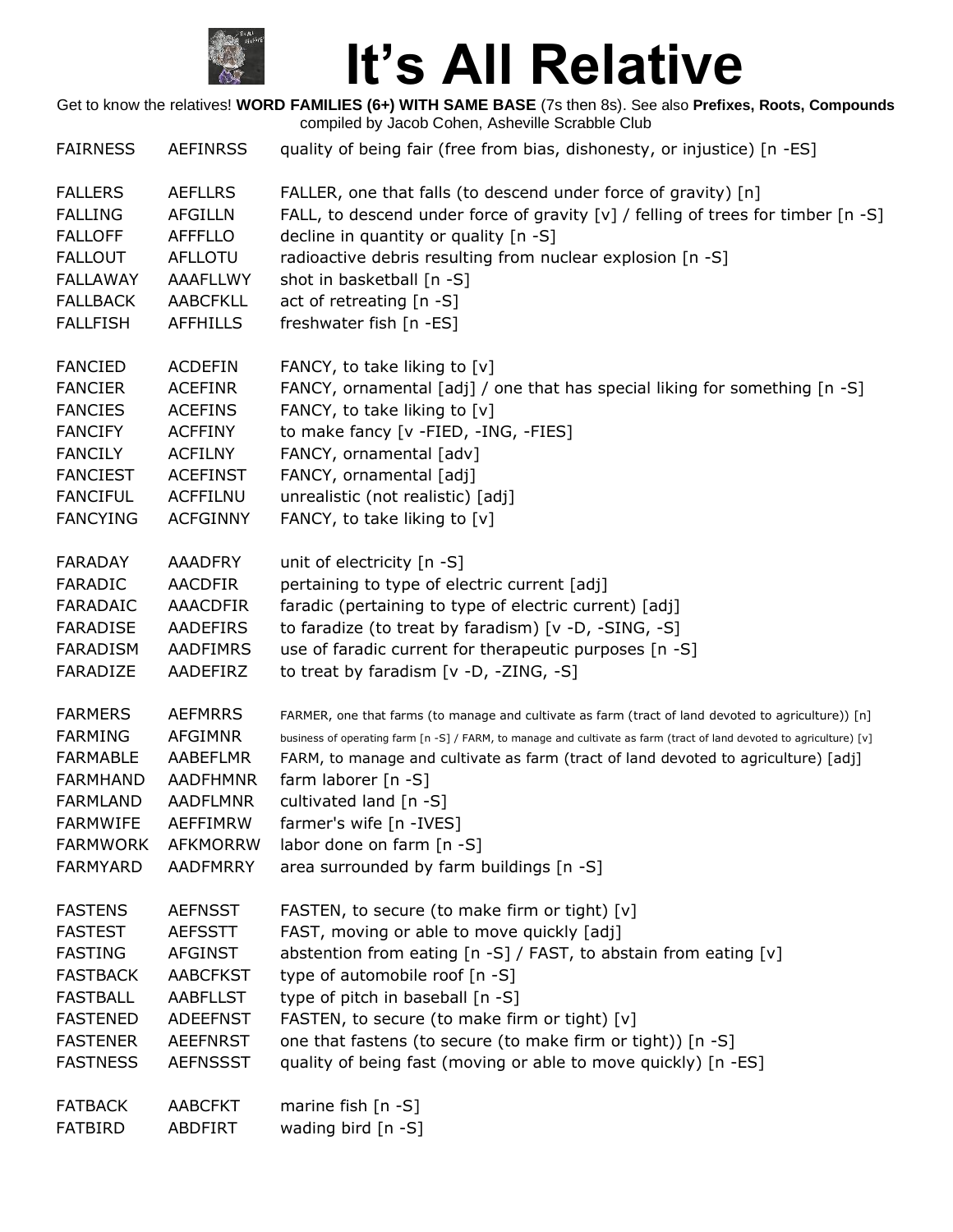# It's All Relative

Get to know the relatives! **WORD FAMILIES (6+) WITH SAME BASE** (7s then 8s). See also **Prefixes, Roots, Compounds** compiled by Jacob Cohen, Asheville Scrabble Club

| | | |
|---|---|---|
| FAIRNESS | AEFINRSS | quality of being fair (free from bias, dishonesty, or injustice) [n -ES] |
| | | |
| FALLERS | AEFLLRS | FALLER, one that falls (to descend under force of gravity) [n] |
| FALLING | AFGILLN | FALL, to descend under force of gravity [v] / felling of trees for timber [n -S] |
| FALLOFF | AFFFLLO | decline in quantity or quality [n -S] |
| FALLOUT | AFLLOTU | radioactive debris resulting from nuclear explosion [n -S] |
| FALLAWAY | AAAFLLWY | shot in basketball [n -S] |
| FALLBACK | AABCFKLL | act of retreating [n -S] |
| FALLFISH | AFFHILLS | freshwater fish [n -ES] |
| | | |
| FANCIED | ACDEFIN | FANCY, to take liking to [v] |
| FANCIER | ACEFINR | FANCY, ornamental [adj] / one that has special liking for something [n -S] |
| FANCIES | ACEFINS | FANCY, to take liking to [v] |
| FANCIFY | ACFFINY | to make fancy [v -FIED, -ING, -FIES] |
| FANCILY | ACFILNY | FANCY, ornamental [adv] |
| FANCIEST | ACEFINST | FANCY, ornamental [adj] |
| FANCIFUL | ACFFILNU | unrealistic (not realistic) [adj] |
| FANCYING | ACFGINNY | FANCY, to take liking to [v] |
| | | |
| FARADAY | AAADFRY | unit of electricity [n -S] |
| FARADIC | AACDFIR | pertaining to type of electric current [adj] |
| FARADAIC | AAACDFIR | faradic (pertaining to type of electric current) [adj] |
| FARADISE | AADEFIRS | to faradize (to treat by faradism) [v -D, -SING, -S] |
| FARADISM | AADFIMRS | use of faradic current for therapeutic purposes [n -S] |
| FARADIZE | AADEFIRZ | to treat by faradism [v -D, -ZING, -S] |
| | | |
| FARMERS | AEFMRRS | FARMER, one that farms (to manage and cultivate as farm (tract of land devoted to agriculture)) [n] |
| FARMING | AFGIMNR | business of operating farm [n -S] / FARM, to manage and cultivate as farm (tract of land devoted to agriculture) [v] |
| FARMABLE | AABEFLMR | FARM, to manage and cultivate as farm (tract of land devoted to agriculture) [adj] |
| FARMHAND | AADFHMNR | farm laborer [n -S] |
| FARMLAND | AADFLMNR | cultivated land [n -S] |
| FARMWIFE | AEFFIMRW | farmer's wife [n -IVES] |
| FARMWORK | AFKMORRW | labor done on farm [n -S] |
| FARMYARD | AADFMRRY | area surrounded by farm buildings [n -S] |
| | | |
| FASTENS | AEFNSST | FASTEN, to secure (to make firm or tight) [v] |
| FASTEST | AEFSSTT | FAST, moving or able to move quickly [adj] |
| FASTING | AFGINST | abstention from eating [n -S] / FAST, to abstain from eating [v] |
| FASTBACK | AABCFKST | type of automobile roof [n -S] |
| FASTBALL | AABFLLST | type of pitch in baseball [n -S] |
| FASTENED | ADEEFNST | FASTEN, to secure (to make firm or tight) [v] |
| FASTENER | AEEFNRST | one that fastens (to secure (to make firm or tight)) [n -S] |
| FASTNESS | AEFNSSST | quality of being fast (moving or able to move quickly) [n -ES] |
| | | |
| FATBACK | AABCFKT | marine fish [n -S] |
| FATBIRD | ABDFIRT | wading bird [n -S] |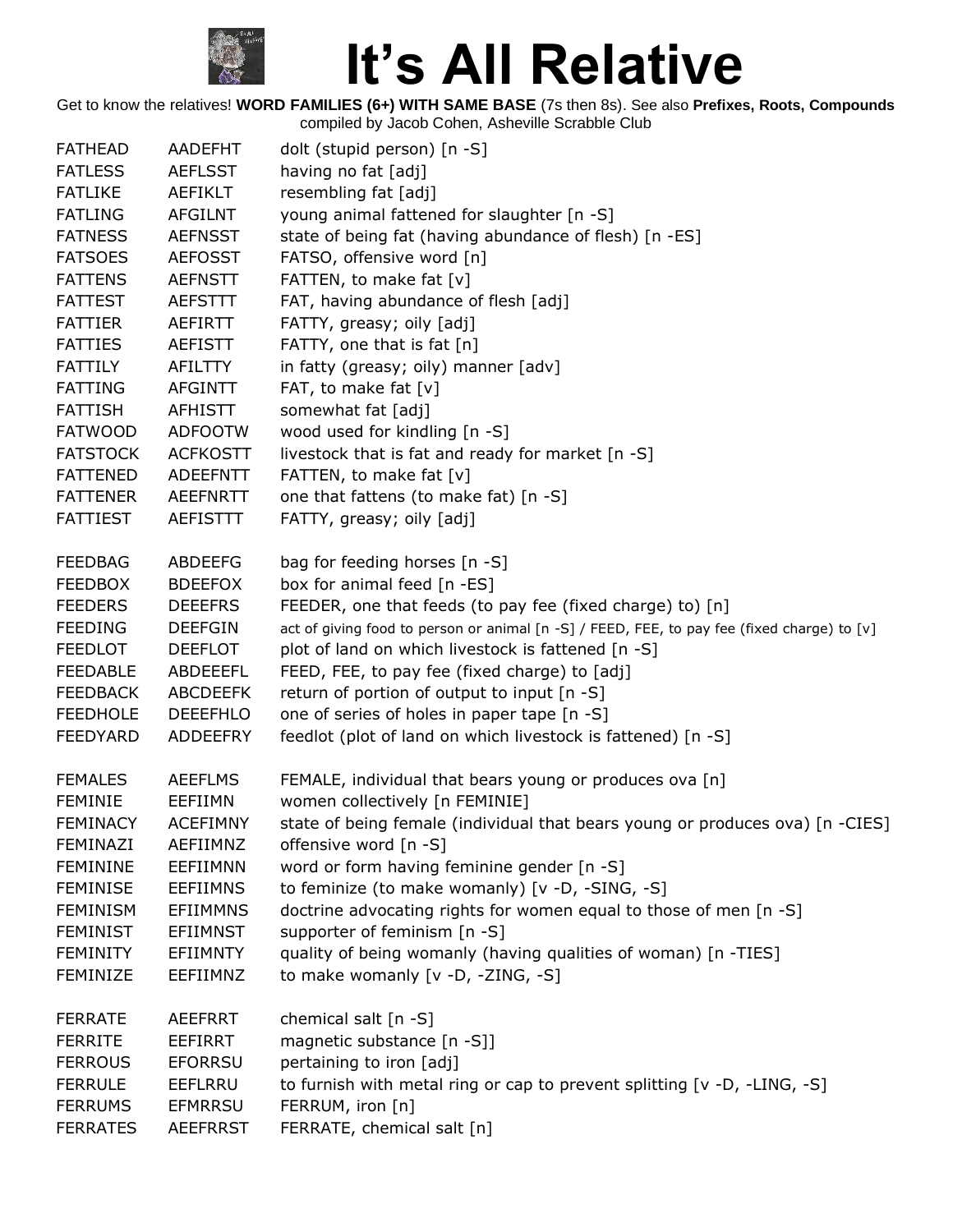# It's All Relative

Get to know the relatives! **WORD FAMILIES (6+) WITH SAME BASE** (7s then 8s). See also **Prefixes, Roots, Compounds** compiled by Jacob Cohen, Asheville Scrabble Club

| | | |
|---|---|---|
| FATHEAD | AADEFHT | dolt (stupid person) [n -S] |
| FATLESS | AEFLSST | having no fat [adj] |
| FATLIKE | AEFIKLT | resembling fat [adj] |
| FATLING | AFGILNT | young animal fattened for slaughter [n -S] |
| FATNESS | AEFNSST | state of being fat (having abundance of flesh) [n -ES] |
| FATSOES | AEFOSST | FATSO, offensive word [n] |
| FATTENS | AEFNSTT | FATTEN, to make fat [v] |
| FATTEST | AEFSTTT | FAT, having abundance of flesh [adj] |
| FATTIER | AEFIRTT | FATTY, greasy; oily [adj] |
| FATTIES | AEFISTT | FATTY, one that is fat [n] |
| FATTILY | AFILTTY | in fatty (greasy; oily) manner [adv] |
| FATTING | AFGINTT | FAT, to make fat [v] |
| FATTISH | AFHISTT | somewhat fat [adj] |
| FATWOOD | ADFOOTW | wood used for kindling [n -S] |
| FATSTOCK | ACFKOSTT | livestock that is fat and ready for market [n -S] |
| FATTENED | ADEEFNTT | FATTEN, to make fat [v] |
| FATTENER | AEEFNRTT | one that fattens (to make fat) [n -S] |
| FATTIEST | AEFISTTT | FATTY, greasy; oily [adj] |
| | | |
| FEEDBAG | ABDEEFG | bag for feeding horses [n -S] |
| FEEDBOX | BDEEFOX | box for animal feed [n -ES] |
| FEEDERS | DEEEFRS | FEEDER, one that feeds (to pay fee (fixed charge) to) [n] |
| FEEDING | DEEFGIN | act of giving food to person or animal [n -S] / FEED, FEE, to pay fee (fixed charge) to [v] |
| FEEDLOT | DEEFLOT | plot of land on which livestock is fattened [n -S] |
| FEEDABLE | ABDEEEFL | FEED, FEE, to pay fee (fixed charge) to [adj] |
| FEEDBACK | ABCDEEFK | return of portion of output to input [n -S] |
| FEEDHOLE | DEEEFHLO | one of series of holes in paper tape [n -S] |
| FEEDYARD | ADDEEFRY | feedlot (plot of land on which livestock is fattened) [n -S] |
| | | |
| FEMALES | AEEFLMS | FEMALE, individual that bears young or produces ova [n] |
| FEMINIE | EEFIIMN | women collectively [n FEMINIE] |
| FEMINACY | ACEFIMNY | state of being female (individual that bears young or produces ova) [n -CIES] |
| FEMINAZI | AEFIIMNZ | offensive word [n -S] |
| FEMININE | EEFIIMNN | word or form having feminine gender [n -S] |
| FEMINISE | EEFIIMNS | to feminize (to make womanly) [v -D, -SING, -S] |
| FEMINISM | EFIIMMNS | doctrine advocating rights for women equal to those of men [n -S] |
| FEMINIST | EFIIMNST | supporter of feminism [n -S] |
| FEMINITY | EFIIMNTY | quality of being womanly (having qualities of woman) [n -TIES] |
| FEMINIZE | EEFIIMNZ | to make womanly [v -D, -ZING, -S] |
| | | |
| FERRATE | AEEFRRT | chemical salt [n -S] |
| FERRITE | EEFIRRT | magnetic substance [n -S]] |
| FERROUS | EFORRSU | pertaining to iron [adj] |
| FERRULE | EEFLRRU | to furnish with metal ring or cap to prevent splitting [v -D, -LING, -S] |
| FERRUMS | EFMRRSU | FERRUM, iron [n] |
| FERRATES | AEEFRRST | FERRATE, chemical salt [n] |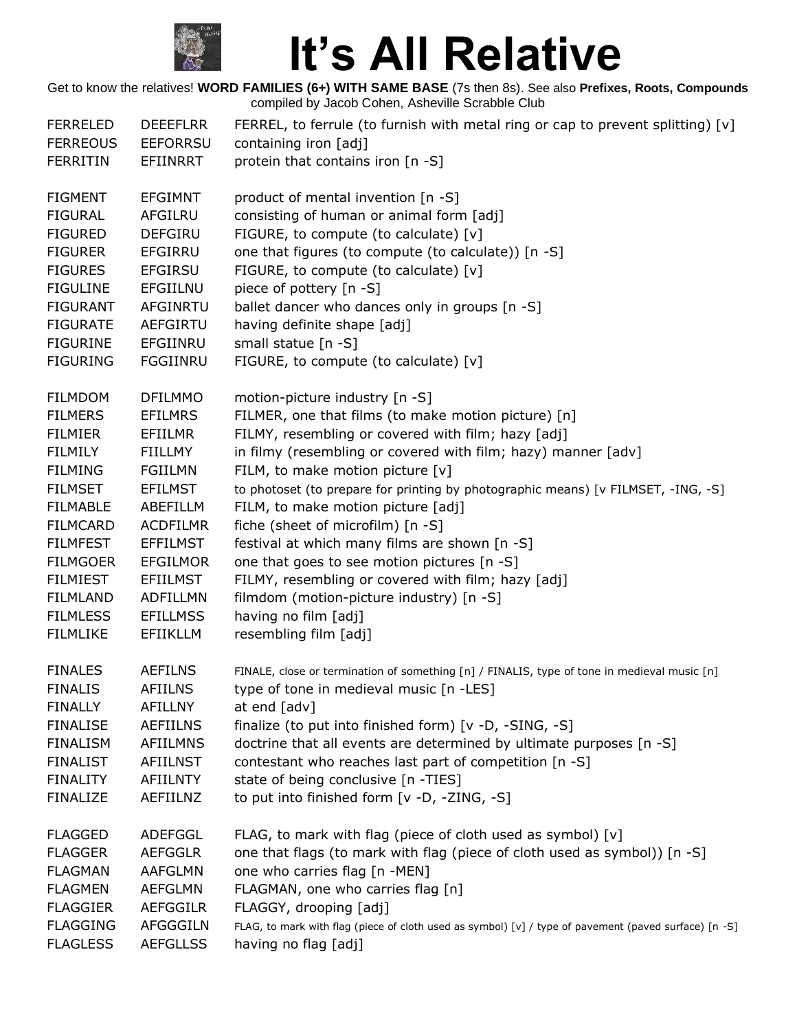# It's All Relative

Get to know the relatives! **WORD FAMILIES (6+) WITH SAME BASE** (7s then 8s). See also **Prefixes, Roots, Compounds** compiled by Jacob Cohen, Asheville Scrabble Club

| | | |
|---|---|---|
| FERRELED | DEEEFLRR | FERREL, to ferrule (to furnish with metal ring or cap to prevent splitting) [v] |
| FERREOUS | EEFORRSU | containing iron [adj] |
| FERRITIN | EFIINRRT | protein that contains iron [n -S] |
| | | |
| FIGMENT | EFGIMNT | product of mental invention [n -S] |
| FIGURAL | AFGILRU | consisting of human or animal form [adj] |
| FIGURED | DEFGIRU | FIGURE, to compute (to calculate) [v] |
| FIGURER | EFGIRRU | one that figures (to compute (to calculate)) [n -S] |
| FIGURES | EFGIRSU | FIGURE, to compute (to calculate) [v] |
| FIGULINE | EFGIILNU | piece of pottery [n -S] |
| FIGURANT | AFGINRTU | ballet dancer who dances only in groups [n -S] |
| FIGURATE | AEFGIRTU | having definite shape [adj] |
| FIGURINE | EFGIINRU | small statue [n -S] |
| FIGURING | FGGIINRU | FIGURE, to compute (to calculate) [v] |
| | | |
| FILMDOM | DFILMMO | motion-picture industry [n -S] |
| FILMERS | EFILMRS | FILMER, one that films (to make motion picture) [n] |
| FILMIER | EFIILMR | FILMY, resembling or covered with film; hazy [adj] |
| FILMILY | FIILLMY | in filmy (resembling or covered with film; hazy) manner [adv] |
| FILMING | FGIILMN | FILM, to make motion picture [v] |
| FILMSET | EFILMST | to photoset (to prepare for printing by photographic means) [v FILMSET, -ING, -S] |
| FILMABLE | ABEFILLM | FILM, to make motion picture [adj] |
| FILMCARD | ACDFILMR | fiche (sheet of microfilm) [n -S] |
| FILMFEST | EFFILMST | festival at which many films are shown [n -S] |
| FILMGOER | EFGILMOR | one that goes to see motion pictures [n -S] |
| FILMIEST | EFIILMST | FILMY, resembling or covered with film; hazy [adj] |
| FILMLAND | ADFILLMN | filmdom (motion-picture industry) [n -S] |
| FILMLESS | EFILLMSS | having no film [adj] |
| FILMLIKE | EFIIKLLM | resembling film [adj] |
| | | |
| FINALES | AEFILNS | FINALE, close or termination of something [n] / FINALIS, type of tone in medieval music [n] |
| FINALIS | AFIILNS | type of tone in medieval music [n -LES] |
| FINALLY | AFILLNY | at end [adv] |
| FINALISE | AEFIILNS | finalize (to put into finished form) [v -D, -SING, -S] |
| FINALISM | AFIILMNS | doctrine that all events are determined by ultimate purposes [n -S] |
| FINALIST | AFIILNST | contestant who reaches last part of competition [n -S] |
| FINALITY | AFIILNTY | state of being conclusive [n -TIES] |
| FINALIZE | AEFIILNZ | to put into finished form [v -D, -ZING, -S] |
| | | |
| FLAGGED | ADEFGGL | FLAG, to mark with flag (piece of cloth used as symbol) [v] |
| FLAGGER | AEFGGLR | one that flags (to mark with flag (piece of cloth used as symbol)) [n -S] |
| FLAGMAN | AAFGLMN | one who carries flag [n -MEN] |
| FLAGMEN | AEFGLMN | FLAGMAN, one who carries flag [n] |
| FLAGGIER | AEFGGILR | FLAGGY, drooping [adj] |
| FLAGGING | AFGGGILN | FLAG, to mark with flag (piece of cloth used as symbol) [v] / type of pavement (paved surface) [n -S] |
| FLAGLESS | AEFGLLSS | having no flag [adj] |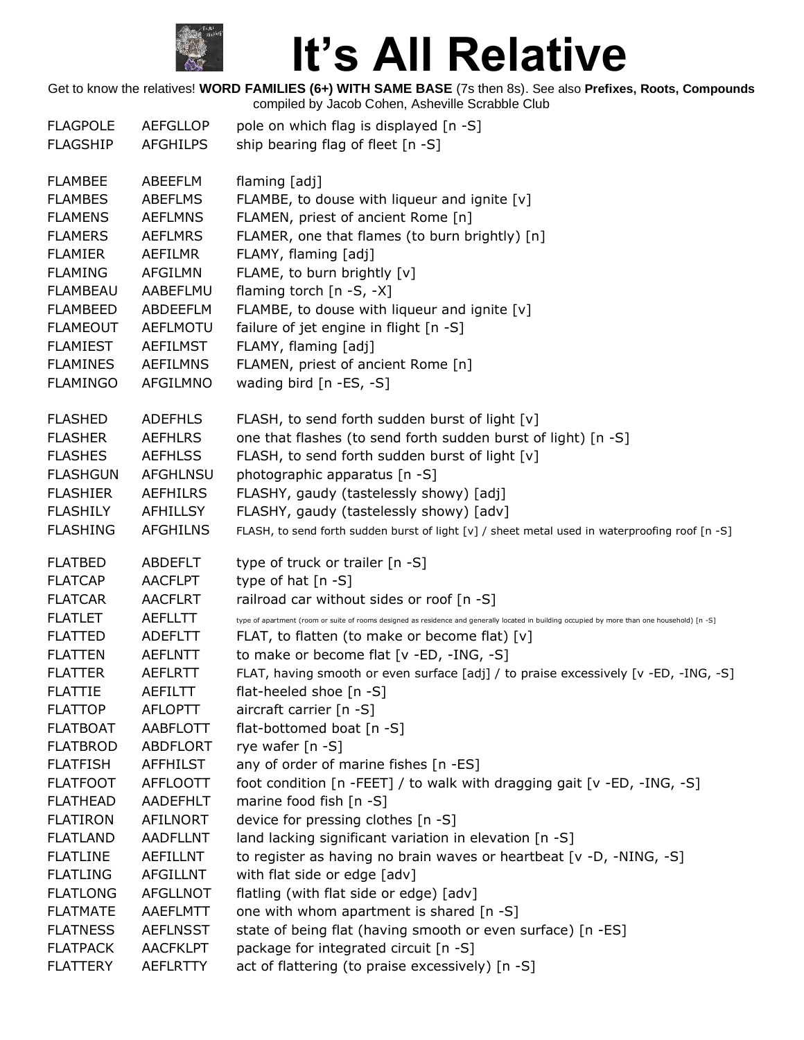# It's All Relative

Get to know the relatives! **WORD FAMILIES (6+) WITH SAME BASE** (7s then 8s). See also **Prefixes, Roots, Compounds**
compiled by Jacob Cohen, Asheville Scrabble Club

| | | |
|---|---|---|
| FLAGPOLE | AEFGLLOP | pole on which flag is displayed [n -S] |
| FLAGSHIP | AFGHILPS | ship bearing flag of fleet [n -S] |
| | | |
| FLAMBEE | ABEEFLM | flaming [adj] |
| FLAMBES | ABEFLMS | FLAMBE, to douse with liqueur and ignite [v] |
| FLAMENS | AEFLMNS | FLAMEN, priest of ancient Rome [n] |
| FLAMERS | AEFLMRS | FLAMER, one that flames (to burn brightly) [n] |
| FLAMIER | AEFILMR | FLAMY, flaming [adj] |
| FLAMING | AFGILMN | FLAME, to burn brightly [v] |
| FLAMBEAU | AABEFLMU | flaming torch [n -S, -X] |
| FLAMBEED | ABDEEFLM | FLAMBE, to douse with liqueur and ignite [v] |
| FLAMEOUT | AEFLMOTU | failure of jet engine in flight [n -S] |
| FLAMIEST | AEFILMST | FLAMY, flaming [adj] |
| FLAMINES | AEFILMNS | FLAMEN, priest of ancient Rome [n] |
| FLAMINGO | AFGILMNO | wading bird [n -ES, -S] |
| | | |
| FLASHED | ADEFHLS | FLASH, to send forth sudden burst of light [v] |
| FLASHER | AEFHLRS | one that flashes (to send forth sudden burst of light) [n -S] |
| FLASHES | AEFHLSS | FLASH, to send forth sudden burst of light [v] |
| FLASHGUN | AFGHLNSU | photographic apparatus [n -S] |
| FLASHIER | AEFHILRS | FLASHY, gaudy (tastelessly showy) [adj] |
| FLASHILY | AFHILLSY | FLASHY, gaudy (tastelessly showy) [adv] |
| FLASHING | AFGHILNS | FLASH, to send forth sudden burst of light [v] / sheet metal used in waterproofing roof [n -S] |
| | | |
| FLATBED | ABDEFLT | type of truck or trailer [n -S] |
| FLATCAP | AACFLPT | type of hat [n -S] |
| FLATCAR | AACFLRT | railroad car without sides or roof [n -S] |
| FLATLET | AEFLLTT | type of apartment (room or suite of rooms designed as residence and generally located in building occupied by more than one household) [n -S] |
| FLATTED | ADEFLTT | FLAT, to flatten (to make or become flat) [v] |
| FLATTEN | AEFLNTT | to make or become flat [v -ED, -ING, -S] |
| FLATTER | AEFLRTT | FLAT, having smooth or even surface [adj] / to praise excessively [v -ED, -ING, -S] |
| FLATTIE | AEFILTT | flat-heeled shoe [n -S] |
| FLATTOP | AFLOPTT | aircraft carrier [n -S] |
| FLATBOAT | AABFLOTT | flat-bottomed boat [n -S] |
| FLATBROD | ABDFLORT | rye wafer [n -S] |
| FLATFISH | AFFHILST | any of order of marine fishes [n -ES] |
| FLATFOOT | AFFLOOTT | foot condition [n -FEET] / to walk with dragging gait [v -ED, -ING, -S] |
| FLATHEAD | AADEFHLT | marine food fish [n -S] |
| FLATIRON | AFILNORT | device for pressing clothes [n -S] |
| FLATLAND | AADFLLNT | land lacking significant variation in elevation [n -S] |
| FLATLINE | AEFILLNT | to register as having no brain waves or heartbeat [v -D, -NING, -S] |
| FLATLING | AFGILLNT | with flat side or edge [adv] |
| FLATLONG | AFGLLNOT | flatling (with flat side or edge) [adv] |
| FLATMATE | AAEFLMTT | one with whom apartment is shared [n -S] |
| FLATNESS | AEFLNSST | state of being flat (having smooth or even surface) [n -ES] |
| FLATPACK | AACFKLPT | package for integrated circuit [n -S] |
| FLATTERY | AEFLRTTY | act of flattering (to praise excessively) [n -S] |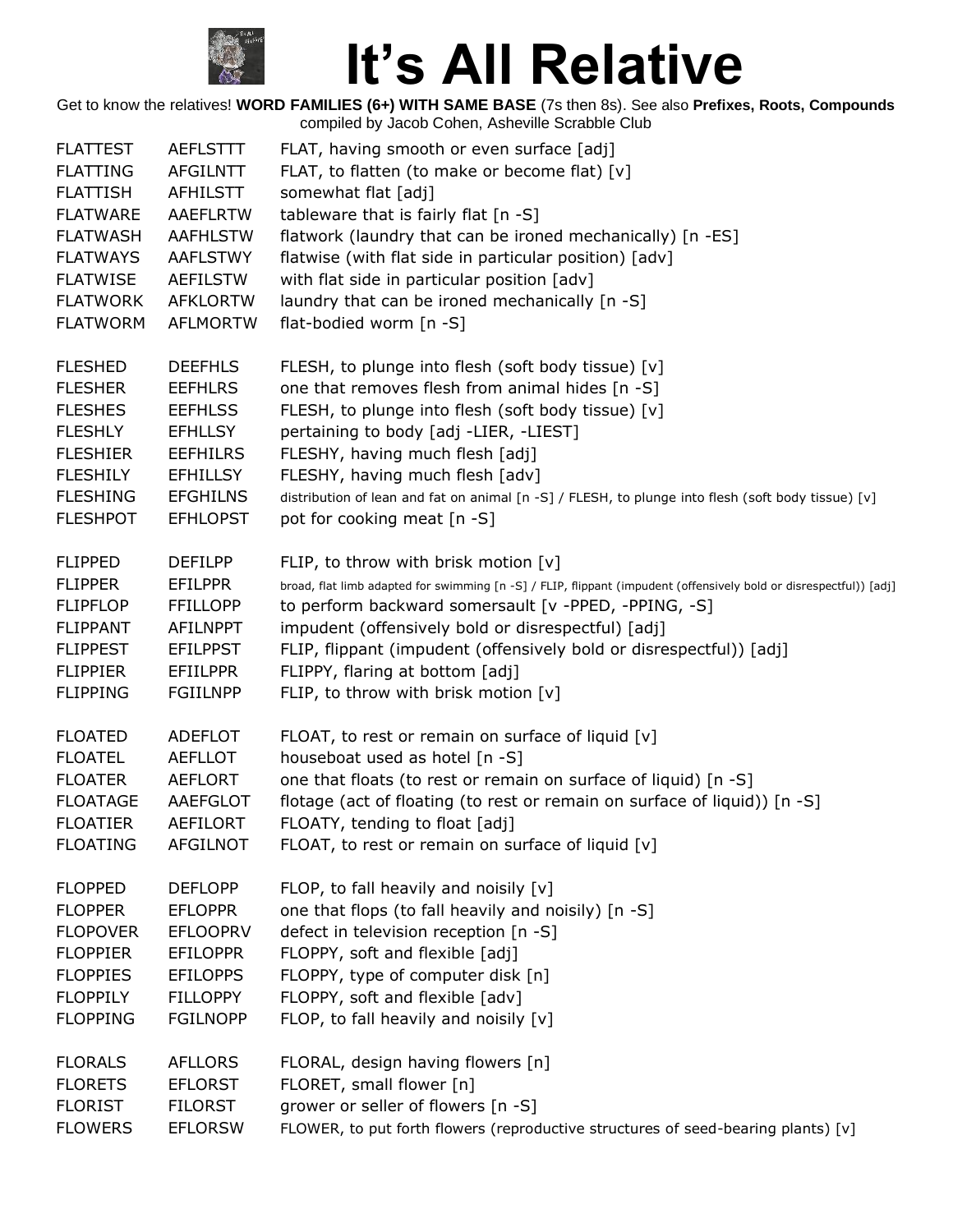# It's All Relative

Get to know the relatives! **WORD FAMILIES (6+) WITH SAME BASE** (7s then 8s). See also **Prefixes, Roots, Compounds** compiled by Jacob Cohen, Asheville Scrabble Club

| | | |
|---|---|---|
| FLATTEST | AEFLSTTT | FLAT, having smooth or even surface [adj] |
| FLATTING | AFGILNTT | FLAT, to flatten (to make or become flat) [v] |
| FLATTISH | AFHILSTT | somewhat flat [adj] |
| FLATWARE | AAEFLRTW | tableware that is fairly flat [n -S] |
| FLATWASH | AAFHLSTW | flatwork (laundry that can be ironed mechanically) [n -ES] |
| FLATWAYS | AAFLSTWY | flatwise (with flat side in particular position) [adv] |
| FLATWISE | AEFILSTW | with flat side in particular position [adv] |
| FLATWORK | AFKLORTW | laundry that can be ironed mechanically [n -S] |
| FLATWORM | AFLMORTW | flat-bodied worm [n -S] |
| | | |
| FLESHED | DEEFHLS | FLESH, to plunge into flesh (soft body tissue) [v] |
| FLESHER | EEFHLRS | one that removes flesh from animal hides [n -S] |
| FLESHES | EEFHLSS | FLESH, to plunge into flesh (soft body tissue) [v] |
| FLESHLY | EFHLLSY | pertaining to body [adj -LIER, -LIEST] |
| FLESHIER | EEFHILRS | FLESHY, having much flesh [adj] |
| FLESHILY | EFHILLSY | FLESHY, having much flesh [adv] |
| FLESHING | EFGHILNS | distribution of lean and fat on animal [n -S] / FLESH, to plunge into flesh (soft body tissue) [v] |
| FLESHPOT | EFHLOPST | pot for cooking meat [n -S] |
| | | |
| FLIPPED | DEFILPP | FLIP, to throw with brisk motion [v] |
| FLIPPER | EFILPPR | broad, flat limb adapted for swimming [n -S] / FLIP, flippant (impudent (offensively bold or disrespectful)) [adj] |
| FLIPFLOP | FFILLOPP | to perform backward somersault [v -PPED, -PPING, -S] |
| FLIPPANT | AFILNPPT | impudent (offensively bold or disrespectful) [adj] |
| FLIPPEST | EFILPPST | FLIP, flippant (impudent (offensively bold or disrespectful)) [adj] |
| FLIPPIER | EFIILPPR | FLIPPY, flaring at bottom [adj] |
| FLIPPING | FGIILNPP | FLIP, to throw with brisk motion [v] |
| | | |
| FLOATED | ADEFLOT | FLOAT, to rest or remain on surface of liquid [v] |
| FLOATEL | AEFLLOT | houseboat used as hotel [n -S] |
| FLOATER | AEFLORT | one that floats (to rest or remain on surface of liquid) [n -S] |
| FLOATAGE | AAEFGLOT | flotage (act of floating (to rest or remain on surface of liquid)) [n -S] |
| FLOATIER | AEFILORT | FLOATY, tending to float [adj] |
| FLOATING | AFGILNOT | FLOAT, to rest or remain on surface of liquid [v] |
| | | |
| FLOPPED | DEFLOPP | FLOP, to fall heavily and noisily [v] |
| FLOPPER | EFLOPPR | one that flops (to fall heavily and noisily) [n -S] |
| FLOPOVER | EFLOOPRV | defect in television reception [n -S] |
| FLOPPIER | EFILOPPR | FLOPPY, soft and flexible [adj] |
| FLOPPIES | EFILOPPS | FLOPPY, type of computer disk [n] |
| FLOPPILY | FILLOPPY | FLOPPY, soft and flexible [adv] |
| FLOPPING | FGILNOPP | FLOP, to fall heavily and noisily [v] |
| | | |
| FLORALS | AFLLORS | FLORAL, design having flowers [n] |
| FLORETS | EFLORST | FLORET, small flower [n] |
| FLORIST | FILORST | grower or seller of flowers [n -S] |
| FLOWERS | EFLORSW | FLOWER, to put forth flowers (reproductive structures of seed-bearing plants) [v] |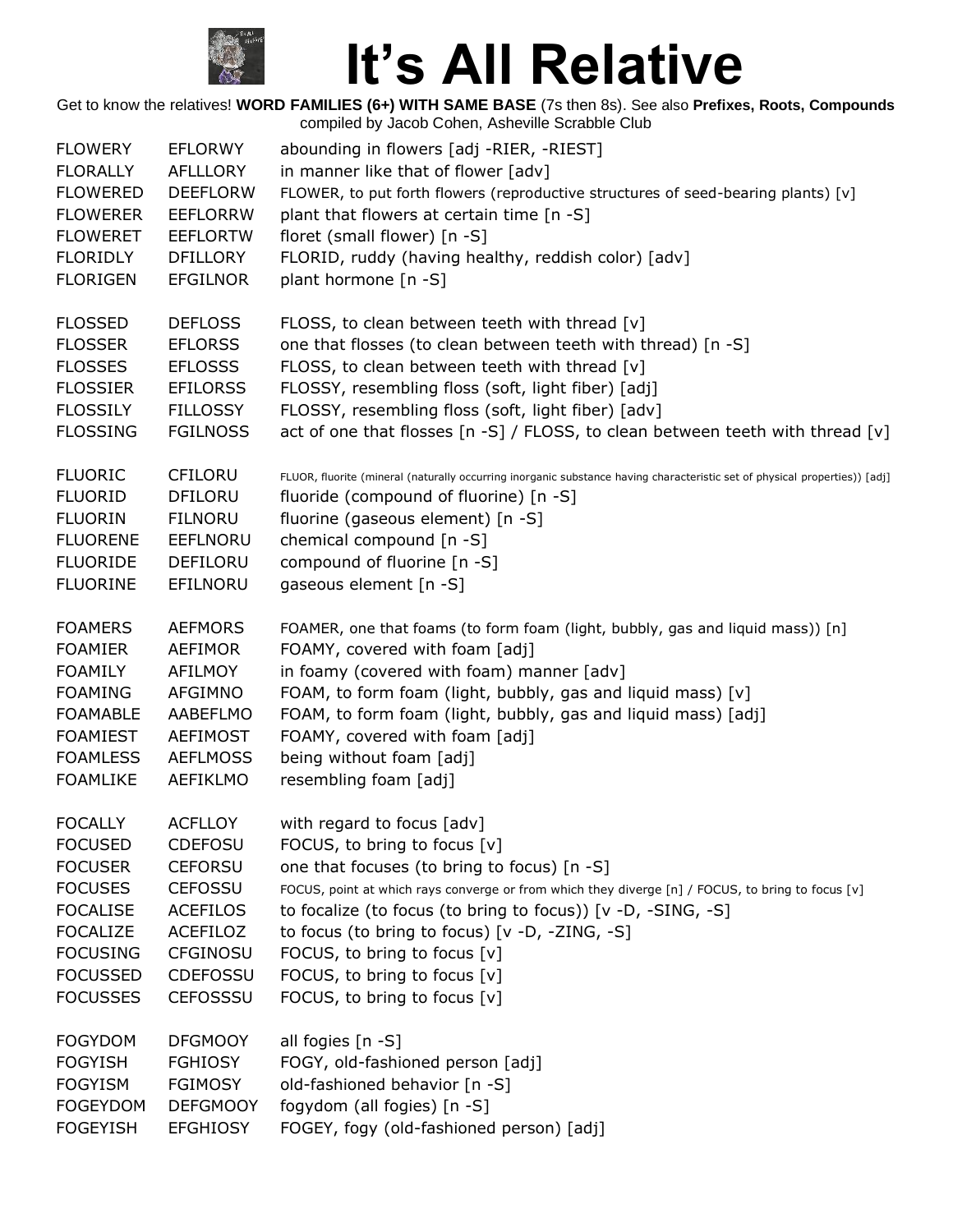# It's All Relative

Get to know the relatives! **WORD FAMILIES (6+) WITH SAME BASE** (7s then 8s). See also **Prefixes, Roots, Compounds** compiled by Jacob Cohen, Asheville Scrabble Club

| | | |
|---|---|---|
| FLOWERY | EFLORWY | abounding in flowers [adj -RIER, -RIEST] |
| FLORALLY | AFLLLORY | in manner like that of flower [adv] |
| FLOWERED | DEEFLORW | FLOWER, to put forth flowers (reproductive structures of seed-bearing plants) [v] |
| FLOWERER | EEFLORRW | plant that flowers at certain time [n -S] |
| FLOWERET | EEFLORTW | floret (small flower) [n -S] |
| FLORIDLY | DFILLORY | FLORID, ruddy (having healthy, reddish color) [adv] |
| FLORIGEN | EFGILNOR | plant hormone [n -S] |
| | | |
| FLOSSED | DEFLOSS | FLOSS, to clean between teeth with thread [v] |
| FLOSSER | EFLORSS | one that flosses (to clean between teeth with thread) [n -S] |
| FLOSSES | EFLOSSS | FLOSS, to clean between teeth with thread [v] |
| FLOSSIER | EFILORSS | FLOSSY, resembling floss (soft, light fiber) [adj] |
| FLOSSILY | FILLOSSY | FLOSSY, resembling floss (soft, light fiber) [adv] |
| FLOSSING | FGILNOSS | act of one that flosses [n -S] / FLOSS, to clean between teeth with thread [v] |
| | | |
| FLUORIC | CFILORU | FLUOR, fluorite (mineral (naturally occurring inorganic substance having characteristic set of physical properties)) [adj] |
| FLUORID | DFILORU | fluoride (compound of fluorine) [n -S] |
| FLUORIN | FILNORU | fluorine (gaseous element) [n -S] |
| FLUORENE | EEFLNORU | chemical compound [n -S] |
| FLUORIDE | DEFILORU | compound of fluorine [n -S] |
| FLUORINE | EFILNORU | gaseous element [n -S] |
| | | |
| FOAMERS | AEFMORS | FOAMER, one that foams (to form foam (light, bubbly, gas and liquid mass)) [n] |
| FOAMIER | AEFIMOR | FOAMY, covered with foam [adj] |
| FOAMILY | AFILMOY | in foamy (covered with foam) manner [adv] |
| FOAMING | AFGIMNO | FOAM, to form foam (light, bubbly, gas and liquid mass) [v] |
| FOAMABLE | AABEFLMO | FOAM, to form foam (light, bubbly, gas and liquid mass) [adj] |
| FOAMIEST | AEFIMOST | FOAMY, covered with foam [adj] |
| FOAMLESS | AEFLMOSS | being without foam [adj] |
| FOAMLIKE | AEFIKLMO | resembling foam [adj] |
| | | |
| FOCALLY | ACFLLOY | with regard to focus [adv] |
| FOCUSED | CDEFOSU | FOCUS, to bring to focus [v] |
| FOCUSER | CEFORSU | one that focuses (to bring to focus) [n -S] |
| FOCUSES | CEFOSSU | FOCUS, point at which rays converge or from which they diverge [n] / FOCUS, to bring to focus [v] |
| FOCALISE | ACEFILOS | to focalize (to focus (to bring to focus)) [v -D, -SING, -S] |
| FOCALIZE | ACEFILOZ | to focus (to bring to focus) [v -D, -ZING, -S] |
| FOCUSING | CFGINOSU | FOCUS, to bring to focus [v] |
| FOCUSSED | CDEFOSSU | FOCUS, to bring to focus [v] |
| FOCUSSES | CEFOSSSU | FOCUS, to bring to focus [v] |
| | | |
| FOGYDOM | DFGMOOY | all fogies [n -S] |
| FOGYISH | FGHIOSY | FOGY, old-fashioned person [adj] |
| FOGYISM | FGIMOSY | old-fashioned behavior [n -S] |
| FOGEYDOM | DEFGMOOY | fogydom (all fogies) [n -S] |
| FOGEYISH | EFGHIOSY | FOGEY, fogy (old-fashioned person) [adj] |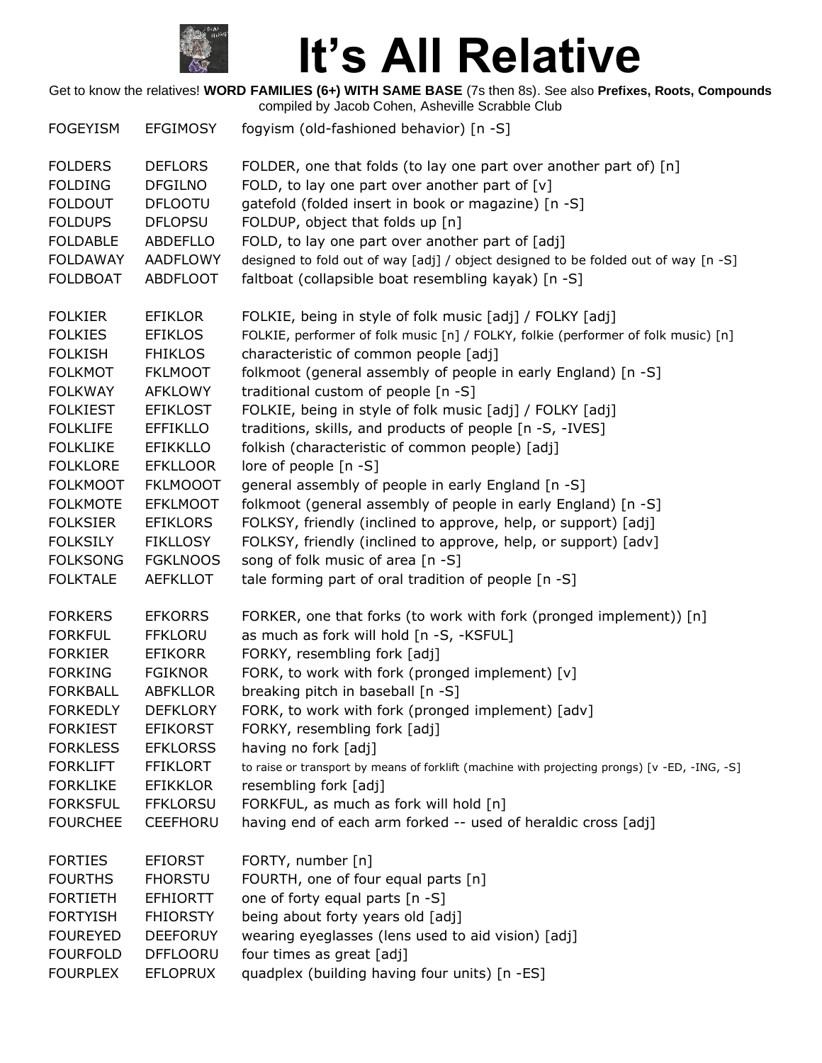# It's All Relative

Get to know the relatives! **WORD FAMILIES (6+) WITH SAME BASE** (7s then 8s). See also **Prefixes, Roots, Compounds** compiled by Jacob Cohen, Asheville Scrabble Club

| | | |
|---|---|---|
| FOGEYISM | EFGIMOSY | fogyism (old-fashioned behavior) [n -S] |
| | | |
| FOLDERS | DEFLORS | FOLDER, one that folds (to lay one part over another part of) [n] |
| FOLDING | DFGILNO | FOLD, to lay one part over another part of [v] |
| FOLDOUT | DFLOOTU | gatefold (folded insert in book or magazine) [n -S] |
| FOLDUPS | DFLOPSU | FOLDUP, object that folds up [n] |
| FOLDABLE | ABDEFLLO | FOLD, to lay one part over another part of [adj] |
| FOLDAWAY | AADFLOWY | designed to fold out of way [adj] / object designed to be folded out of way [n -S] |
| FOLDBOAT | ABDFLOOT | faltboat (collapsible boat resembling kayak) [n -S] |
| | | |
| FOLKIER | EFIKLOR | FOLKIE, being in style of folk music [adj] / FOLKY [adj] |
| FOLKIES | EFIKLOS | FOLKIE, performer of folk music [n] / FOLKY, folkie (performer of folk music) [n] |
| FOLKISH | FHIKLOS | characteristic of common people [adj] |
| FOLKMOT | FKLMOOT | folkmoot (general assembly of people in early England) [n -S] |
| FOLKWAY | AFKLOWY | traditional custom of people [n -S] |
| FOLKIEST | EFIKLOST | FOLKIE, being in style of folk music [adj] / FOLKY [adj] |
| FOLKLIFE | EFFIKLLO | traditions, skills, and products of people [n -S, -IVES] |
| FOLKLIKE | EFIKKLLO | folkish (characteristic of common people) [adj] |
| FOLKLORE | EFKLLOOR | lore of people [n -S] |
| FOLKMOOT | FKLMOOOT | general assembly of people in early England [n -S] |
| FOLKMOTE | EFKLMOOT | folkmoot (general assembly of people in early England) [n -S] |
| FOLKSIER | EFIKLORS | FOLKSY, friendly (inclined to approve, help, or support) [adj] |
| FOLKSILY | FIKLLOSY | FOLKSY, friendly (inclined to approve, help, or support) [adv] |
| FOLKSONG | FGKLNOOS | song of folk music of area [n -S] |
| FOLKTALE | AEFKLLOT | tale forming part of oral tradition of people [n -S] |
| | | |
| FORKERS | EFKORRS | FORKER, one that forks (to work with fork (pronged implement)) [n] |
| FORKFUL | FFKLORU | as much as fork will hold [n -S, -KSFUL] |
| FORKIER | EFIKORR | FORKY, resembling fork [adj] |
| FORKING | FGIKNOR | FORK, to work with fork (pronged implement) [v] |
| FORKBALL | ABFKLLOR | breaking pitch in baseball [n -S] |
| FORKEDLY | DEFKLORY | FORK, to work with fork (pronged implement) [adv] |
| FORKIEST | EFIKORST | FORKY, resembling fork [adj] |
| FORKLESS | EFKLORSS | having no fork [adj] |
| FORKLIFT | FFIKLORT | to raise or transport by means of forklift (machine with projecting prongs) [v -ED, -ING, -S] |
| FORKLIKE | EFIKKLOR | resembling fork [adj] |
| FORKSFUL | FFKLORSU | FORKFUL, as much as fork will hold [n] |
| FOURCHEE | CEEFHORU | having end of each arm forked -- used of heraldic cross [adj] |
| | | |
| FORTIES | EFIORST | FORTY, number [n] |
| FOURTHS | FHORSTU | FOURTH, one of four equal parts [n] |
| FORTIETH | EFHIORTT | one of forty equal parts [n -S] |
| FORTYISH | FHIORSTY | being about forty years old [adj] |
| FOUREYED | DEEFORUY | wearing eyeglasses (lens used to aid vision) [adj] |
| FOURFOLD | DFFLOORU | four times as great [adj] |
| FOURPLEX | EFLOPRUX | quadplex (building having four units) [n -ES] |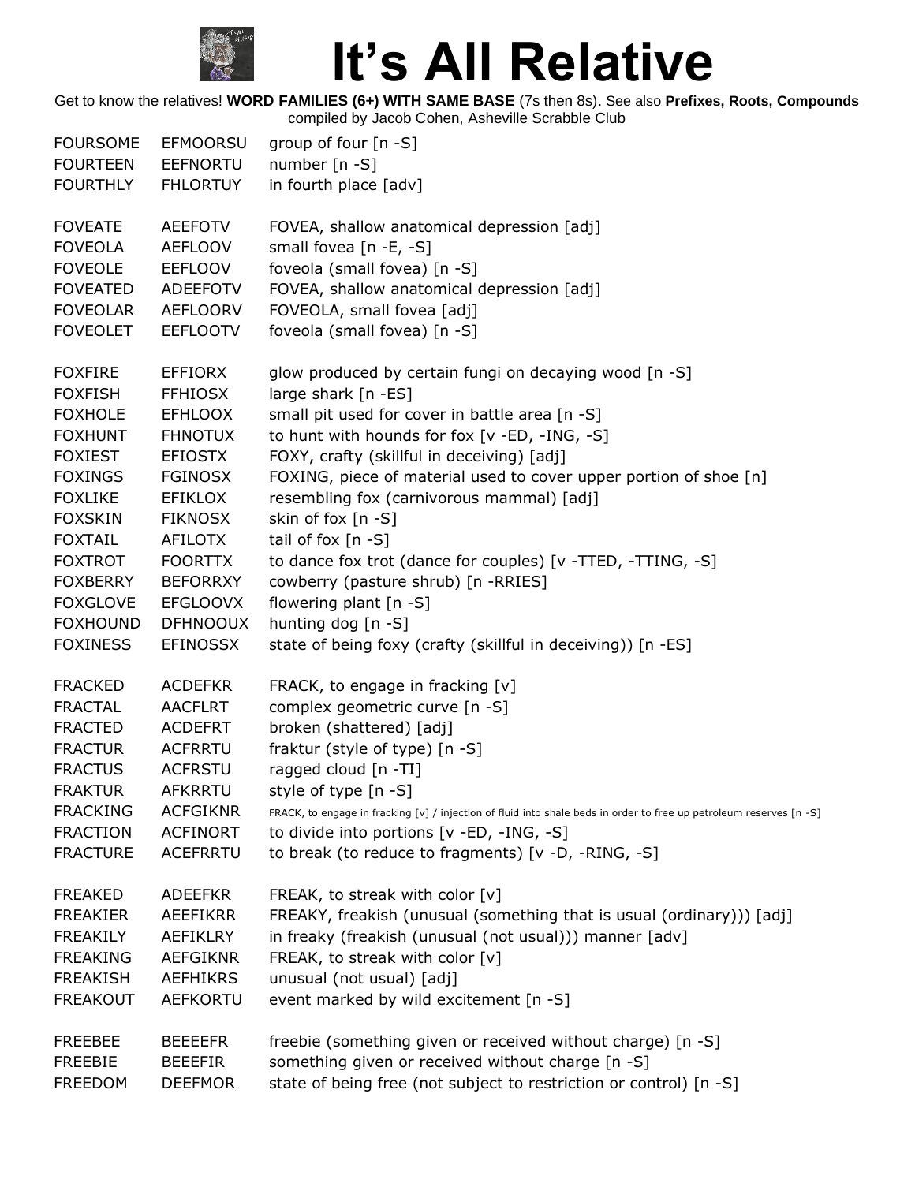# It's All Relative

Get to know the relatives! **WORD FAMILIES (6+) WITH SAME BASE** (7s then 8s). See also **Prefixes, Roots, Compounds** compiled by Jacob Cohen, Asheville Scrabble Club

| | | |
|---|---|---|
| FOURSOME | EFMOORSU | group of four [n -S] |
| FOURTEEN | EEFNORTU | number [n -S] |
| FOURTHLY | FHLORTUY | in fourth place [adv] |
| | | |
| FOVEATE | AEEFOTV | FOVEA, shallow anatomical depression [adj] |
| FOVEOLA | AEFLOOV | small fovea [n -E, -S] |
| FOVEOLE | EEFLOOV | foveola (small fovea) [n -S] |
| FOVEATED | ADEEFOTV | FOVEA, shallow anatomical depression [adj] |
| FOVEOLAR | AEFLOORV | FOVEOLA, small fovea [adj] |
| FOVEOLET | EEFLOOTV | foveola (small fovea) [n -S] |
| | | |
| FOXFIRE | EFFIORX | glow produced by certain fungi on decaying wood [n -S] |
| FOXFISH | FFHIOSX | large shark [n -ES] |
| FOXHOLE | EFHLOOX | small pit used for cover in battle area [n -S] |
| FOXHUNT | FHNOTUX | to hunt with hounds for fox [v -ED, -ING, -S] |
| FOXIEST | EFIOSTX | FOXY, crafty (skillful in deceiving) [adj] |
| FOXINGS | FGINOSX | FOXING, piece of material used to cover upper portion of shoe [n] |
| FOXLIKE | EFIKLOX | resembling fox (carnivorous mammal) [adj] |
| FOXSKIN | FIKNOSX | skin of fox [n -S] |
| FOXTAIL | AFILOTX | tail of fox [n -S] |
| FOXTROT | FOORTTX | to dance fox trot (dance for couples) [v -TTED, -TTING, -S] |
| FOXBERRY | BEFORRXY | cowberry (pasture shrub) [n -RRIES] |
| FOXGLOVE | EFGLOOVX | flowering plant [n -S] |
| FOXHOUND | DFHNOOUX | hunting dog [n -S] |
| FOXINESS | EFINOSSX | state of being foxy (crafty (skillful in deceiving)) [n -ES] |
| | | |
| FRACKED | ACDEFKR | FRACK, to engage in fracking [v] |
| FRACTAL | AACFLRT | complex geometric curve [n -S] |
| FRACTED | ACDEFRT | broken (shattered) [adj] |
| FRACTUR | ACFRRTU | fraktur (style of type) [n -S] |
| FRACTUS | ACFRSTU | ragged cloud [n -TI] |
| FRAKTUR | AFKRRTU | style of type [n -S] |
| FRACKING | ACFGIKNR | FRACK, to engage in fracking [v] / injection of fluid into shale beds in order to free up petroleum reserves [n -S] |
| FRACTION | ACFINORT | to divide into portions [v -ED, -ING, -S] |
| FRACTURE | ACEFRRTU | to break (to reduce to fragments) [v -D, -RING, -S] |
| | | |
| FREAKED | ADEEFKR | FREAK, to streak with color [v] |
| FREAKIER | AEEFIKRR | FREAKY, freakish (unusual (something that is usual (ordinary))) [adj] |
| FREAKILY | AEFIKLRY | in freaky (freakish (unusual (not usual))) manner [adv] |
| FREAKING | AEFGIKNR | FREAK, to streak with color [v] |
| FREAKISH | AEFHIKRS | unusual (not usual) [adj] |
| FREAKOUT | AEFKORTU | event marked by wild excitement [n -S] |
| | | |
| FREEBEE | BEEEEFR | freebie (something given or received without charge) [n -S] |
| FREEBIE | BEEEFIR | something given or received without charge [n -S] |
| FREEDOM | DEEFMOR | state of being free (not subject to restriction or control) [n -S] |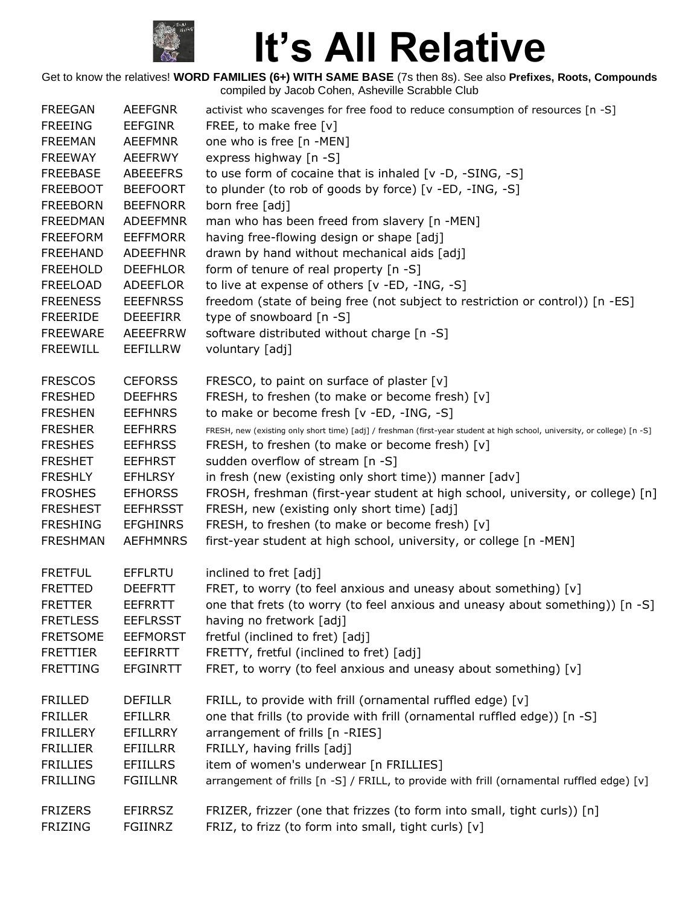# It's All Relative

Get to know the relatives! **WORD FAMILIES (6+) WITH SAME BASE** (7s then 8s). See also **Prefixes, Roots, Compounds** compiled by Jacob Cohen, Asheville Scrabble Club

| | | |
|---|---|---|
| FREEGAN | AEEFGNR | activist who scavenges for free food to reduce consumption of resources [n -S] |
| FREEING | EEFGINR | FREE, to make free [v] |
| FREEMAN | AEEFMNR | one who is free [n -MEN] |
| FREEWAY | AEEFRWY | express highway [n -S] |
| FREEBASE | ABEEEFRS | to use form of cocaine that is inhaled [v -D, -SING, -S] |
| FREEBOOT | BEEFOORT | to plunder (to rob of goods by force) [v -ED, -ING, -S] |
| FREEBORN | BEEFNORR | born free [adj] |
| FREEDMAN | ADEEFMNR | man who has been freed from slavery [n -MEN] |
| FREEFORM | EEFFMORR | having free-flowing design or shape [adj] |
| FREEHAND | ADEEFHNR | drawn by hand without mechanical aids [adj] |
| FREEHOLD | DEEFHLOR | form of tenure of real property [n -S] |
| FREELOAD | ADEEFLOR | to live at expense of others [v -ED, -ING, -S] |
| FREENESS | EEEFNRSS | freedom (state of being free (not subject to restriction or control)) [n -ES] |
| FREERIDE | DEEEFIRR | type of snowboard [n -S] |
| FREEWARE | AEEEFRRW | software distributed without charge [n -S] |
| FREEWILL | EEFILLRW | voluntary [adj] |
| | | |
| FRESCOS | CEFORSS | FRESCO, to paint on surface of plaster [v] |
| FRESHED | DEEFHRS | FRESH, to freshen (to make or become fresh) [v] |
| FRESHEN | EEFHNRS | to make or become fresh [v -ED, -ING, -S] |
| FRESHER | EEFHRRS | FRESH, new (existing only short time) [adj] / freshman (first-year student at high school, university, or college) [n -S] |
| FRESHES | EEFHRSS | FRESH, to freshen (to make or become fresh) [v] |
| FRESHET | EEFHRST | sudden overflow of stream [n -S] |
| FRESHLY | EFHLRSY | in fresh (new (existing only short time)) manner [adv] |
| FROSHES | EFHORSS | FROSH, freshman (first-year student at high school, university, or college) [n] |
| FRESHEST | EEFHRSST | FRESH, new (existing only short time) [adj] |
| FRESHING | EFGHINRS | FRESH, to freshen (to make or become fresh) [v] |
| FRESHMAN | AEFHMNRS | first-year student at high school, university, or college [n -MEN] |
| | | |
| FRETFUL | EFFLRTU | inclined to fret [adj] |
| FRETTED | DEEFRTT | FRET, to worry (to feel anxious and uneasy about something) [v] |
| FRETTER | EEFRRTT | one that frets (to worry (to feel anxious and uneasy about something)) [n -S] |
| FRETLESS | EEFLRSST | having no fretwork [adj] |
| FRETSOME | EEFMORST | fretful (inclined to fret) [adj] |
| FRETTIER | EEFIRRTT | FRETTY, fretful (inclined to fret) [adj] |
| FRETTING | EFGINRTT | FRET, to worry (to feel anxious and uneasy about something) [v] |
| | | |
| FRILLED | DEFILLR | FRILL, to provide with frill (ornamental ruffled edge) [v] |
| FRILLER | EFILLRR | one that frills (to provide with frill (ornamental ruffled edge)) [n -S] |
| FRILLERY | EFILLRRY | arrangement of frills [n -RIES] |
| FRILLIER | EFIILLRR | FRILLY, having frills [adj] |
| FRILLIES | EFIILLRS | item of women's underwear [n FRILLIES] |
| FRILLING | FGIILLNR | arrangement of frills [n -S] / FRILL, to provide with frill (ornamental ruffled edge) [v] |
| | | |
| FRIZERS | EFIRRSZ | FRIZER, frizzer (one that frizzes (to form into small, tight curls)) [n] |
| FRIZING | FGIINRZ | FRIZ, to frizz (to form into small, tight curls) [v] |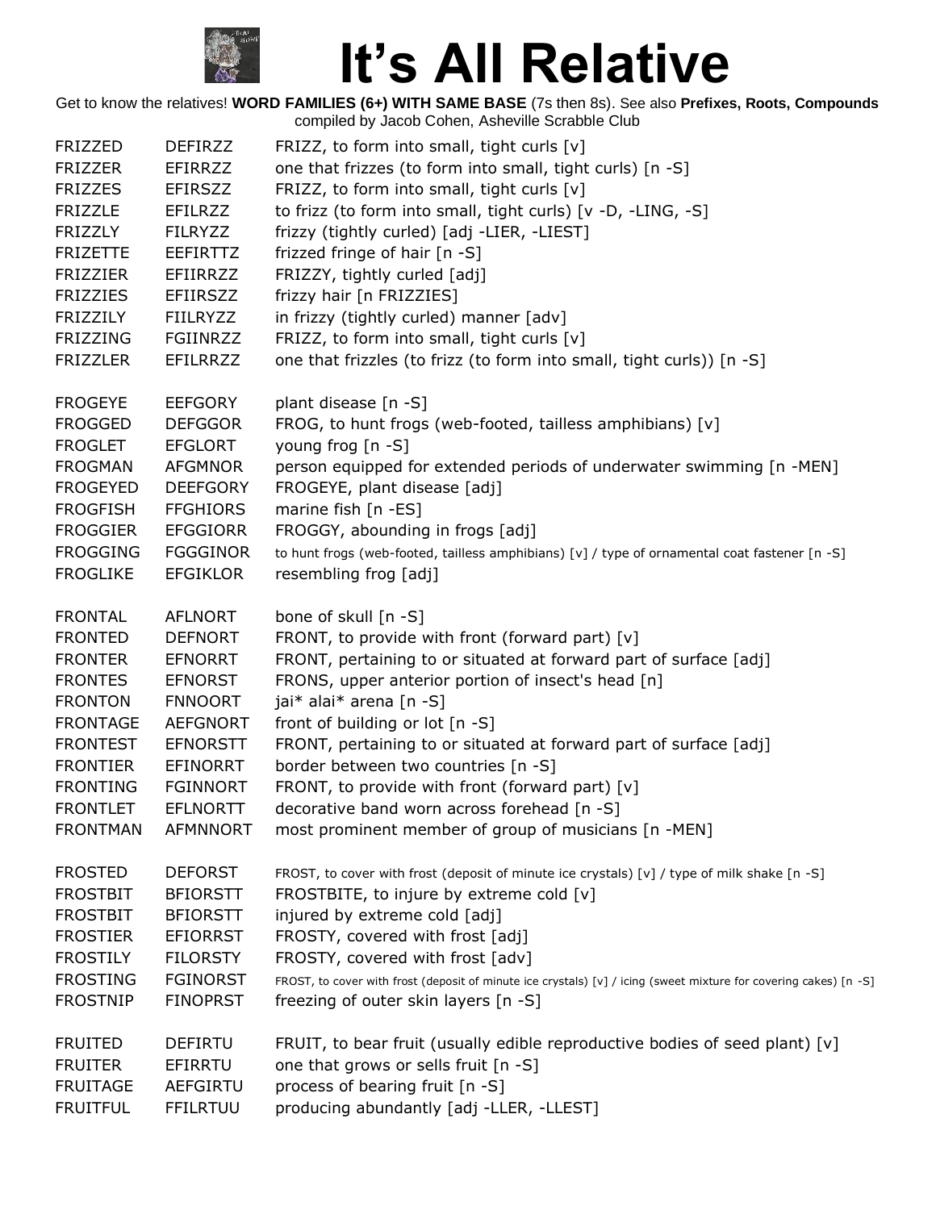# It's All Relative

Get to know the relatives! **WORD FAMILIES (6+) WITH SAME BASE** (7s then 8s). See also **Prefixes, Roots, Compounds** compiled by Jacob Cohen, Asheville Scrabble Club

| | | |
|---|---|---|
| FRIZZED | DEFIRZZ | FRIZZ, to form into small, tight curls [v] |
| FRIZZER | EFIRRZZ | one that frizzes (to form into small, tight curls) [n -S] |
| FRIZZES | EFIRSZZ | FRIZZ, to form into small, tight curls [v] |
| FRIZZLE | EFILRZZ | to frizz (to form into small, tight curls) [v -D, -LING, -S] |
| FRIZZLY | FILRYZZ | frizzy (tightly curled) [adj -LIER, -LIEST] |
| FRIZETTE | EEFIRTTZ | frizzed fringe of hair [n -S] |
| FRIZZIER | EFIIRRZZ | FRIZZY, tightly curled [adj] |
| FRIZZIES | EFIIRSZZ | frizzy hair [n FRIZZIES] |
| FRIZZILY | FIILRYZZ | in frizzy (tightly curled) manner [adv] |
| FRIZZING | FGIINRZZ | FRIZZ, to form into small, tight curls [v] |
| FRIZZLER | EFILRRZZ | one that frizzles (to frizz (to form into small, tight curls)) [n -S] |
| | | |
| FROGEYE | EEFGORY | plant disease [n -S] |
| FROGGED | DEFGGOR | FROG, to hunt frogs (web-footed, tailless amphibians) [v] |
| FROGLET | EFGLORT | young frog [n -S] |
| FROGMAN | AFGMNOR | person equipped for extended periods of underwater swimming [n -MEN] |
| FROGEYED | DEEFGORY | FROGEYE, plant disease [adj] |
| FROGFISH | FFGHIORS | marine fish [n -ES] |
| FROGGIER | EFGGIORR | FROGGY, abounding in frogs [adj] |
| FROGGING | FGGGINOR | to hunt frogs (web-footed, tailless amphibians) [v] / type of ornamental coat fastener [n -S] |
| FROGLIKE | EFGIKLOR | resembling frog [adj] |
| | | |
| FRONTAL | AFLNORT | bone of skull [n -S] |
| FRONTED | DEFNORT | FRONT, to provide with front (forward part) [v] |
| FRONTER | EFNORRT | FRONT, pertaining to or situated at forward part of surface [adj] |
| FRONTES | EFNORST | FRONS, upper anterior portion of insect's head [n] |
| FRONTON | FNNOORT | jai* alai* arena [n -S] |
| FRONTAGE | AEFGNORT | front of building or lot [n -S] |
| FRONTEST | EFNORSTT | FRONT, pertaining to or situated at forward part of surface [adj] |
| FRONTIER | EFINORRT | border between two countries [n -S] |
| FRONTING | FGINNORT | FRONT, to provide with front (forward part) [v] |
| FRONTLET | EFLNORTT | decorative band worn across forehead [n -S] |
| FRONTMAN | AFMNNORT | most prominent member of group of musicians [n -MEN] |
| | | |
| FROSTED | DEFORST | FROST, to cover with frost (deposit of minute ice crystals) [v] / type of milk shake [n -S] |
| FROSTBIT | BFIORSTT | FROSTBITE, to injure by extreme cold [v] |
| FROSTBIT | BFIORSTT | injured by extreme cold [adj] |
| FROSTIER | EFIORRST | FROSTY, covered with frost [adj] |
| FROSTILY | FILORSTY | FROSTY, covered with frost [adv] |
| FROSTING | FGINORST | FROST, to cover with frost (deposit of minute ice crystals) [v] / icing (sweet mixture for covering cakes) [n -S] |
| FROSTNIP | FINOPRST | freezing of outer skin layers [n -S] |
| | | |
| FRUITED | DEFIRTU | FRUIT, to bear fruit (usually edible reproductive bodies of seed plant) [v] |
| FRUITER | EFIRRTU | one that grows or sells fruit [n -S] |
| FRUITAGE | AEFGIRTU | process of bearing fruit [n -S] |
| FRUITFUL | FFILRTUU | producing abundantly [adj -LLER, -LLEST] |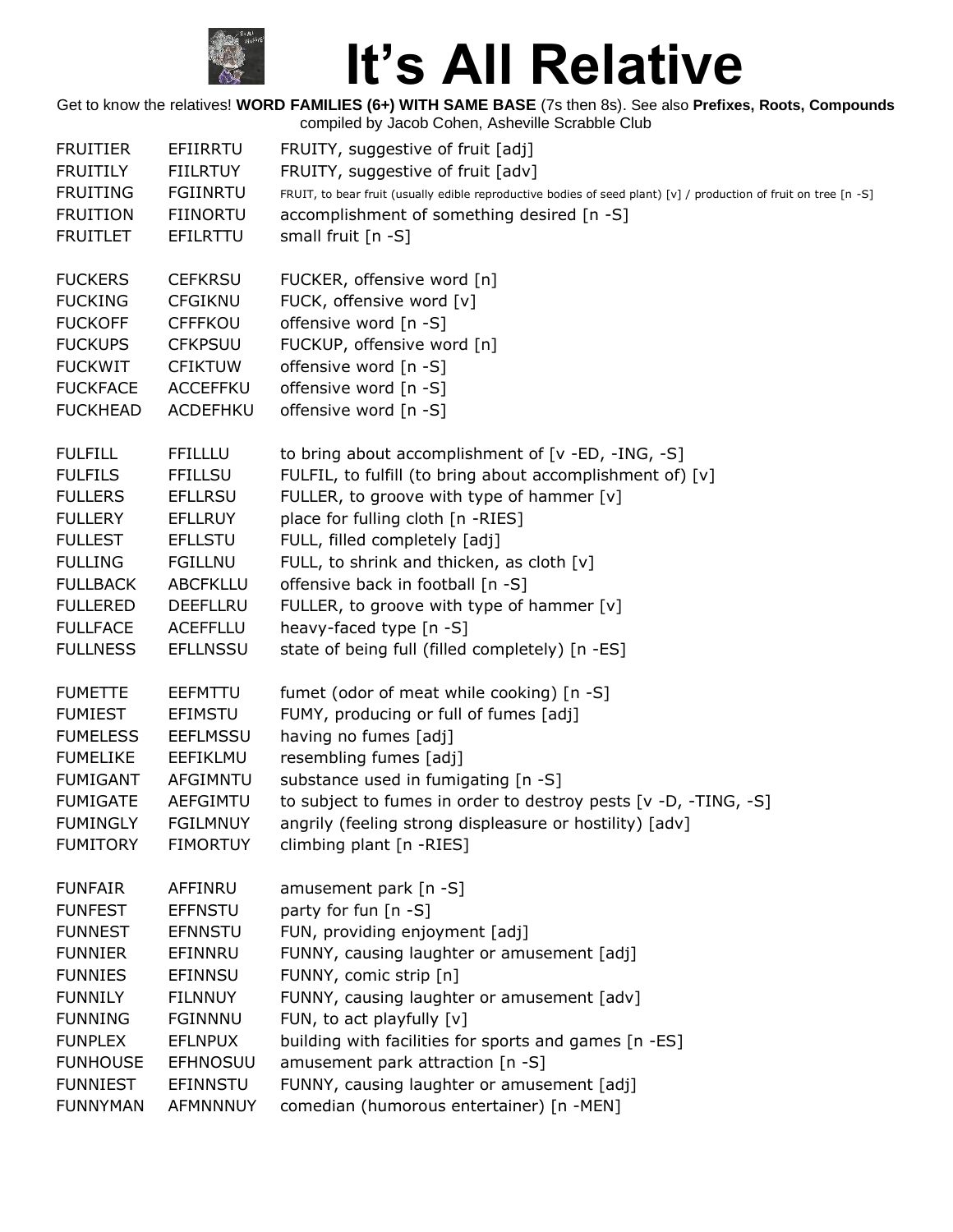# It's All Relative

Get to know the relatives! **WORD FAMILIES (6+) WITH SAME BASE** (7s then 8s). See also **Prefixes, Roots, Compounds** compiled by Jacob Cohen, Asheville Scrabble Club

| | | |
|---|---|---|
| FRUITIER | EFIIRRTU | FRUITY, suggestive of fruit [adj] |
| FRUITILY | FIILRTUY | FRUITY, suggestive of fruit [adv] |
| FRUITING | FGIINRTU | FRUIT, to bear fruit (usually edible reproductive bodies of seed plant) [v] / production of fruit on tree [n -S] |
| FRUITION | FIINORTU | accomplishment of something desired [n -S] |
| FRUITLET | EFILRTTU | small fruit [n -S] |
| | | |
| FUCKERS | CEFKRSU | FUCKER, offensive word [n] |
| FUCKING | CFGIKNU | FUCK, offensive word [v] |
| FUCKOFF | CFFFKOU | offensive word [n -S] |
| FUCKUPS | CFKPSUU | FUCKUP, offensive word [n] |
| FUCKWIT | CFIKTUW | offensive word [n -S] |
| FUCKFACE | ACCEFFKU | offensive word [n -S] |
| FUCKHEAD | ACDEFHKU | offensive word [n -S] |
| | | |
| FULFILL | FFILLLU | to bring about accomplishment of [v -ED, -ING, -S] |
| FULFILS | FFILLSU | FULFIL, to fulfill (to bring about accomplishment of) [v] |
| FULLERS | EFLLRSU | FULLER, to groove with type of hammer [v] |
| FULLERY | EFLLRUY | place for fulling cloth [n -RIES] |
| FULLEST | EFLLSTU | FULL, filled completely [adj] |
| FULLING | FGILLNU | FULL, to shrink and thicken, as cloth [v] |
| FULLBACK | ABCFKLLU | offensive back in football [n -S] |
| FULLERED | DEEFLLRU | FULLER, to groove with type of hammer [v] |
| FULLFACE | ACEFFLLU | heavy-faced type [n -S] |
| FULLNESS | EFLLNSSU | state of being full (filled completely) [n -ES] |
| | | |
| FUMETTE | EEFMTTU | fumet (odor of meat while cooking) [n -S] |
| FUMIEST | EFIMSTU | FUMY, producing or full of fumes [adj] |
| FUMELESS | EEFLMSSU | having no fumes [adj] |
| FUMELIKE | EEFIKLMU | resembling fumes [adj] |
| FUMIGANT | AFGIMNTU | substance used in fumigating [n -S] |
| FUMIGATE | AEFGIMTU | to subject to fumes in order to destroy pests [v -D, -TING, -S] |
| FUMINGLY | FGILMNUY | angrily (feeling strong displeasure or hostility) [adv] |
| FUMITORY | FIMORTUY | climbing plant [n -RIES] |
| | | |
| FUNFAIR | AFFINRU | amusement park [n -S] |
| FUNFEST | EFFNSTU | party for fun [n -S] |
| FUNNEST | EFNNSTU | FUN, providing enjoyment [adj] |
| FUNNIER | EFINNRU | FUNNY, causing laughter or amusement [adj] |
| FUNNIES | EFINNSU | FUNNY, comic strip [n] |
| FUNNILY | FILNNUY | FUNNY, causing laughter or amusement [adv] |
| FUNNING | FGINNNU | FUN, to act playfully [v] |
| FUNPLEX | EFLNPUX | building with facilities for sports and games [n -ES] |
| FUNHOUSE | EFHNOSUU | amusement park attraction [n -S] |
| FUNNIEST | EFINNSTU | FUNNY, causing laughter or amusement [adj] |
| FUNNYMAN | AFMNNNUY | comedian (humorous entertainer) [n -MEN] |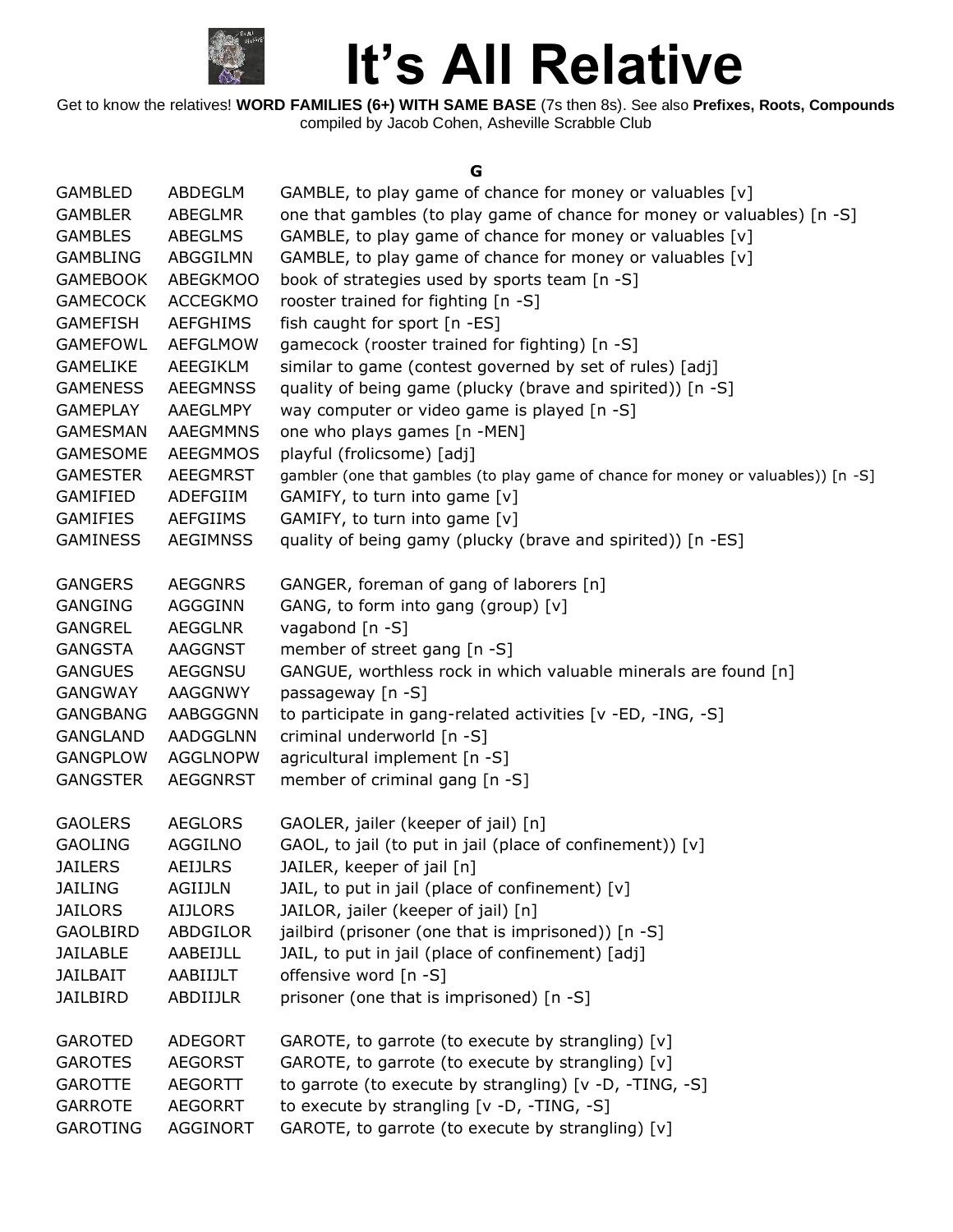# It's All Relative

Get to know the relatives! **WORD FAMILIES (6+) WITH SAME BASE** (7s then 8s). See also **Prefixes, Roots, Compounds**
compiled by Jacob Cohen, Asheville Scrabble Club

### G

| | | |
|---|---|---|
| GAMBLED | ABDEGLM | GAMBLE, to play game of chance for money or valuables [v] |
| GAMBLER | ABEGLMR | one that gambles (to play game of chance for money or valuables) [n -S] |
| GAMBLES | ABEGLMS | GAMBLE, to play game of chance for money or valuables [v] |
| GAMBLING | ABGGILMN | GAMBLE, to play game of chance for money or valuables [v] |
| GAMEBOOK | ABEGKMOO | book of strategies used by sports team [n -S] |
| GAMECOCK | ACCEGKMO | rooster trained for fighting [n -S] |
| GAMEFISH | AEFGHIMS | fish caught for sport [n -ES] |
| GAMEFOWL | AEFGLMOW | gamecock (rooster trained for fighting) [n -S] |
| GAMELIKE | AEEGIKLM | similar to game (contest governed by set of rules) [adj] |
| GAMENESS | AEEGMNSS | quality of being game (plucky (brave and spirited)) [n -S] |
| GAMEPLAY | AAEGLMPY | way computer or video game is played [n -S] |
| GAMESMAN | AAEGMMNS | one who plays games [n -MEN] |
| GAMESOME | AEEGMMOS | playful (frolicsome) [adj] |
| GAMESTER | AEEGMRST | gambler (one that gambles (to play game of chance for money or valuables)) [n -S] |
| GAMIFIED | ADEFGIIM | GAMIFY, to turn into game [v] |
| GAMIFIES | AEFGIIMS | GAMIFY, to turn into game [v] |
| GAMINESS | AEGIMNSS | quality of being gamy (plucky (brave and spirited)) [n -ES] |
| | | |
| GANGERS | AEGGNRS | GANGER, foreman of gang of laborers [n] |
| GANGING | AGGGINN | GANG, to form into gang (group) [v] |
| GANGREL | AEGGLNR | vagabond [n -S] |
| GANGSTA | AAGGNST | member of street gang [n -S] |
| GANGUES | AEGGNSU | GANGUE, worthless rock in which valuable minerals are found [n] |
| GANGWAY | AAGGNWY | passageway [n -S] |
| GANGBANG | AABGGGNN | to participate in gang-related activities [v -ED, -ING, -S] |
| GANGLAND | AADGGLNN | criminal underworld [n -S] |
| GANGPLOW | AGGLNOPW | agricultural implement [n -S] |
| GANGSTER | AEGGNRST | member of criminal gang [n -S] |
| | | |
| GAOLERS | AEGLORS | GAOLER, jailer (keeper of jail) [n] |
| GAOLING | AGGILNO | GAOL, to jail (to put in jail (place of confinement)) [v] |
| JAILERS | AEIJLRS | JAILER, keeper of jail [n] |
| JAILING | AGIIJLN | JAIL, to put in jail (place of confinement) [v] |
| JAILORS | AIJLORS | JAILOR, jailer (keeper of jail) [n] |
| GAOLBIRD | ABDGILOR | jailbird (prisoner (one that is imprisoned)) [n -S] |
| JAILABLE | AABEIJLL | JAIL, to put in jail (place of confinement) [adj] |
| JAILBAIT | AABIIJLT | offensive word [n -S] |
| JAILBIRD | ABDIIJLR | prisoner (one that is imprisoned) [n -S] |
| | | |
| GAROTED | ADEGORT | GAROTE, to garrote (to execute by strangling) [v] |
| GAROTES | AEGORST | GAROTE, to garrote (to execute by strangling) [v] |
| GAROTTE | AEGORTT | to garrote (to execute by strangling) [v -D, -TING, -S] |
| GARROTE | AEGORRT | to execute by strangling [v -D, -TING, -S] |
| GAROTING | AGGINORT | GAROTE, to garrote (to execute by strangling) [v] |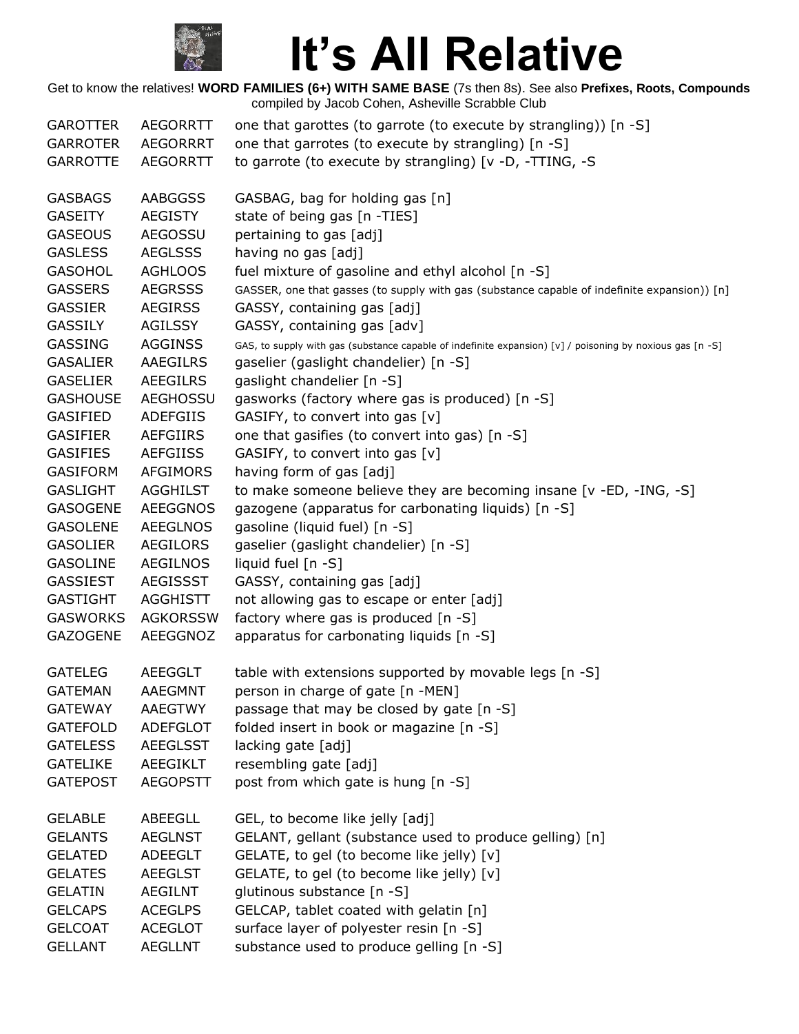# It's All Relative

Get to know the relatives! **WORD FAMILIES (6+) WITH SAME BASE** (7s then 8s). See also **Prefixes, Roots, Compounds** compiled by Jacob Cohen, Asheville Scrabble Club

| | | |
|---|---|---|
| GAROTTER | AEGORRTT | one that garottes (to garrote (to execute by strangling)) [n -S] |
| GARROTER | AEGORRRT | one that garrotes (to execute by strangling) [n -S] |
| GARROTTE | AEGORRTT | to garrote (to execute by strangling) [v -D, -TTING, -S |
| | | |
| GASBAGS | AABGGSS | GASBAG, bag for holding gas [n] |
| GASEITY | AEGISTY | state of being gas [n -TIES] |
| GASEOUS | AEGOSSU | pertaining to gas [adj] |
| GASLESS | AEGLSSS | having no gas [adj] |
| GASOHOL | AGHLOOS | fuel mixture of gasoline and ethyl alcohol [n -S] |
| GASSERS | AEGRSSS | GASSER, one that gasses (to supply with gas (substance capable of indefinite expansion)) [n] |
| GASSIER | AEGIRSS | GASSY, containing gas [adj] |
| GASSILY | AGILSSY | GASSY, containing gas [adv] |
| GASSING | AGGINSS | GAS, to supply with gas (substance capable of indefinite expansion) [v] / poisoning by noxious gas [n -S] |
| GASALIER | AAEGILRS | gaselier (gaslight chandelier) [n -S] |
| GASELIER | AEEGILRS | gaslight chandelier [n -S] |
| GASHOUSE | AEGHOSSU | gasworks (factory where gas is produced) [n -S] |
| GASIFIED | ADEFGIIS | GASIFY, to convert into gas [v] |
| GASIFIER | AEFGIIRS | one that gasifies (to convert into gas) [n -S] |
| GASIFIES | AEFGIISS | GASIFY, to convert into gas [v] |
| GASIFORM | AFGIMORS | having form of gas [adj] |
| GASLIGHT | AGGHILST | to make someone believe they are becoming insane [v -ED, -ING, -S] |
| GASOGENE | AEEGGNOS | gazogene (apparatus for carbonating liquids) [n -S] |
| GASOLENE | AEEGLNOS | gasoline (liquid fuel) [n -S] |
| GASOLIER | AEGILORS | gaselier (gaslight chandelier) [n -S] |
| GASOLINE | AEGILNOS | liquid fuel [n -S] |
| GASSIEST | AEGISSST | GASSY, containing gas [adj] |
| GASTIGHT | AGGHISTT | not allowing gas to escape or enter [adj] |
| GASWORKS | AGKORSSW | factory where gas is produced [n -S] |
| GAZOGENE | AEEGGNOZ | apparatus for carbonating liquids [n -S] |
| | | |
| GATELEG | AEEGGLT | table with extensions supported by movable legs [n -S] |
| GATEMAN | AAEGMNT | person in charge of gate [n -MEN] |
| GATEWAY | AAEGTWY | passage that may be closed by gate [n -S] |
| GATEFOLD | ADEFGLOT | folded insert in book or magazine [n -S] |
| GATELESS | AEEGLSST | lacking gate [adj] |
| GATELIKE | AEEGIKLT | resembling gate [adj] |
| GATEPOST | AEGOPSTT | post from which gate is hung [n -S] |
| | | |
| GELABLE | ABEEGLL | GEL, to become like jelly [adj] |
| GELANTS | AEGLNST | GELANT, gellant (substance used to produce gelling) [n] |
| GELATED | ADEEGLT | GELATE, to gel (to become like jelly) [v] |
| GELATES | AEEGLST | GELATE, to gel (to become like jelly) [v] |
| GELATIN | AEGILNT | glutinous substance [n -S] |
| GELCAPS | ACEGLPS | GELCAP, tablet coated with gelatin [n] |
| GELCOAT | ACEGLOT | surface layer of polyester resin [n -S] |
| GELLANT | AEGLLNT | substance used to produce gelling [n -S] |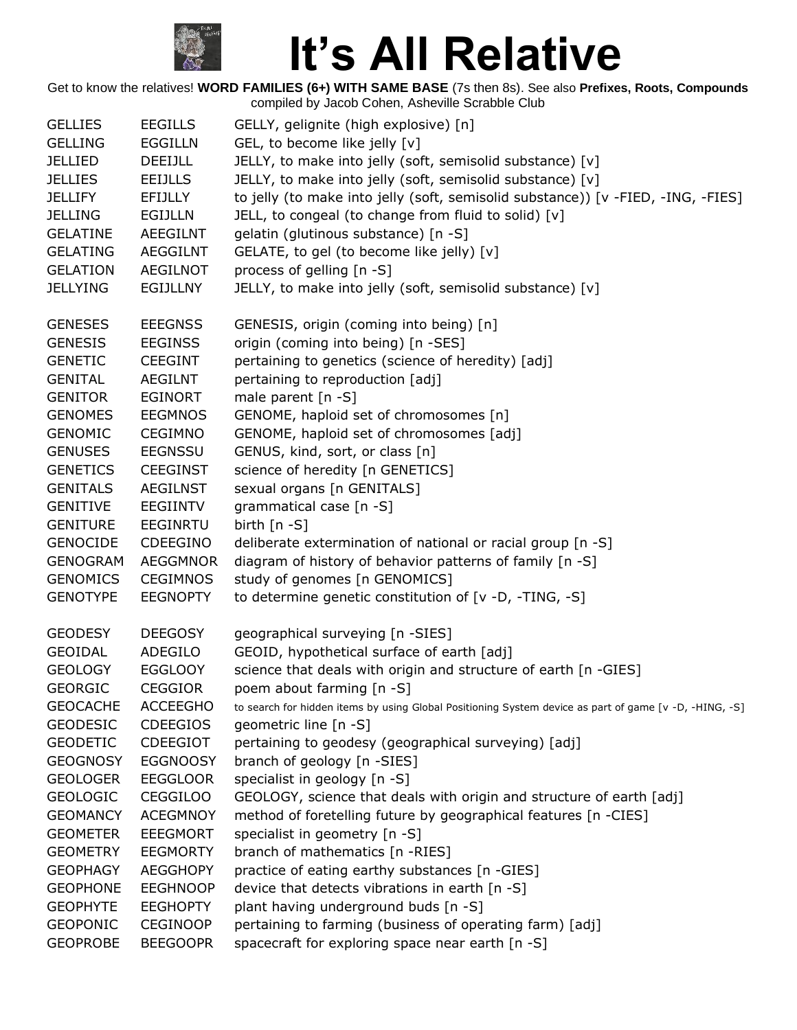# It's All Relative

Get to know the relatives! **WORD FAMILIES (6+) WITH SAME BASE** (7s then 8s). See also **Prefixes, Roots, Compounds** compiled by Jacob Cohen, Asheville Scrabble Club

| | | |
|---|---|---|
| GELLIES | EEGILLS | GELLY, gelignite (high explosive) [n] |
| GELLING | EGGILLN | GEL, to become like jelly [v] |
| JELLIED | DEEIJLL | JELLY, to make into jelly (soft, semisolid substance) [v] |
| JELLIES | EEIJLLS | JELLY, to make into jelly (soft, semisolid substance) [v] |
| JELLIFY | EFIJLLY | to jelly (to make into jelly (soft, semisolid substance)) [v -FIED, -ING, -FIES] |
| JELLING | EGIJLLN | JELL, to congeal (to change from fluid to solid) [v] |
| GELATINE | AEEGILNT | gelatin (glutinous substance) [n -S] |
| GELATING | AEGGILNT | GELATE, to gel (to become like jelly) [v] |
| GELATION | AEGILNOT | process of gelling [n -S] |
| JELLYING | EGIJLLNY | JELLY, to make into jelly (soft, semisolid substance) [v] |
| | | |
| GENESES | EEEGNSS | GENESIS, origin (coming into being) [n] |
| GENESIS | EEGINSS | origin (coming into being) [n -SES] |
| GENETIC | CEEGINT | pertaining to genetics (science of heredity) [adj] |
| GENITAL | AEGILNT | pertaining to reproduction [adj] |
| GENITOR | EGINORT | male parent [n -S] |
| GENOMES | EEGMNOS | GENOME, haploid set of chromosomes [n] |
| GENOMIC | CEGIMNO | GENOME, haploid set of chromosomes [adj] |
| GENUSES | EEGNSSU | GENUS, kind, sort, or class [n] |
| GENETICS | CEEGINST | science of heredity [n GENETICS] |
| GENITALS | AEGILNST | sexual organs [n GENITALS] |
| GENITIVE | EEGIINTV | grammatical case [n -S] |
| GENITURE | EEGINRTU | birth [n -S] |
| GENOCIDE | CDEEGINO | deliberate extermination of national or racial group [n -S] |
| GENOGRAM | AEGGMNOR | diagram of history of behavior patterns of family [n -S] |
| GENOMICS | CEGIMNOS | study of genomes [n GENOMICS] |
| GENOTYPE | EEGNOPTY | to determine genetic constitution of [v -D, -TING, -S] |
| | | |
| GEODESY | DEEGOSY | geographical surveying [n -SIES] |
| GEOIDAL | ADEGILO | GEOID, hypothetical surface of earth [adj] |
| GEOLOGY | EGGLOOY | science that deals with origin and structure of earth [n -GIES] |
| GEORGIC | CEGGIOR | poem about farming [n -S] |
| GEOCACHE | ACCEEGHO | to search for hidden items by using Global Positioning System device as part of game [v -D, -HING, -S] |
| GEODESIC | CDEEGIOS | geometric line [n -S] |
| GEODETIC | CDEEGIOT | pertaining to geodesy (geographical surveying) [adj] |
| GEOGNOSY | EGGNOOSY | branch of geology [n -SIES] |
| GEOLOGER | EEGGLOOR | specialist in geology [n -S] |
| GEOLOGIC | CEGGILOO | GEOLOGY, science that deals with origin and structure of earth [adj] |
| GEOMANCY | ACEGMNOY | method of foretelling future by geographical features [n -CIES] |
| GEOMETER | EEEGMORT | specialist in geometry [n -S] |
| GEOMETRY | EEGMORTY | branch of mathematics [n -RIES] |
| GEOPHAGY | AEGGHOPY | practice of eating earthy substances [n -GIES] |
| GEOPHONE | EEGHNOOP | device that detects vibrations in earth [n -S] |
| GEOPHYTE | EEGHOPTY | plant having underground buds [n -S] |
| GEOPONIC | CEGINOOP | pertaining to farming (business of operating farm) [adj] |
| GEOPROBE | BEEGOOPR | spacecraft for exploring space near earth [n -S] |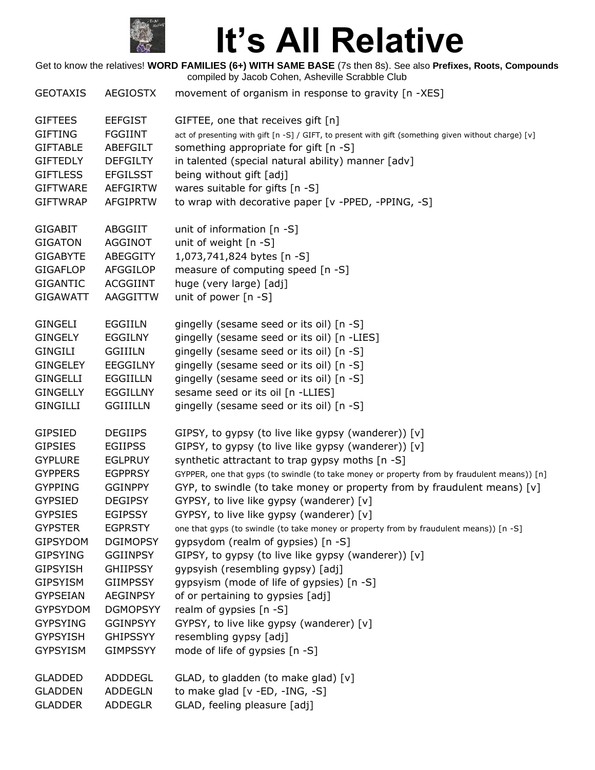# It's All Relative

Get to know the relatives! **WORD FAMILIES (6+) WITH SAME BASE** (7s then 8s). See also **Prefixes, Roots, Compounds**
compiled by Jacob Cohen, Asheville Scrabble Club

| | | |
|---|---|---|
| GEOTAXIS | AEGIOSTX | movement of organism in response to gravity [n -XES] |
| | | |
| GIFTEES | EEFGIST | GIFTEE, one that receives gift [n] |
| GIFTING | FGGIINT | act of presenting with gift [n -S] / GIFT, to present with gift (something given without charge) [v] |
| GIFTABLE | ABEFGILT | something appropriate for gift [n -S] |
| GIFTEDLY | DEFGILTY | in talented (special natural ability) manner [adv] |
| GIFTLESS | EFGILSST | being without gift [adj] |
| GIFTWARE | AEFGIRTW | wares suitable for gifts [n -S] |
| GIFTWRAP | AFGIPRTW | to wrap with decorative paper [v -PPED, -PPING, -S] |
| | | |
| GIGABIT | ABGGIIT | unit of information [n -S] |
| GIGATON | AGGINOT | unit of weight [n -S] |
| GIGABYTE | ABEGGITY | 1,073,741,824 bytes [n -S] |
| GIGAFLOP | AFGGILOP | measure of computing speed [n -S] |
| GIGANTIC | ACGGIINT | huge (very large) [adj] |
| GIGAWATT | AAGGITTW | unit of power [n -S] |
| | | |
| GINGELI | EGGIILN | gingelly (sesame seed or its oil) [n -S] |
| GINGELY | EGGILNY | gingelly (sesame seed or its oil) [n -LIES] |
| GINGILI | GGIIILN | gingelly (sesame seed or its oil) [n -S] |
| GINGELEY | EEGGILNY | gingelly (sesame seed or its oil) [n -S] |
| GINGELLI | EGGIILLN | gingelly (sesame seed or its oil) [n -S] |
| GINGELLY | EGGILLNY | sesame seed or its oil [n -LLIES] |
| GINGILLI | GGIIILLN | gingelly (sesame seed or its oil) [n -S] |
| | | |
| GIPSIED | DEGIIPS | GIPSY, to gypsy (to live like gypsy (wanderer)) [v] |
| GIPSIES | EGIIPSS | GIPSY, to gypsy (to live like gypsy (wanderer)) [v] |
| GYPLURE | EGLPRUY | synthetic attractant to trap gypsy moths [n -S] |
| GYPPERS | EGPPRSY | GYPPER, one that gyps (to swindle (to take money or property from by fraudulent means)) [n] |
| GYPPING | GGINPPY | GYP, to swindle (to take money or property from by fraudulent means) [v] |
| GYPSIED | DEGIPSY | GYPSY, to live like gypsy (wanderer) [v] |
| GYPSIES | EGIPSSY | GYPSY, to live like gypsy (wanderer) [v] |
| GYPSTER | EGPRSTY | one that gyps (to swindle (to take money or property from by fraudulent means)) [n -S] |
| GIPSYDOM | DGIMOPSY | gypsydom (realm of gypsies) [n -S] |
| GIPSYING | GGIINPSY | GIPSY, to gypsy (to live like gypsy (wanderer)) [v] |
| GIPSYISH | GHIIPSSY | gypsyish (resembling gypsy) [adj] |
| GIPSYISM | GIIMPSSY | gypsyism (mode of life of gypsies) [n -S] |
| GYPSEIAN | AEGINPSY | of or pertaining to gypsies [adj] |
| GYPSYDOM | DGMOPSYY | realm of gypsies [n -S] |
| GYPSYING | GGINPSYY | GYPSY, to live like gypsy (wanderer) [v] |
| GYPSYISH | GHIPSSYY | resembling gypsy [adj] |
| GYPSYISM | GIMPSSYY | mode of life of gypsies [n -S] |
| | | |
| GLADDED | ADDDEGL | GLAD, to gladden (to make glad) [v] |
| GLADDEN | ADDEGLN | to make glad [v -ED, -ING, -S] |
| GLADDER | ADDEGLR | GLAD, feeling pleasure [adj] |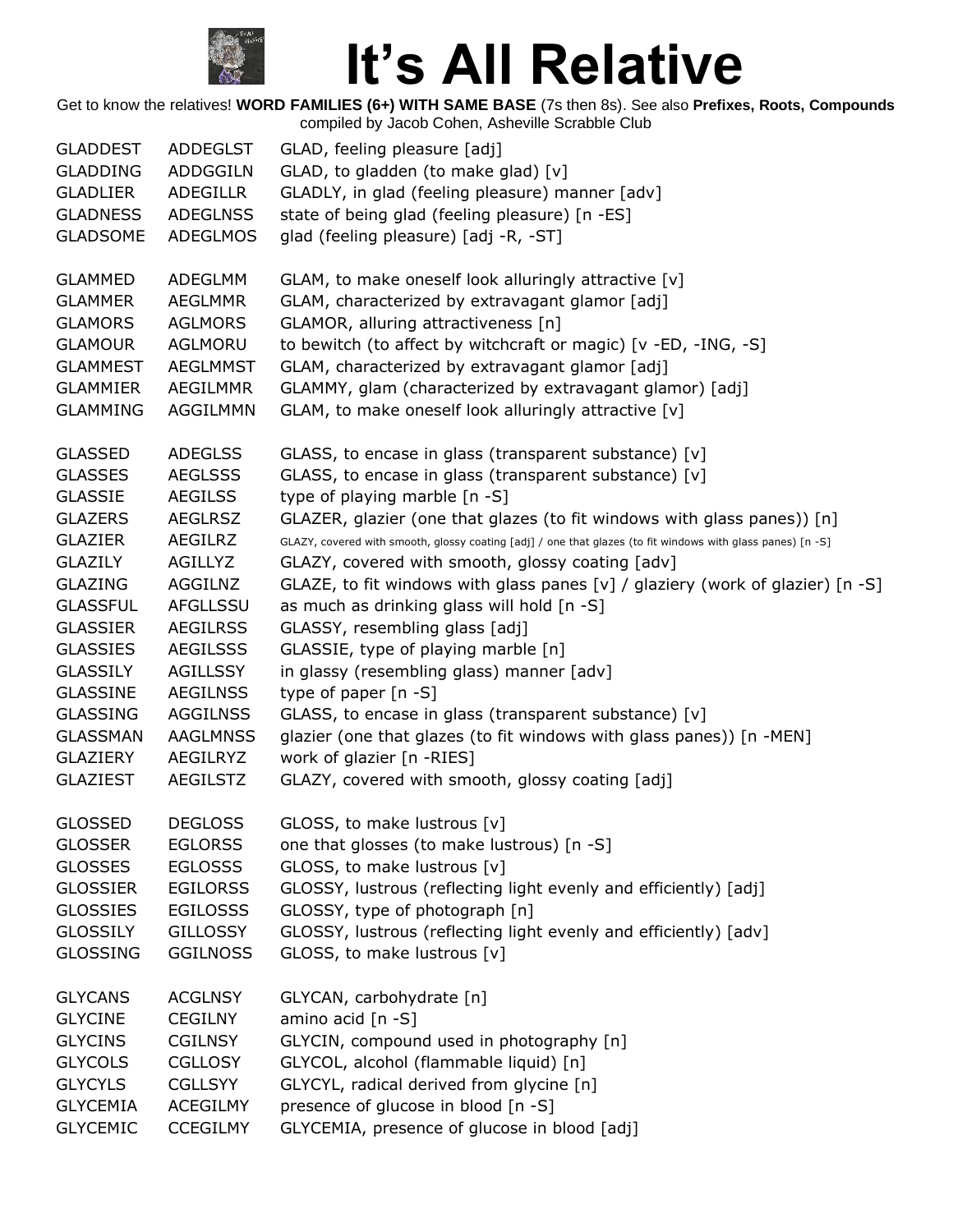# It's All Relative

Get to know the relatives! **WORD FAMILIES (6+) WITH SAME BASE** (7s then 8s). See also **Prefixes, Roots, Compounds** compiled by Jacob Cohen, Asheville Scrabble Club

| | | |
|---|---|---|
| GLADDEST | ADDEGLST | GLAD, feeling pleasure [adj] |
| GLADDING | ADDGGILN | GLAD, to gladden (to make glad) [v] |
| GLADLIER | ADEGILLR | GLADLY, in glad (feeling pleasure) manner [adv] |
| GLADNESS | ADEGLNSS | state of being glad (feeling pleasure) [n -ES] |
| GLADSOME | ADEGLMOS | glad (feeling pleasure) [adj -R, -ST] |
| | | |
| GLAMMED | ADEGLMM | GLAM, to make oneself look alluringly attractive [v] |
| GLAMMER | AEGLMMR | GLAM, characterized by extravagant glamor [adj] |
| GLAMORS | AGLMORS | GLAMOR, alluring attractiveness [n] |
| GLAMOUR | AGLMORU | to bewitch (to affect by witchcraft or magic) [v -ED, -ING, -S] |
| GLAMMEST | AEGLMMST | GLAM, characterized by extravagant glamor [adj] |
| GLAMMIER | AEGILMMR | GLAMMY, glam (characterized by extravagant glamor) [adj] |
| GLAMMING | AGGILMMN | GLAM, to make oneself look alluringly attractive [v] |
| | | |
| GLASSED | ADEGLSS | GLASS, to encase in glass (transparent substance) [v] |
| GLASSES | AEGLSSS | GLASS, to encase in glass (transparent substance) [v] |
| GLASSIE | AEGILSS | type of playing marble [n -S] |
| GLAZERS | AEGLRSZ | GLAZER, glazier (one that glazes (to fit windows with glass panes)) [n] |
| GLAZIER | AEGILRZ | GLAZY, covered with smooth, glossy coating [adj] / one that glazes (to fit windows with glass panes) [n -S] |
| GLAZILY | AGILLYZ | GLAZY, covered with smooth, glossy coating [adv] |
| GLAZING | AGGILNZ | GLAZE, to fit windows with glass panes [v] / glaziery (work of glazier) [n -S] |
| GLASSFUL | AFGLLSSU | as much as drinking glass will hold [n -S] |
| GLASSIER | AEGILRSS | GLASSY, resembling glass [adj] |
| GLASSIES | AEGILSSS | GLASSIE, type of playing marble [n] |
| GLASSILY | AGILLSSY | in glassy (resembling glass) manner [adv] |
| GLASSINE | AEGILNSS | type of paper [n -S] |
| GLASSING | AGGILNSS | GLASS, to encase in glass (transparent substance) [v] |
| GLASSMAN | AAGLMNSS | glazier (one that glazes (to fit windows with glass panes)) [n -MEN] |
| GLAZIERY | AEGILRYZ | work of glazier [n -RIES] |
| GLAZIEST | AEGILSTZ | GLAZY, covered with smooth, glossy coating [adj] |
| | | |
| GLOSSED | DEGLOSS | GLOSS, to make lustrous [v] |
| GLOSSER | EGLORSS | one that glosses (to make lustrous) [n -S] |
| GLOSSES | EGLOSSS | GLOSS, to make lustrous [v] |
| GLOSSIER | EGILORSS | GLOSSY, lustrous (reflecting light evenly and efficiently) [adj] |
| GLOSSIES | EGILOSSS | GLOSSY, type of photograph [n] |
| GLOSSILY | GILLOSSY | GLOSSY, lustrous (reflecting light evenly and efficiently) [adv] |
| GLOSSING | GGILNOSS | GLOSS, to make lustrous [v] |
| | | |
| GLYCANS | ACGLNSY | GLYCAN, carbohydrate [n] |
| GLYCINE | CEGILNY | amino acid [n -S] |
| GLYCINS | CGILNSY | GLYCIN, compound used in photography [n] |
| GLYCOLS | CGLLOSY | GLYCOL, alcohol (flammable liquid) [n] |
| GLYCYLS | CGLLSYY | GLYCYL, radical derived from glycine [n] |
| GLYCEMIA | ACEGILMY | presence of glucose in blood [n -S] |
| GLYCEMIC | CCEGILMY | GLYCEMIA, presence of glucose in blood [adj] |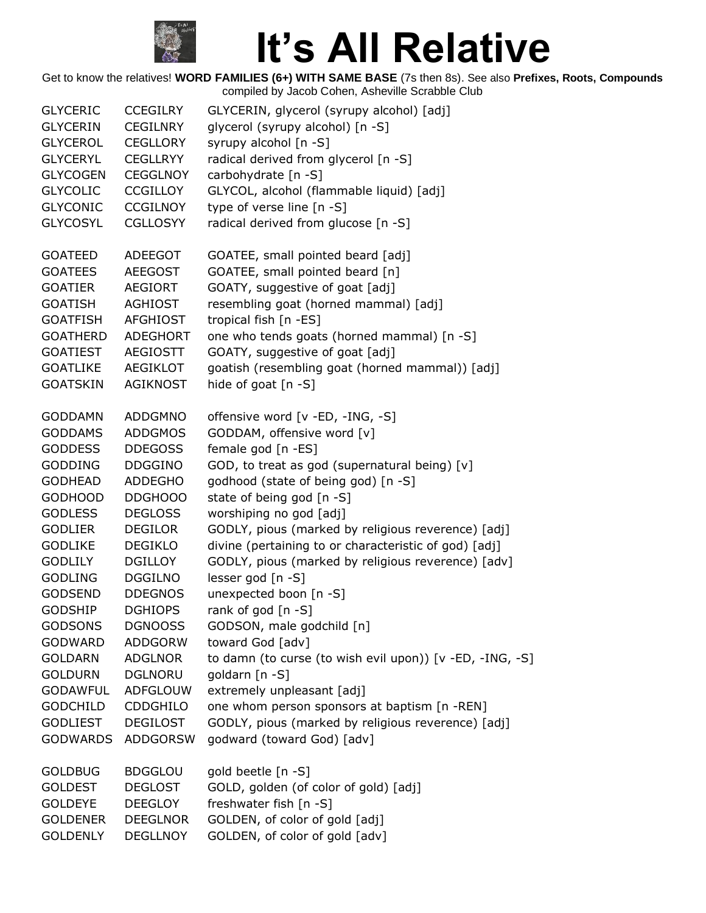# It's All Relative

Get to know the relatives! **WORD FAMILIES (6+) WITH SAME BASE** (7s then 8s). See also **Prefixes, Roots, Compounds** compiled by Jacob Cohen, Asheville Scrabble Club

| | | |
|---|---|---|
| GLYCERIC | CCEGILRY | GLYCERIN, glycerol (syrupy alcohol) [adj] |
| GLYCERIN | CEGILNRY | glycerol (syrupy alcohol) [n -S] |
| GLYCEROL | CEGLLORY | syrupy alcohol [n -S] |
| GLYCERYL | CEGLLRYY | radical derived from glycerol [n -S] |
| GLYCOGEN | CEGGLNOY | carbohydrate [n -S] |
| GLYCOLIC | CCGILLOY | GLYCOL, alcohol (flammable liquid) [adj] |
| GLYCONIC | CCGILNOY | type of verse line [n -S] |
| GLYCOSYL | CGLLOSYY | radical derived from glucose [n -S] |
| | | |
| GOATEED | ADEEGOT | GOATEE, small pointed beard [adj] |
| GOATEES | AEEGOST | GOATEE, small pointed beard [n] |
| GOATIER | AEGIORT | GOATY, suggestive of goat [adj] |
| GOATISH | AGHIOST | resembling goat (horned mammal) [adj] |
| GOATFISH | AFGHIOST | tropical fish [n -ES] |
| GOATHERD | ADEGHORT | one who tends goats (horned mammal) [n -S] |
| GOATIEST | AEGIOSTT | GOATY, suggestive of goat [adj] |
| GOATLIKE | AEGIKLOT | goatish (resembling goat (horned mammal)) [adj] |
| GOATSKIN | AGIKNOST | hide of goat [n -S] |
| | | |
| GODDAMN | ADDGMNO | offensive word [v -ED, -ING, -S] |
| GODDAMS | ADDGMOS | GODDAM, offensive word [v] |
| GODDESS | DDEGOSS | female god [n -ES] |
| GODDING | DDGGINO | GOD, to treat as god (supernatural being) [v] |
| GODHEAD | ADDEGHO | godhood (state of being god) [n -S] |
| GODHOOD | DDGHOOO | state of being god [n -S] |
| GODLESS | DEGLOSS | worshiping no god [adj] |
| GODLIER | DEGILOR | GODLY, pious (marked by religious reverence) [adj] |
| GODLIKE | DEGIKLO | divine (pertaining to or characteristic of god) [adj] |
| GODLILY | DGILLOY | GODLY, pious (marked by religious reverence) [adv] |
| GODLING | DGGILNO | lesser god [n -S] |
| GODSEND | DDEGNOS | unexpected boon [n -S] |
| GODSHIP | DGHIOPS | rank of god [n -S] |
| GODSONS | DGNOOSS | GODSON, male godchild [n] |
| GODWARD | ADDGORW | toward God [adv] |
| GOLDARN | ADGLNOR | to damn (to curse (to wish evil upon)) [v -ED, -ING, -S] |
| GOLDURN | DGLNORU | goldarn [n -S] |
| GODAWFUL | ADFGLOUW | extremely unpleasant [adj] |
| GODCHILD | CDDGHILO | one whom person sponsors at baptism [n -REN] |
| GODLIEST | DEGILOST | GODLY, pious (marked by religious reverence) [adj] |
| GODWARDS | ADDGORSW | godward (toward God) [adv] |
| | | |
| GOLDBUG | BDGGLOU | gold beetle [n -S] |
| GOLDEST | DEGLOST | GOLD, golden (of color of gold) [adj] |
| GOLDEYE | DEEGLOY | freshwater fish [n -S] |
| GOLDENER | DEEGLNOR | GOLDEN, of color of gold [adj] |
| GOLDENLY | DEGLLNOY | GOLDEN, of color of gold [adv] |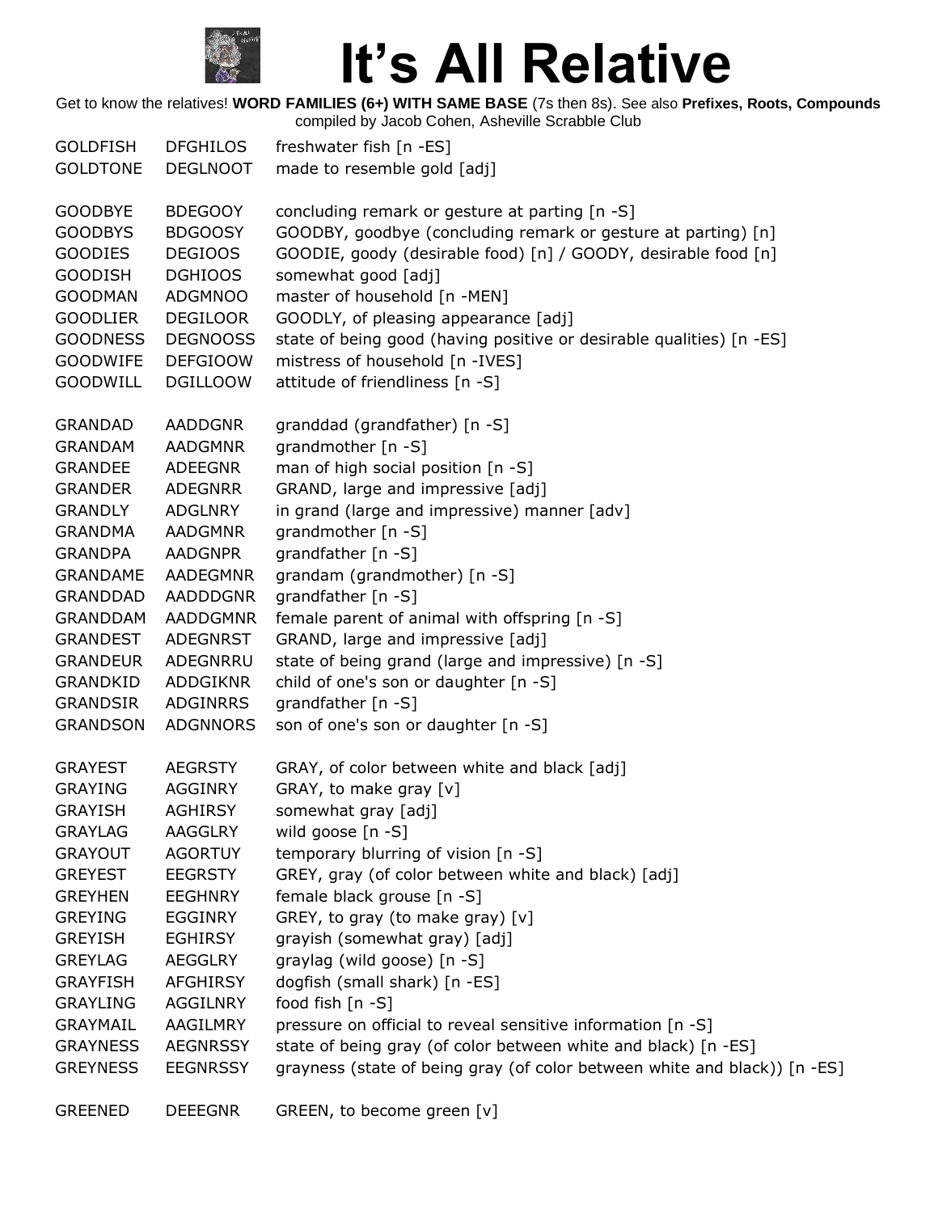# It's All Relative

Get to know the relatives! **WORD FAMILIES (6+) WITH SAME BASE** (7s then 8s). See also **Prefixes, Roots, Compounds** compiled by Jacob Cohen, Asheville Scrabble Club

| | | |
|---|---|---|
| GOLDFISH | DFGHILOS | freshwater fish [n -ES] |
| GOLDTONE | DEGLNOOT | made to resemble gold [adj] |
| | | |
| GOODBYE | BDEGOOY | concluding remark or gesture at parting [n -S] |
| GOODBYS | BDGOOSY | GOODBY, goodbye (concluding remark or gesture at parting) [n] |
| GOODIES | DEGIOOS | GOODIE, goody (desirable food) [n] / GOODY, desirable food [n] |
| GOODISH | DGHIOOS | somewhat good [adj] |
| GOODMAN | ADGMNOO | master of household [n -MEN] |
| GOODLIER | DEGILOOR | GOODLY, of pleasing appearance [adj] |
| GOODNESS | DEGNOOSS | state of being good (having positive or desirable qualities) [n -ES] |
| GOODWIFE | DEFGIOOW | mistress of household [n -IVES] |
| GOODWILL | DGILLOOW | attitude of friendliness [n -S] |
| | | |
| GRANDAD | AADDGNR | granddad (grandfather) [n -S] |
| GRANDAM | AADGMNR | grandmother [n -S] |
| GRANDEE | ADEEGNR | man of high social position [n -S] |
| GRANDER | ADEGNRR | GRAND, large and impressive [adj] |
| GRANDLY | ADGLNRY | in grand (large and impressive) manner [adv] |
| GRANDMA | AADGMNR | grandmother [n -S] |
| GRANDPA | AADGNPR | grandfather [n -S] |
| GRANDAME | AADEGMNR | grandam (grandmother) [n -S] |
| GRANDDAD | AADDDGNR | grandfather [n -S] |
| GRANDDAM | AADDGMNR | female parent of animal with offspring [n -S] |
| GRANDEST | ADEGNRST | GRAND, large and impressive [adj] |
| GRANDEUR | ADEGNRRU | state of being grand (large and impressive) [n -S] |
| GRANDKID | ADDGIKNR | child of one's son or daughter [n -S] |
| GRANDSIR | ADGINRRS | grandfather [n -S] |
| GRANDSON | ADGNNORS | son of one's son or daughter [n -S] |
| | | |
| GRAYEST | AEGRSTY | GRAY, of color between white and black [adj] |
| GRAYING | AGGINRY | GRAY, to make gray [v] |
| GRAYISH | AGHIRSY | somewhat gray [adj] |
| GRAYLAG | AAGGLRY | wild goose [n -S] |
| GRAYOUT | AGORTUY | temporary blurring of vision [n -S] |
| GREYEST | EEGRSTY | GREY, gray (of color between white and black) [adj] |
| GREYHEN | EEGHNRY | female black grouse [n -S] |
| GREYING | EGGINRY | GREY, to gray (to make gray) [v] |
| GREYISH | EGHIRSY | grayish (somewhat gray) [adj] |
| GREYLAG | AEGGLRY | graylag (wild goose) [n -S] |
| GRAYFISH | AFGHIRSY | dogfish (small shark) [n -ES] |
| GRAYLING | AGGILNRY | food fish [n -S] |
| GRAYMAIL | AAGILMRY | pressure on official to reveal sensitive information [n -S] |
| GRAYNESS | AEGNRSSY | state of being gray (of color between white and black) [n -ES] |
| GREYNESS | EEGNRSSY | grayness (state of being gray (of color between white and black)) [n -ES] |
| | | |
| GREENED | DEEEGNR | GREEN, to become green [v] |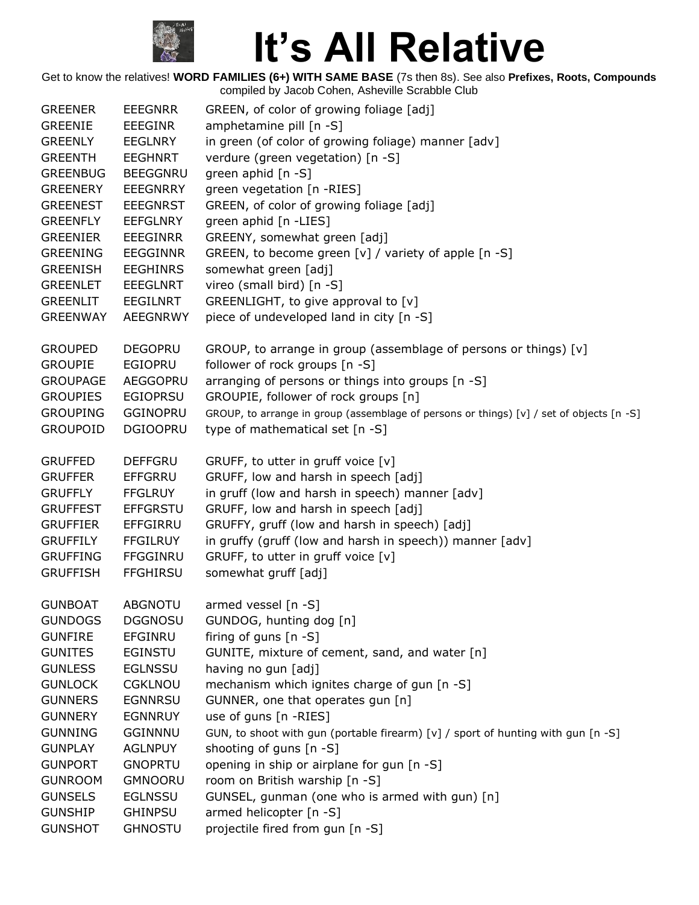# It's All Relative

Get to know the relatives! **WORD FAMILIES (6+) WITH SAME BASE** (7s then 8s). See also **Prefixes, Roots, Compounds** compiled by Jacob Cohen, Asheville Scrabble Club

| | | |
|---|---|---|
| GREENER | EEEGNRR | GREEN, of color of growing foliage [adj] |
| GREENIE | EEEGINR | amphetamine pill [n -S] |
| GREENLY | EEGLNRY | in green (of color of growing foliage) manner [adv] |
| GREENTH | EEGHNRT | verdure (green vegetation) [n -S] |
| GREENBUG | BEEGGNRU | green aphid [n -S] |
| GREENERY | EEEGNRRY | green vegetation [n -RIES] |
| GREENEST | EEEGNRST | GREEN, of color of growing foliage [adj] |
| GREENFLY | EEFGLNRY | green aphid [n -LIES] |
| GREENIER | EEEGINRR | GREENY, somewhat green [adj] |
| GREENING | EEGGINNR | GREEN, to become green [v] / variety of apple [n -S] |
| GREENISH | EEGHINRS | somewhat green [adj] |
| GREENLET | EEEGLNRT | vireo (small bird) [n -S] |
| GREENLIT | EEGILNRT | GREENLIGHT, to give approval to [v] |
| GREENWAY | AEEGNRWY | piece of undeveloped land in city [n -S] |
| | | |
| GROUPED | DEGOPRU | GROUP, to arrange in group (assemblage of persons or things) [v] |
| GROUPIE | EGIOPRU | follower of rock groups [n -S] |
| GROUPAGE | AEGGOPRU | arranging of persons or things into groups [n -S] |
| GROUPIES | EGIOPRSU | GROUPIE, follower of rock groups [n] |
| GROUPING | GGINOPRU | GROUP, to arrange in group (assemblage of persons or things) [v] / set of objects [n -S] |
| GROUPOID | DGIOOPRU | type of mathematical set [n -S] |
| | | |
| GRUFFED | DEFFGRU | GRUFF, to utter in gruff voice [v] |
| GRUFFER | EFFGRRU | GRUFF, low and harsh in speech [adj] |
| GRUFFLY | FFGLRUY | in gruff (low and harsh in speech) manner [adv] |
| GRUFFEST | EFFGRSTU | GRUFF, low and harsh in speech [adj] |
| GRUFFIER | EFFGIRRU | GRUFFY, gruff (low and harsh in speech) [adj] |
| GRUFFILY | FFGILRUY | in gruffy (gruff (low and harsh in speech)) manner [adv] |
| GRUFFING | FFGGINRU | GRUFF, to utter in gruff voice [v] |
| GRUFFISH | FFGHIRSU | somewhat gruff [adj] |
| | | |
| GUNBOAT | ABGNOTU | armed vessel [n -S] |
| GUNDOGS | DGGNOSU | GUNDOG, hunting dog [n] |
| GUNFIRE | EFGINRU | firing of guns [n -S] |
| GUNITES | EGINSTU | GUNITE, mixture of cement, sand, and water [n] |
| GUNLESS | EGLNSSU | having no gun [adj] |
| GUNLOCK | CGKLNOU | mechanism which ignites charge of gun [n -S] |
| GUNNERS | EGNNRSU | GUNNER, one that operates gun [n] |
| GUNNERY | EGNNRUY | use of guns [n -RIES] |
| GUNNING | GGINNNU | GUN, to shoot with gun (portable firearm) [v] / sport of hunting with gun [n -S] |
| GUNPLAY | AGLNPUY | shooting of guns [n -S] |
| GUNPORT | GNOPRTU | opening in ship or airplane for gun [n -S] |
| GUNROOM | GMNOORU | room on British warship [n -S] |
| GUNSELS | EGLNSSU | GUNSEL, gunman (one who is armed with gun) [n] |
| GUNSHIP | GHINPSU | armed helicopter [n -S] |
| GUNSHOT | GHNOSTU | projectile fired from gun [n -S] |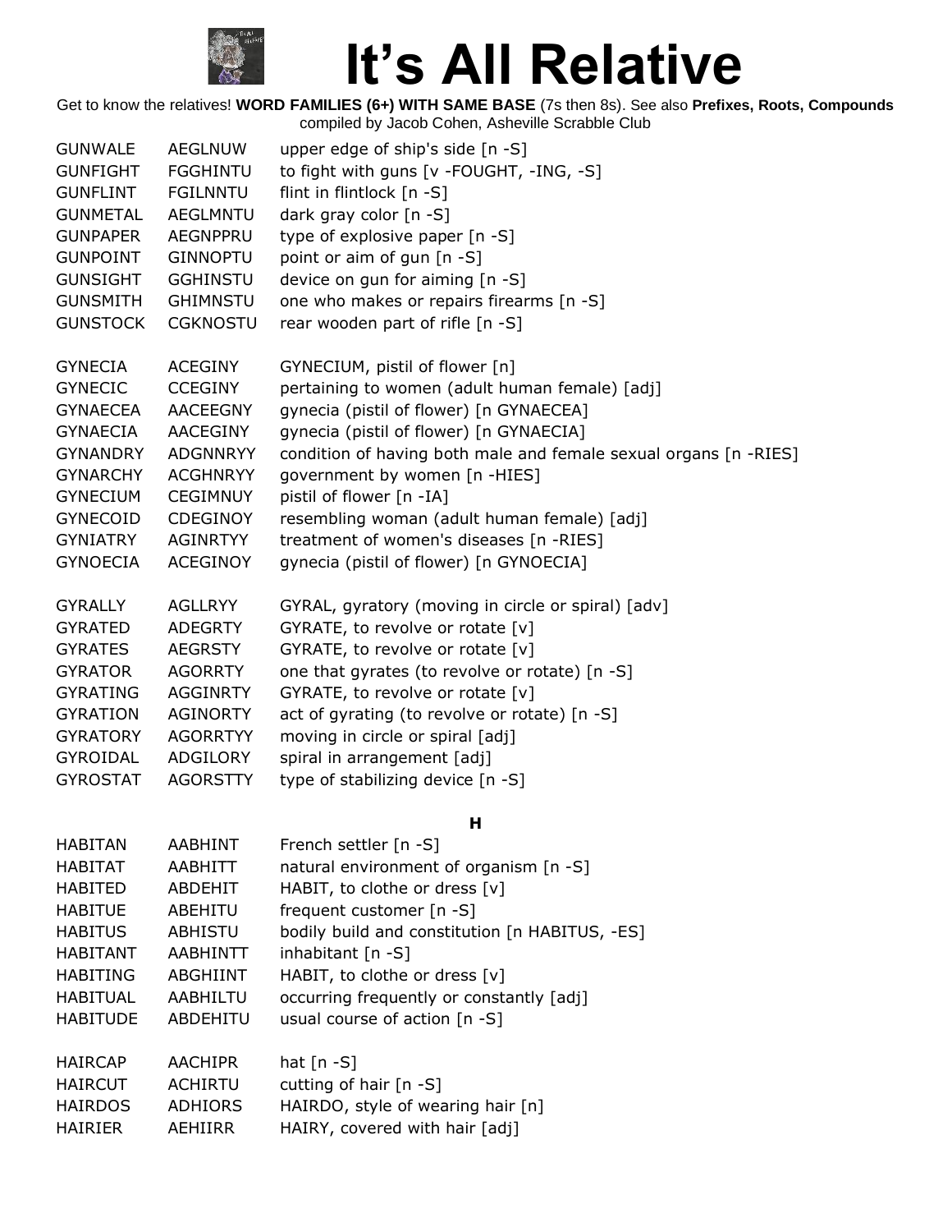# It's All Relative

Get to know the relatives! **WORD FAMILIES (6+) WITH SAME BASE** (7s then 8s). See also **Prefixes, Roots, Compounds** compiled by Jacob Cohen, Asheville Scrabble Club

| | | |
|---|---|---|
| GUNWALE | AEGLNUW | upper edge of ship's side [n -S] |
| GUNFIGHT | FGGHINTU | to fight with guns [v -FOUGHT, -ING, -S] |
| GUNFLINT | FGILNNTU | flint in flintlock [n -S] |
| GUNMETAL | AEGLMNTU | dark gray color [n -S] |
| GUNPAPER | AEGNPPRU | type of explosive paper [n -S] |
| GUNPOINT | GINNOPTU | point or aim of gun [n -S] |
| GUNSIGHT | GGHINSTU | device on gun for aiming [n -S] |
| GUNSMITH | GHIMNSTU | one who makes or repairs firearms [n -S] |
| GUNSTOCK | CGKNOSTU | rear wooden part of rifle [n -S] |
| | | |
| GYNECIA | ACEGINY | GYNECIUM, pistil of flower [n] |
| GYNECIC | CCEGINY | pertaining to women (adult human female) [adj] |
| GYNAECEA | AACEEGNY | gynecia (pistil of flower) [n GYNAECEA] |
| GYNAECIA | AACEGINY | gynecia (pistil of flower) [n GYNAECIA] |
| GYNANDRY | ADGNNRYY | condition of having both male and female sexual organs [n -RIES] |
| GYNARCHY | ACGHNRYY | government by women [n -HIES] |
| GYNECIUM | CEGIMNUY | pistil of flower [n -IA] |
| GYNECOID | CDEGINOY | resembling woman (adult human female) [adj] |
| GYNIATRY | AGINRTYY | treatment of women's diseases [n -RIES] |
| GYNOECIA | ACEGINOY | gynecia (pistil of flower) [n GYNOECIA] |
| | | |
| GYRALLY | AGLLRYY | GYRAL, gyratory (moving in circle or spiral) [adv] |
| GYRATED | ADEGRTY | GYRATE, to revolve or rotate [v] |
| GYRATES | AEGRSTY | GYRATE, to revolve or rotate [v] |
| GYRATOR | AGORRTY | one that gyrates (to revolve or rotate) [n -S] |
| GYRATING | AGGINRTY | GYRATE, to revolve or rotate [v] |
| GYRATION | AGINORTY | act of gyrating (to revolve or rotate) [n -S] |
| GYRATORY | AGORRTYY | moving in circle or spiral [adj] |
| GYROIDAL | ADGILORY | spiral in arrangement [adj] |
| GYROSTAT | AGORSTTY | type of stabilizing device [n -S] |

## H

| | | |
|---|---|---|
| HABITAN | AABHINT | French settler [n -S] |
| HABITAT | AABHITT | natural environment of organism [n -S] |
| HABITED | ABDEHIT | HABIT, to clothe or dress [v] |
| HABITUE | ABEHITU | frequent customer [n -S] |
| HABITUS | ABHISTU | bodily build and constitution [n HABITUS, -ES] |
| HABITANT | AABHINTT | inhabitant [n -S] |
| HABITING | ABGHIINT | HABIT, to clothe or dress [v] |
| HABITUAL | AABHILTU | occurring frequently or constantly [adj] |
| HABITUDE | ABDEHITU | usual course of action [n -S] |
| | | |
| HAIRCAP | AACHIPR | hat [n -S] |
| HAIRCUT | ACHIRTU | cutting of hair [n -S] |
| HAIRDOS | ADHIORS | HAIRDO, style of wearing hair [n] |
| HAIRIER | AEHIIRR | HAIRY, covered with hair [adj] |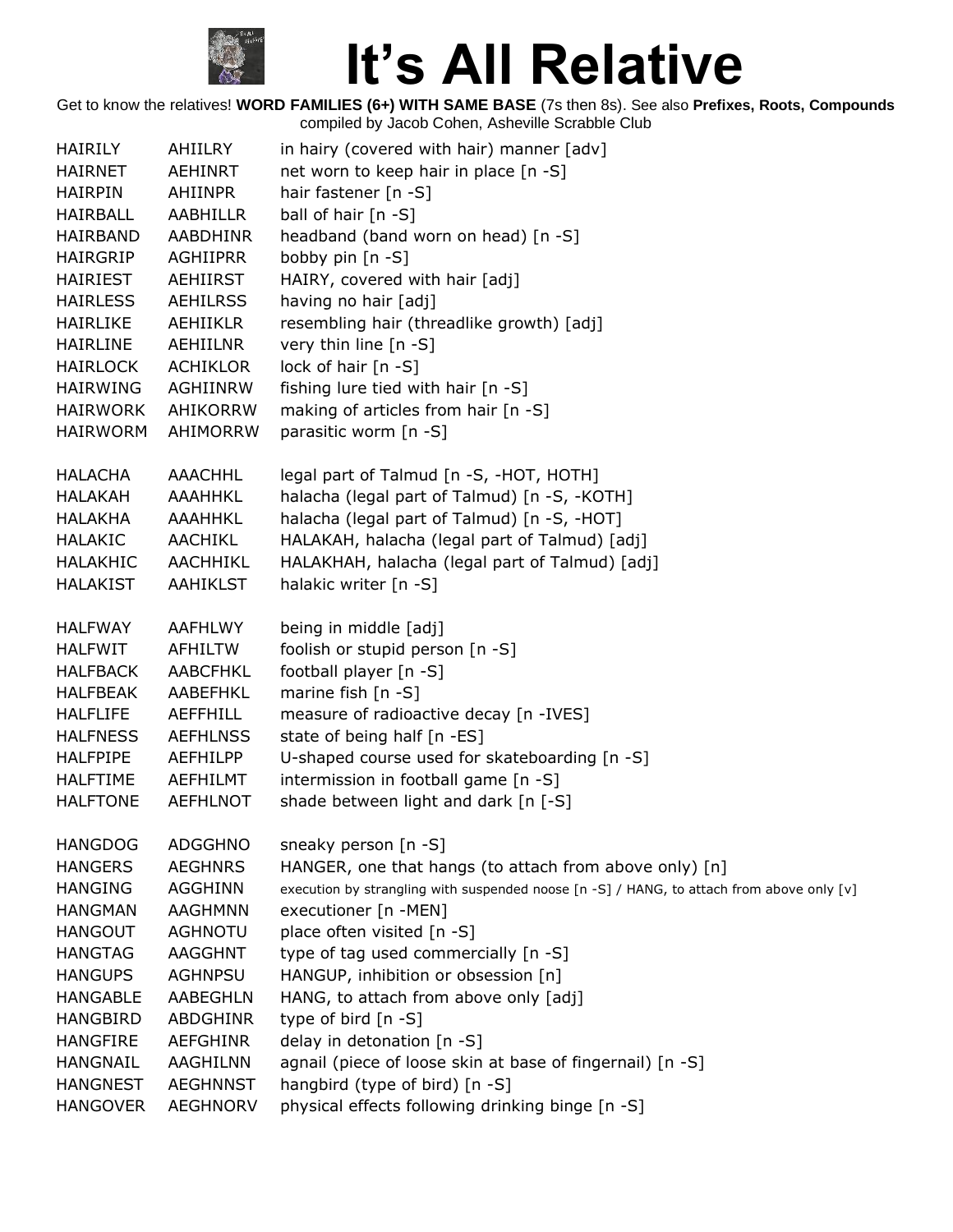# It's All Relative

Get to know the relatives! **WORD FAMILIES (6+) WITH SAME BASE** (7s then 8s). See also **Prefixes, Roots, Compounds** compiled by Jacob Cohen, Asheville Scrabble Club

| | | |
|---|---|---|
| HAIRILY | AHIILRY | in hairy (covered with hair) manner [adv] |
| HAIRNET | AEHINRT | net worn to keep hair in place [n -S] |
| HAIRPIN | AHIINPR | hair fastener [n -S] |
| HAIRBALL | AABHILLR | ball of hair [n -S] |
| HAIRBAND | AABDHINR | headband (band worn on head) [n -S] |
| HAIRGRIP | AGHIIPRR | bobby pin [n -S] |
| HAIRIEST | AEHIIRST | HAIRY, covered with hair [adj] |
| HAIRLESS | AEHILRSS | having no hair [adj] |
| HAIRLIKE | AEHIIKLR | resembling hair (threadlike growth) [adj] |
| HAIRLINE | AEHIILNR | very thin line [n -S] |
| HAIRLOCK | ACHIKLOR | lock of hair [n -S] |
| HAIRWING | AGHIINRW | fishing lure tied with hair [n -S] |
| HAIRWORK | AHIKORRW | making of articles from hair [n -S] |
| HAIRWORM | AHIMORRW | parasitic worm [n -S] |
| | | |
| HALACHA | AAACHHL | legal part of Talmud [n -S, -HOT, HOTH] |
| HALAKAH | AAAHHKL | halacha (legal part of Talmud) [n -S, -KOTH] |
| HALAKHA | AAAHHKL | halacha (legal part of Talmud) [n -S, -HOT] |
| HALAKIC | AACHIKL | HALAKAH, halacha (legal part of Talmud) [adj] |
| HALAKHIC | AACHHIKL | HALAKHAH, halacha (legal part of Talmud) [adj] |
| HALAKIST | AAHIKLST | halakic writer [n -S] |
| | | |
| HALFWAY | AAFHLWY | being in middle [adj] |
| HALFWIT | AFHILTW | foolish or stupid person [n -S] |
| HALFBACK | AABCFHKL | football player [n -S] |
| HALFBEAK | AABEFHKL | marine fish [n -S] |
| HALFLIFE | AEFFHILL | measure of radioactive decay [n -IVES] |
| HALFNESS | AEFHLNSS | state of being half [n -ES] |
| HALFPIPE | AEFHILPP | U-shaped course used for skateboarding [n -S] |
| HALFTIME | AEFHILMT | intermission in football game [n -S] |
| HALFTONE | AEFHLNOT | shade between light and dark [n [-S] |
| | | |
| HANGDOG | ADGGHNO | sneaky person [n -S] |
| HANGERS | AEGHNRS | HANGER, one that hangs (to attach from above only) [n] |
| HANGING | AGGHINN | execution by strangling with suspended noose [n -S] / HANG, to attach from above only [v] |
| HANGMAN | AAGHMNN | executioner [n -MEN] |
| HANGOUT | AGHNOTU | place often visited [n -S] |
| HANGTAG | AAGGHNT | type of tag used commercially [n -S] |
| HANGUPS | AGHNPSU | HANGUP, inhibition or obsession [n] |
| HANGABLE | AABEGHLN | HANG, to attach from above only [adj] |
| HANGBIRD | ABDGHINR | type of bird [n -S] |
| HANGFIRE | AEFGHINR | delay in detonation [n -S] |
| HANGNAIL | AAGHILNN | agnail (piece of loose skin at base of fingernail) [n -S] |
| HANGNEST | AEGHNNST | hangbird (type of bird) [n -S] |
| HANGOVER | AEGHNORV | physical effects following drinking binge [n -S] |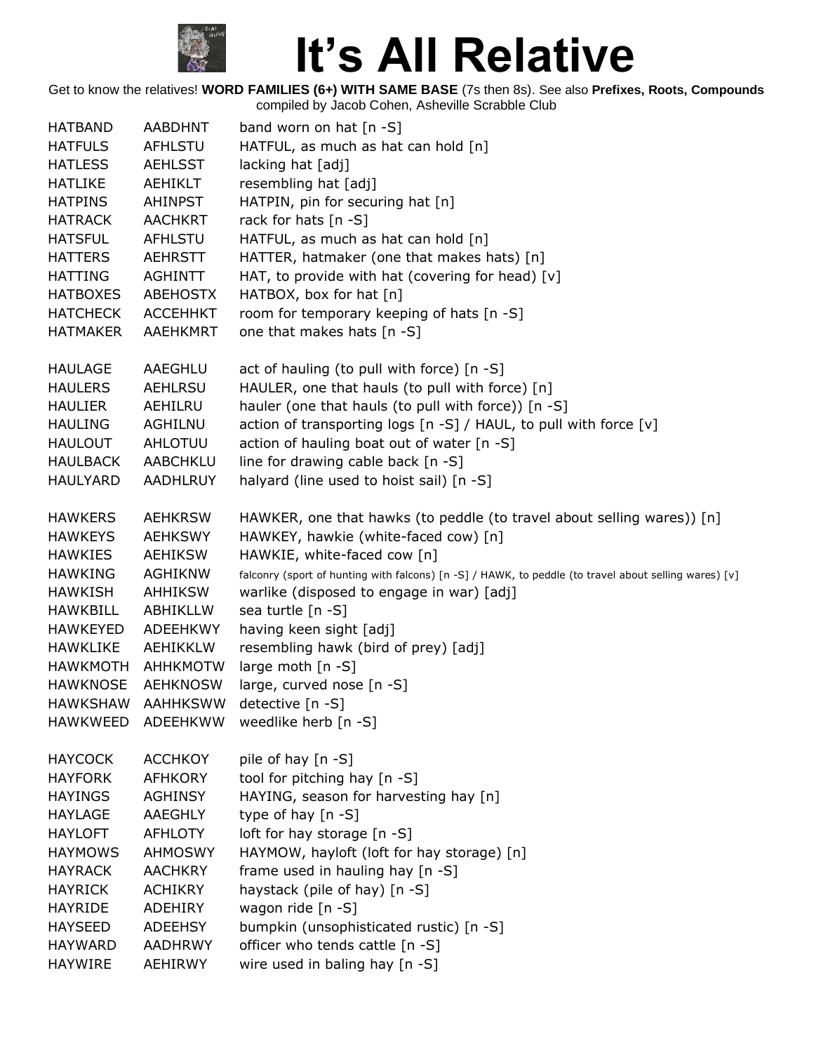# It's All Relative

Get to know the relatives! **WORD FAMILIES (6+) WITH SAME BASE** (7s then 8s). See also **Prefixes, Roots, Compounds**
compiled by Jacob Cohen, Asheville Scrabble Club

| | | |
|---|---|---|
| HATBAND | AABDHNT | band worn on hat [n -S] |
| HATFULS | AFHLSTU | HATFUL, as much as hat can hold [n] |
| HATLESS | AEHLSST | lacking hat [adj] |
| HATLIKE | AEHIKLT | resembling hat [adj] |
| HATPINS | AHINPST | HATPIN, pin for securing hat [n] |
| HATRACK | AACHKRT | rack for hats [n -S] |
| HATSFUL | AFHLSTU | HATFUL, as much as hat can hold [n] |
| HATTERS | AEHRSTT | HATTER, hatmaker (one that makes hats) [n] |
| HATTING | AGHINTT | HAT, to provide with hat (covering for head) [v] |
| HATBOXES | ABEHOSTX | HATBOX, box for hat [n] |
| HATCHECK | ACCEHHKT | room for temporary keeping of hats [n -S] |
| HATMAKER | AAEHKMRT | one that makes hats [n -S] |
| | | |
| HAULAGE | AAEGHLU | act of hauling (to pull with force) [n -S] |
| HAULERS | AEHLRSU | HAULER, one that hauls (to pull with force) [n] |
| HAULIER | AEHILRU | hauler (one that hauls (to pull with force)) [n -S] |
| HAULING | AGHILNU | action of transporting logs [n -S] / HAUL, to pull with force [v] |
| HAULOUT | AHLOTUU | action of hauling boat out of water [n -S] |
| HAULBACK | AABCHKLU | line for drawing cable back [n -S] |
| HAULYARD | AADHLRUY | halyard (line used to hoist sail) [n -S] |
| | | |
| HAWKERS | AEHKRSW | HAWKER, one that hawks (to peddle (to travel about selling wares)) [n] |
| HAWKEYS | AEHKSWY | HAWKEY, hawkie (white-faced cow) [n] |
| HAWKIES | AEHIKSW | HAWKIE, white-faced cow [n] |
| HAWKING | AGHIKNW | falconry (sport of hunting with falcons) [n -S] / HAWK, to peddle (to travel about selling wares) [v] |
| HAWKISH | AHHIKSW | warlike (disposed to engage in war) [adj] |
| HAWKBILL | ABHIKLLW | sea turtle [n -S] |
| HAWKEYED | ADEEHKWY | having keen sight [adj] |
| HAWKLIKE | AEHIKKLW | resembling hawk (bird of prey) [adj] |
| HAWKMOTH | AHHKMOTW | large moth [n -S] |
| HAWKNOSE | AEHKNOSW | large, curved nose [n -S] |
| HAWKSHAW | AAHHKSWW | detective [n -S] |
| HAWKWEED | ADEEHKWW | weedlike herb [n -S] |
| | | |
| HAYCOCK | ACCHKOY | pile of hay [n -S] |
| HAYFORK | AFHKORY | tool for pitching hay [n -S] |
| HAYINGS | AGHINSY | HAYING, season for harvesting hay [n] |
| HAYLAGE | AAEGHLY | type of hay [n -S] |
| HAYLOFT | AFHLOTY | loft for hay storage [n -S] |
| HAYMOWS | AHMOSWY | HAYMOW, hayloft (loft for hay storage) [n] |
| HAYRACK | AACHKRY | frame used in hauling hay [n -S] |
| HAYRICK | ACHIKRY | haystack (pile of hay) [n -S] |
| HAYRIDE | ADEHIRY | wagon ride [n -S] |
| HAYSEED | ADEEHSY | bumpkin (unsophisticated rustic) [n -S] |
| HAYWARD | AADHRWY | officer who tends cattle [n -S] |
| HAYWIRE | AEHIRWY | wire used in baling hay [n -S] |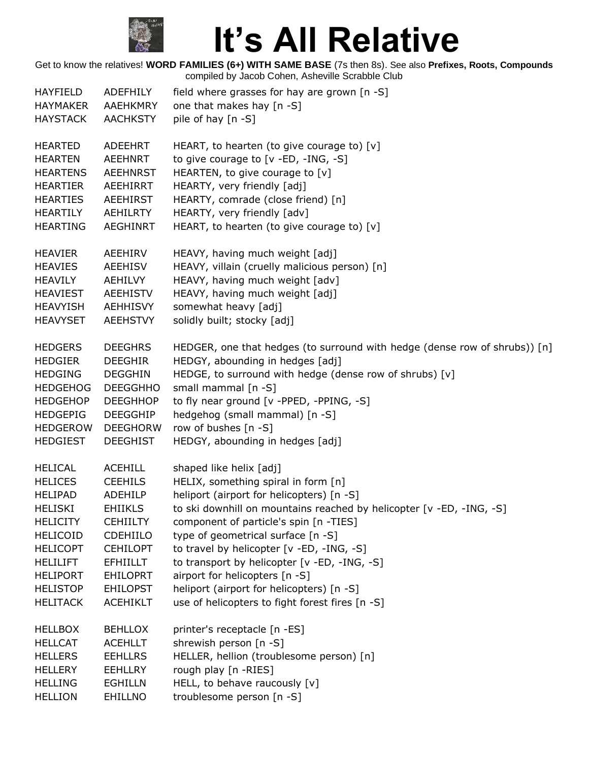# It's All Relative

Get to know the relatives! **WORD FAMILIES (6+) WITH SAME BASE** (7s then 8s). See also **Prefixes, Roots, Compounds** compiled by Jacob Cohen, Asheville Scrabble Club

| | | |
|---|---|---|
| HAYFIELD | ADEFHILY | field where grasses for hay are grown [n -S] |
| HAYMAKER | AAEHKMRY | one that makes hay [n -S] |
| HAYSTACK | AACHKSTY | pile of hay [n -S] |
| | | |
| HEARTED | ADEEHRT | HEART, to hearten (to give courage to) [v] |
| HEARTEN | AEEHNRT | to give courage to [v -ED, -ING, -S] |
| HEARTENS | AEEHNRST | HEARTEN, to give courage to [v] |
| HEARTIER | AEEHIRRT | HEARTY, very friendly [adj] |
| HEARTIES | AEEHIRST | HEARTY, comrade (close friend) [n] |
| HEARTILY | AEHILRTY | HEARTY, very friendly [adv] |
| HEARTING | AEGHINRT | HEART, to hearten (to give courage to) [v] |
| | | |
| HEAVIER | AEEHIRV | HEAVY, having much weight [adj] |
| HEAVIES | AEEHISV | HEAVY, villain (cruelly malicious person) [n] |
| HEAVILY | AEHILVY | HEAVY, having much weight [adv] |
| HEAVIEST | AEEHISTV | HEAVY, having much weight [adj] |
| HEAVYISH | AEHHISVY | somewhat heavy [adj] |
| HEAVYSET | AEEHSTVY | solidly built; stocky [adj] |
| | | |
| HEDGERS | DEEGHRS | HEDGER, one that hedges (to surround with hedge (dense row of shrubs)) [n] |
| HEDGIER | DEEGHIR | HEDGY, abounding in hedges [adj] |
| HEDGING | DEGGHIN | HEDGE, to surround with hedge (dense row of shrubs) [v] |
| HEDGEHOG | DEEGGHHO | small mammal [n -S] |
| HEDGEHOP | DEEGHHOP | to fly near ground [v -PPED, -PPING, -S] |
| HEDGEPIG | DEEGGHIP | hedgehog (small mammal) [n -S] |
| HEDGEROW | DEEGHORW | row of bushes [n -S] |
| HEDGIEST | DEEGHIST | HEDGY, abounding in hedges [adj] |
| | | |
| HELICAL | ACEHILL | shaped like helix [adj] |
| HELICES | CEEHILS | HELIX, something spiral in form [n] |
| HELIPAD | ADEHILP | heliport (airport for helicopters) [n -S] |
| HELISKI | EHIIKLS | to ski downhill on mountains reached by helicopter [v -ED, -ING, -S] |
| HELICITY | CEHIILTY | component of particle's spin [n -TIES] |
| HELICOID | CDEHIILO | type of geometrical surface [n -S] |
| HELICOPT | CEHILOPT | to travel by helicopter [v -ED, -ING, -S] |
| HELILIFT | EFHIILLT | to transport by helicopter [v -ED, -ING, -S] |
| HELIPORT | EHILOPRT | airport for helicopters [n -S] |
| HELISTOP | EHILOPST | heliport (airport for helicopters) [n -S] |
| HELITACK | ACEHIKLT | use of helicopters to fight forest fires [n -S] |
| | | |
| HELLBOX | BEHLLOX | printer's receptacle [n -ES] |
| HELLCAT | ACEHLLT | shrewish person [n -S] |
| HELLERS | EEHLLRS | HELLER, hellion (troublesome person) [n] |
| HELLERY | EEHLLRY | rough play [n -RIES] |
| HELLING | EGHILLN | HELL, to behave raucously [v] |
| HELLION | EHILLNO | troublesome person [n -S] |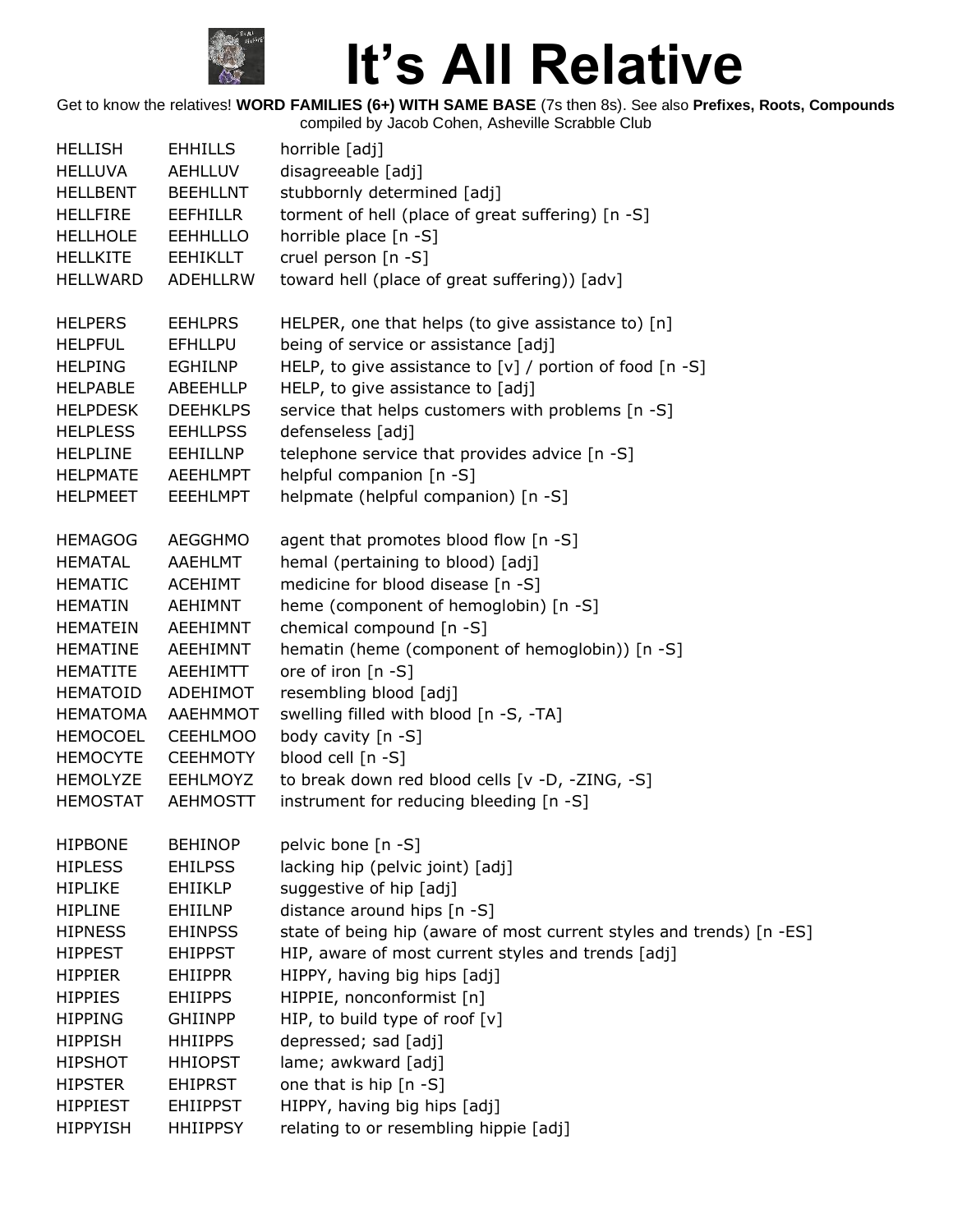# It's All Relative

Get to know the relatives! **WORD FAMILIES (6+) WITH SAME BASE** (7s then 8s). See also **Prefixes, Roots, Compounds**
compiled by Jacob Cohen, Asheville Scrabble Club

| | | |
|---|---|---|
| HELLISH | EHHILLS | horrible [adj] |
| HELLUVA | AEHLLUV | disagreeable [adj] |
| HELLBENT | BEEHLLNT | stubbornly determined [adj] |
| HELLFIRE | EEFHILLR | torment of hell (place of great suffering) [n -S] |
| HELLHOLE | EEHHLLLO | horrible place [n -S] |
| HELLKITE | EEHIKLLT | cruel person [n -S] |
| HELLWARD | ADEHLLRW | toward hell (place of great suffering)) [adv] |
| | | |
| HELPERS | EEHLPRS | HELPER, one that helps (to give assistance to) [n] |
| HELPFUL | EFHLLPU | being of service or assistance [adj] |
| HELPING | EGHILNP | HELP, to give assistance to [v] / portion of food [n -S] |
| HELPABLE | ABEEHLLP | HELP, to give assistance to [adj] |
| HELPDESK | DEEHKLPS | service that helps customers with problems [n -S] |
| HELPLESS | EEHLLPSS | defenseless [adj] |
| HELPLINE | EEHILLNP | telephone service that provides advice [n -S] |
| HELPMATE | AEEHLMPT | helpful companion [n -S] |
| HELPMEET | EEEHLMPT | helpmate (helpful companion) [n -S] |
| | | |
| HEMAGOG | AEGGHMO | agent that promotes blood flow [n -S] |
| HEMATAL | AAEHLMT | hemal (pertaining to blood) [adj] |
| HEMATIC | ACEHIMT | medicine for blood disease [n -S] |
| HEMATIN | AEHIMNT | heme (component of hemoglobin) [n -S] |
| HEMATEIN | AEEHIMNT | chemical compound [n -S] |
| HEMATINE | AEEHIMNT | hematin (heme (component of hemoglobin)) [n -S] |
| HEMATITE | AEEHIMTT | ore of iron [n -S] |
| HEMATOID | ADEHIMOT | resembling blood [adj] |
| HEMATOMA | AAEHMMOT | swelling filled with blood [n -S, -TA] |
| HEMOCOEL | CEEHLMOO | body cavity [n -S] |
| HEMOCYTE | CEEHMOTY | blood cell [n -S] |
| HEMOLYZE | EEHLMOYZ | to break down red blood cells [v -D, -ZING, -S] |
| HEMOSTAT | AEHMOSTT | instrument for reducing bleeding [n -S] |
| | | |
| HIPBONE | BEHINOP | pelvic bone [n -S] |
| HIPLESS | EHILPSS | lacking hip (pelvic joint) [adj] |
| HIPLIKE | EHIIKLP | suggestive of hip [adj] |
| HIPLINE | EHIILNP | distance around hips [n -S] |
| HIPNESS | EHINPSS | state of being hip (aware of most current styles and trends) [n -ES] |
| HIPPEST | EHIPPST | HIP, aware of most current styles and trends [adj] |
| HIPPIER | EHIIPPR | HIPPY, having big hips [adj] |
| HIPPIES | EHIIPPS | HIPPIE, nonconformist [n] |
| HIPPING | GHIINPP | HIP, to build type of roof [v] |
| HIPPISH | HHIIPPS | depressed; sad [adj] |
| HIPSHOT | HHIOPST | lame; awkward [adj] |
| HIPSTER | EHIPRST | one that is hip [n -S] |
| HIPPIEST | EHIIPPST | HIPPY, having big hips [adj] |
| HIPPYISH | HHIIPPSY | relating to or resembling hippie [adj] |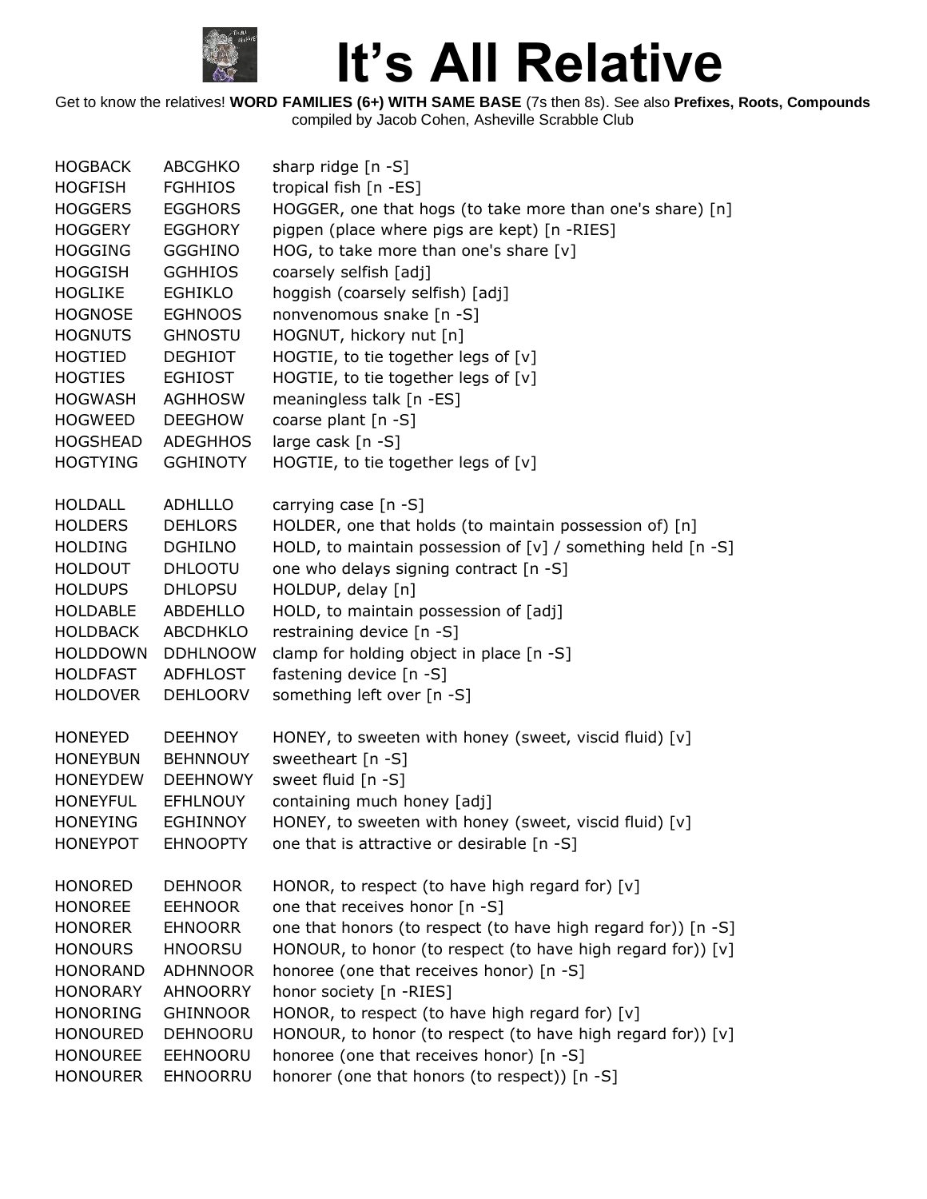# It's All Relative

Get to know the relatives! **WORD FAMILIES (6+) WITH SAME BASE** (7s then 8s). See also **Prefixes, Roots, Compounds**
compiled by Jacob Cohen, Asheville Scrabble Club

| | | |
|---|---|---|
| HOGBACK | ABCGHKO | sharp ridge [n -S] |
| HOGFISH | FGHHIOS | tropical fish [n -ES] |
| HOGGERS | EGGHORS | HOGGER, one that hogs (to take more than one's share) [n] |
| HOGGERY | EGGHORY | pigpen (place where pigs are kept) [n -RIES] |
| HOGGING | GGGHINO | HOG, to take more than one's share [v] |
| HOGGISH | GGHHIOS | coarsely selfish [adj] |
| HOGLIKE | EGHIKLO | hoggish (coarsely selfish) [adj] |
| HOGNOSE | EGHNOOS | nonvenomous snake [n -S] |
| HOGNUTS | GHNOSTU | HOGNUT, hickory nut [n] |
| HOGTIED | DEGHIOT | HOGTIE, to tie together legs of [v] |
| HOGTIES | EGHIOST | HOGTIE, to tie together legs of [v] |
| HOGWASH | AGHHOSW | meaningless talk [n -ES] |
| HOGWEED | DEEGHOW | coarse plant [n -S] |
| HOGSHEAD | ADEGHHOS | large cask [n -S] |
| HOGTYING | GGHINOTY | HOGTIE, to tie together legs of [v] |
| | | |
| HOLDALL | ADHLLLO | carrying case [n -S] |
| HOLDERS | DEHLORS | HOLDER, one that holds (to maintain possession of) [n] |
| HOLDING | DGHILNO | HOLD, to maintain possession of [v] / something held [n -S] |
| HOLDOUT | DHLOOTU | one who delays signing contract [n -S] |
| HOLDUPS | DHLOPSU | HOLDUP, delay [n] |
| HOLDABLE | ABDEHLLO | HOLD, to maintain possession of [adj] |
| HOLDBACK | ABCDHKLO | restraining device [n -S] |
| HOLDDOWN | DDHLNOOW | clamp for holding object in place [n -S] |
| HOLDFAST | ADFHLOST | fastening device [n -S] |
| HOLDOVER | DEHLOORV | something left over [n -S] |
| | | |
| HONEYED | DEEHNOY | HONEY, to sweeten with honey (sweet, viscid fluid) [v] |
| HONEYBUN | BEHNNOUY | sweetheart [n -S] |
| HONEYDEW | DEEHNOWY | sweet fluid [n -S] |
| HONEYFUL | EFHLNOUY | containing much honey [adj] |
| HONEYING | EGHINNOY | HONEY, to sweeten with honey (sweet, viscid fluid) [v] |
| HONEYPOT | EHNOOPTY | one that is attractive or desirable [n -S] |
| | | |
| HONORED | DEHNOOR | HONOR, to respect (to have high regard for) [v] |
| HONOREE | EEHNOOR | one that receives honor [n -S] |
| HONORER | EHNOORR | one that honors (to respect (to have high regard for)) [n -S] |
| HONOURS | HNOORSU | HONOUR, to honor (to respect (to have high regard for)) [v] |
| HONORAND | ADHNNOOR | honoree (one that receives honor) [n -S] |
| HONORARY | AHNOORRY | honor society [n -RIES] |
| HONORING | GHINNOOR | HONOR, to respect (to have high regard for) [v] |
| HONOURED | DEHNOORU | HONOUR, to honor (to respect (to have high regard for)) [v] |
| HONOUREE | EEHNOORU | honoree (one that receives honor) [n -S] |
| HONOURER | EHNOORRU | honorer (one that honors (to respect)) [n -S] |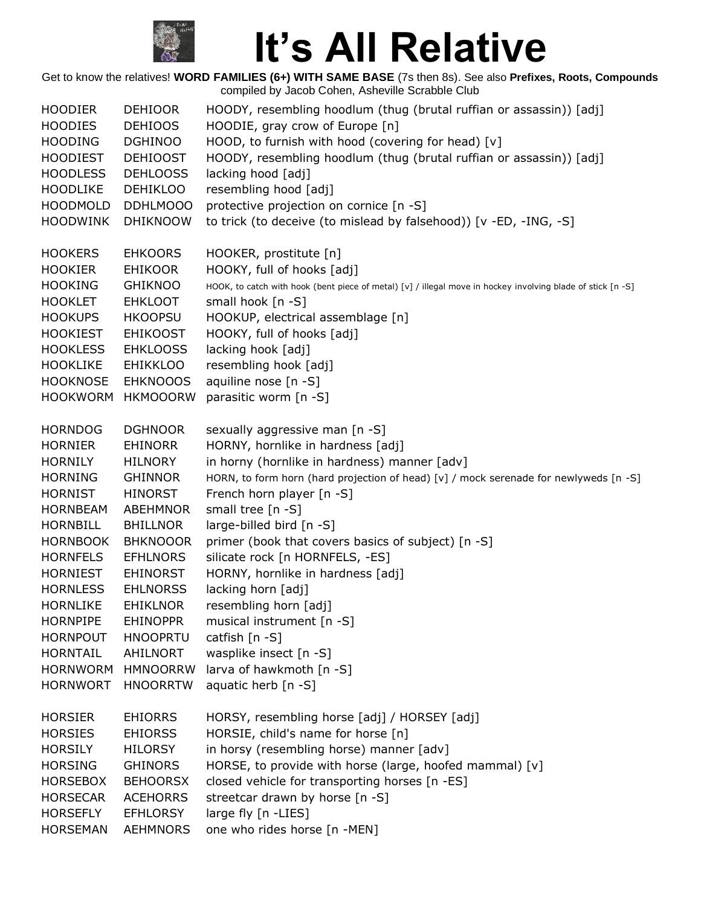# It's All Relative

Get to know the relatives! **WORD FAMILIES (6+) WITH SAME BASE** (7s then 8s). See also **Prefixes, Roots, Compounds** compiled by Jacob Cohen, Asheville Scrabble Club

| | | |
|---|---|---|
| HOODIER | DEHIOOR | HOODY, resembling hoodlum (thug (brutal ruffian or assassin)) [adj] |
| HOODIES | DEHIOOS | HOODIE, gray crow of Europe [n] |
| HOODING | DGHINOO | HOOD, to furnish with hood (covering for head) [v] |
| HOODIEST | DEHIOOST | HOODY, resembling hoodlum (thug (brutal ruffian or assassin)) [adj] |
| HOODLESS | DEHLOOSS | lacking hood [adj] |
| HOODLIKE | DEHIKLOO | resembling hood [adj] |
| HOODMOLD | DDHLMOOO | protective projection on cornice [n -S] |
| HOODWINK | DHIKNOOW | to trick (to deceive (to mislead by falsehood)) [v -ED, -ING, -S] |
| | | |
| HOOKERS | EHKOORS | HOOKER, prostitute [n] |
| HOOKIER | EHIKOOR | HOOKY, full of hooks [adj] |
| HOOKING | GHIKNOO | HOOK, to catch with hook (bent piece of metal) [v] / illegal move in hockey involving blade of stick [n -S] |
| HOOKLET | EHKLOOT | small hook [n -S] |
| HOOKUPS | HKOOPSU | HOOKUP, electrical assemblage [n] |
| HOOKIEST | EHIKOOST | HOOKY, full of hooks [adj] |
| HOOKLESS | EHKLOOSS | lacking hook [adj] |
| HOOKLIKE | EHIKKLOO | resembling hook [adj] |
| HOOKNOSE | EHKNOOOS | aquiline nose [n -S] |
| HOOKWORM | HKMOOORW | parasitic worm [n -S] |
| | | |
| HORNDOG | DGHNOOR | sexually aggressive man [n -S] |
| HORNIER | EHINORR | HORNY, hornlike in hardness [adj] |
| HORNILY | HILNORY | in horny (hornlike in hardness) manner [adv] |
| HORNING | GHINNOR | HORN, to form horn (hard projection of head) [v] / mock serenade for newlyweds [n -S] |
| HORNIST | HINORST | French horn player [n -S] |
| HORNBEAM | ABEHMNOR | small tree [n -S] |
| HORNBILL | BHILLNOR | large-billed bird [n -S] |
| HORNBOOK | BHKNOOOR | primer (book that covers basics of subject) [n -S] |
| HORNFELS | EFHLNORS | silicate rock [n HORNFELS, -ES] |
| HORNIEST | EHINORST | HORNY, hornlike in hardness [adj] |
| HORNLESS | EHLNORSS | lacking horn [adj] |
| HORNLIKE | EHIKLNOR | resembling horn [adj] |
| HORNPIPE | EHINOPPR | musical instrument [n -S] |
| HORNPOUT | HNOOPRTU | catfish [n -S] |
| HORNTAIL | AHILNORT | wasplike insect [n -S] |
| HORNWORM | HMNOORRW | larva of hawkmoth [n -S] |
| HORNWORT | HNOORRTW | aquatic herb [n -S] |
| | | |
| HORSIER | EHIORRS | HORSY, resembling horse [adj] / HORSEY [adj] |
| HORSIES | EHIORSS | HORSIE, child's name for horse [n] |
| HORSILY | HILORSY | in horsy (resembling horse) manner [adv] |
| HORSING | GHINORS | HORSE, to provide with horse (large, hoofed mammal) [v] |
| HORSEBOX | BEHOORSX | closed vehicle for transporting horses [n -ES] |
| HORSECAR | ACEHORRS | streetcar drawn by horse [n -S] |
| HORSEFLY | EFHLORSY | large fly [n -LIES] |
| HORSEMAN | AEHMNORS | one who rides horse [n -MEN] |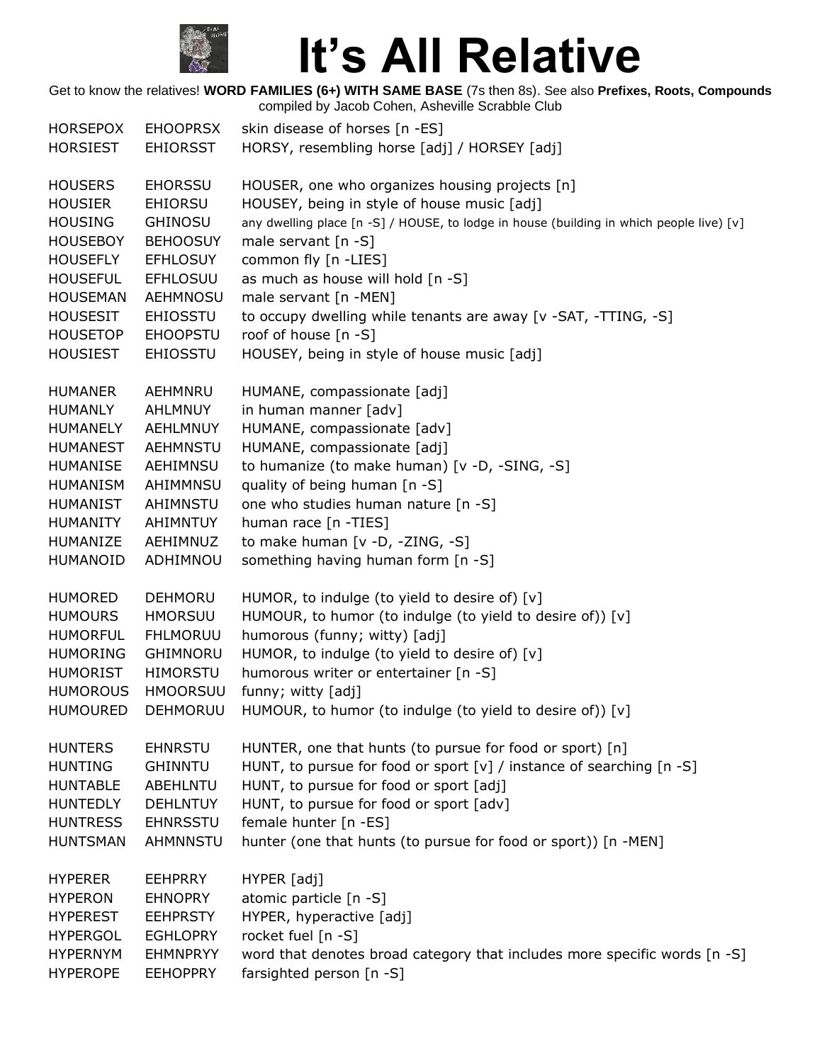# It's All Relative

Get to know the relatives! **WORD FAMILIES (6+) WITH SAME BASE** (7s then 8s). See also **Prefixes, Roots, Compounds** compiled by Jacob Cohen, Asheville Scrabble Club

| | | |
|---|---|---|
| HORSEPOX | EHOOPRSX | skin disease of horses [n -ES] |
| HORSIEST | EHIORSST | HORSY, resembling horse [adj] / HORSEY [adj] |
| | | |
| HOUSERS | EHORSSU | HOUSER, one who organizes housing projects [n] |
| HOUSIER | EHIORSU | HOUSEY, being in style of house music [adj] |
| HOUSING | GHINOSU | any dwelling place [n -S] / HOUSE, to lodge in house (building in which people live) [v] |
| HOUSEBOY | BEHOOSUY | male servant [n -S] |
| HOUSEFLY | EFHLOSUY | common fly [n -LIES] |
| HOUSEFUL | EFHLOSUU | as much as house will hold [n -S] |
| HOUSEMAN | AEHMNOSU | male servant [n -MEN] |
| HOUSESIT | EHIOSSTU | to occupy dwelling while tenants are away [v -SAT, -TTING, -S] |
| HOUSETOP | EHOOPSTU | roof of house [n -S] |
| HOUSIEST | EHIOSSTU | HOUSEY, being in style of house music [adj] |
| | | |
| HUMANER | AEHMNRU | HUMANE, compassionate [adj] |
| HUMANLY | AHLMNUY | in human manner [adv] |
| HUMANELY | AEHLMNUY | HUMANE, compassionate [adv] |
| HUMANEST | AEHMNSTU | HUMANE, compassionate [adj] |
| HUMANISE | AEHIMNSU | to humanize (to make human) [v -D, -SING, -S] |
| HUMANISM | AHIMMNSU | quality of being human [n -S] |
| HUMANIST | AHIMNSTU | one who studies human nature [n -S] |
| HUMANITY | AHIMNTUY | human race [n -TIES] |
| HUMANIZE | AEHIMNUZ | to make human [v -D, -ZING, -S] |
| HUMANOID | ADHIMNOU | something having human form [n -S] |
| | | |
| HUMORED | DEHMORU | HUMOR, to indulge (to yield to desire of) [v] |
| HUMOURS | HMORSUU | HUMOUR, to humor (to indulge (to yield to desire of)) [v] |
| HUMORFUL | FHLMORUU | humorous (funny; witty) [adj] |
| HUMORING | GHIMNORU | HUMOR, to indulge (to yield to desire of) [v] |
| HUMORIST | HIMORSTU | humorous writer or entertainer [n -S] |
| HUMOROUS | HMOORSUU | funny; witty [adj] |
| HUMOURED | DEHMORUU | HUMOUR, to humor (to indulge (to yield to desire of)) [v] |
| | | |
| HUNTERS | EHNRSTU | HUNTER, one that hunts (to pursue for food or sport) [n] |
| HUNTING | GHINNTU | HUNT, to pursue for food or sport [v] / instance of searching [n -S] |
| HUNTABLE | ABEHLNTU | HUNT, to pursue for food or sport [adj] |
| HUNTEDLY | DEHLNTUY | HUNT, to pursue for food or sport [adv] |
| HUNTRESS | EHNRSSTU | female hunter [n -ES] |
| HUNTSMAN | AHMNNSTU | hunter (one that hunts (to pursue for food or sport)) [n -MEN] |
| | | |
| HYPERER | EEHPRRY | HYPER [adj] |
| HYPERON | EHNOPRY | atomic particle [n -S] |
| HYPEREST | EEHPRSTY | HYPER, hyperactive [adj] |
| HYPERGOL | EGHLOPRY | rocket fuel [n -S] |
| HYPERNYM | EHMNPRYY | word that denotes broad category that includes more specific words [n -S] |
| HYPEROPE | EEHOPPRY | farsighted person [n -S] |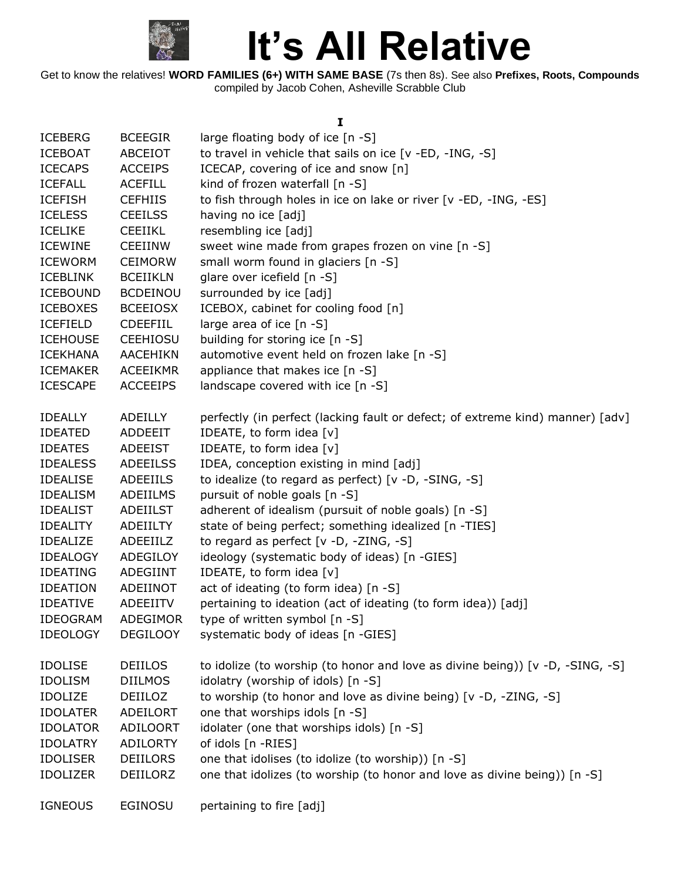# It's All Relative

Get to know the relatives! **WORD FAMILIES (6+) WITH SAME BASE** (7s then 8s). See also **Prefixes, Roots, Compounds**
compiled by Jacob Cohen, Asheville Scrabble Club

**I**

| | | |
|---|---|---|
| ICEBERG | BCEEGIR | large floating body of ice [n -S] |
| ICEBOAT | ABCEIOT | to travel in vehicle that sails on ice [v -ED, -ING, -S] |
| ICECAPS | ACCEIPS | ICECAP, covering of ice and snow [n] |
| ICEFALL | ACEFILL | kind of frozen waterfall [n -S] |
| ICEFISH | CEFHIIS | to fish through holes in ice on lake or river [v -ED, -ING, -ES] |
| ICELESS | CEEILSS | having no ice [adj] |
| ICELIKE | CEEIIKL | resembling ice [adj] |
| ICEWINE | CEEIINW | sweet wine made from grapes frozen on vine [n -S] |
| ICEWORM | CEIMORW | small worm found in glaciers [n -S] |
| ICEBLINK | BCEIIKLN | glare over icefield [n -S] |
| ICEBOUND | BCDEINOU | surrounded by ice [adj] |
| ICEBOXES | BCEEIOSX | ICEBOX, cabinet for cooling food [n] |
| ICEFIELD | CDEEFIIL | large area of ice [n -S] |
| ICEHOUSE | CEEHIOSU | building for storing ice [n -S] |
| ICEKHANA | AACEHIKN | automotive event held on frozen lake [n -S] |
| ICEMAKER | ACEEIKMR | appliance that makes ice [n -S] |
| ICESCAPE | ACCEEIPS | landscape covered with ice [n -S] |
| | | |
| IDEALLY | ADEILLY | perfectly (in perfect (lacking fault or defect; of extreme kind) manner) [adv] |
| IDEATED | ADDEEIT | IDEATE, to form idea [v] |
| IDEATES | ADEEIST | IDEATE, to form idea [v] |
| IDEALESS | ADEEILSS | IDEA, conception existing in mind [adj] |
| IDEALISE | ADEEIILS | to idealize (to regard as perfect) [v -D, -SING, -S] |
| IDEALISM | ADEIILMS | pursuit of noble goals [n -S] |
| IDEALIST | ADEIILST | adherent of idealism (pursuit of noble goals) [n -S] |
| IDEALITY | ADEIILTY | state of being perfect; something idealized [n -TIES] |
| IDEALIZE | ADEEIILZ | to regard as perfect [v -D, -ZING, -S] |
| IDEALOGY | ADEGILOY | ideology (systematic body of ideas) [n -GIES] |
| IDEATING | ADEGIINT | IDEATE, to form idea [v] |
| IDEATION | ADEIINOT | act of ideating (to form idea) [n -S] |
| IDEATIVE | ADEEIITV | pertaining to ideation (act of ideating (to form idea)) [adj] |
| IDEOGRAM | ADEGIMOR | type of written symbol [n -S] |
| IDEOLOGY | DEGILOOY | systematic body of ideas [n -GIES] |
| | | |
| IDOLISE | DEIILOS | to idolize (to worship (to honor and love as divine being)) [v -D, -SING, -S] |
| IDOLISM | DIILMOS | idolatry (worship of idols) [n -S] |
| IDOLIZE | DEIILOZ | to worship (to honor and love as divine being) [v -D, -ZING, -S] |
| IDOLATER | ADEILORT | one that worships idols [n -S] |
| IDOLATOR | ADILOORT | idolater (one that worships idols) [n -S] |
| IDOLATRY | ADILORTY | of idols [n -RIES] |
| IDOLISER | DEIILORS | one that idolises (to idolize (to worship)) [n -S] |
| IDOLIZER | DEIILORZ | one that idolizes (to worship (to honor and love as divine being)) [n -S] |
| | | |
| IGNEOUS | EGINOSU | pertaining to fire [adj] |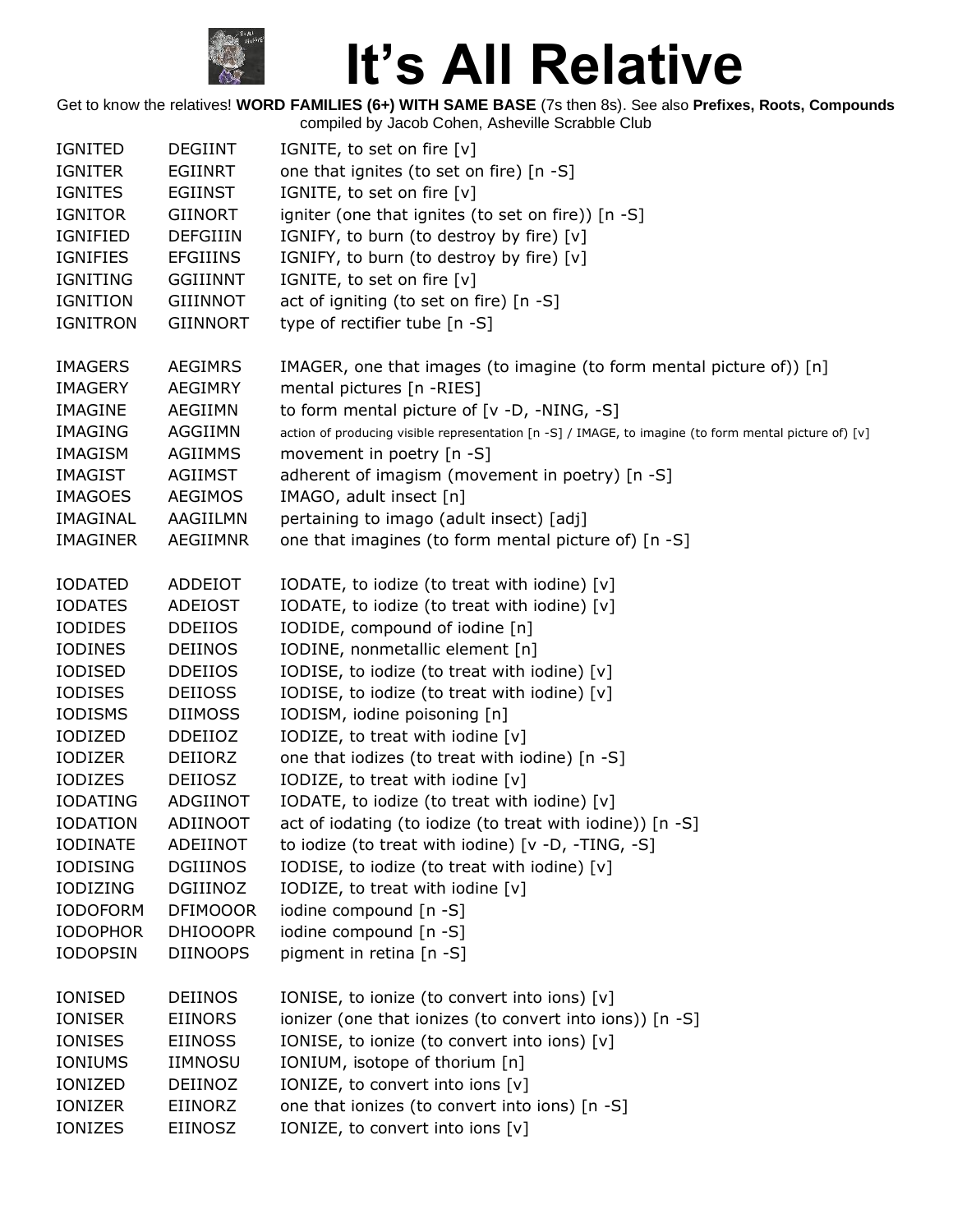# It's All Relative

Get to know the relatives! **WORD FAMILIES (6+) WITH SAME BASE** (7s then 8s). See also **Prefixes, Roots, Compounds** compiled by Jacob Cohen, Asheville Scrabble Club

| | | |
|---|---|---|
| IGNITED | DEGIINT | IGNITE, to set on fire [v] |
| IGNITER | EGIINRT | one that ignites (to set on fire) [n -S] |
| IGNITES | EGIINST | IGNITE, to set on fire [v] |
| IGNITOR | GIINORT | igniter (one that ignites (to set on fire)) [n -S] |
| IGNIFIED | DEFGIIIN | IGNIFY, to burn (to destroy by fire) [v] |
| IGNIFIES | EFGIIINS | IGNIFY, to burn (to destroy by fire) [v] |
| IGNITING | GGIIINNT | IGNITE, to set on fire [v] |
| IGNITION | GIIINNOT | act of igniting (to set on fire) [n -S] |
| IGNITRON | GIINNORT | type of rectifier tube [n -S] |
| | | |
| IMAGERS | AEGIMRS | IMAGER, one that images (to imagine (to form mental picture of)) [n] |
| IMAGERY | AEGIMRY | mental pictures [n -RIES] |
| IMAGINE | AEGIIMN | to form mental picture of [v -D, -NING, -S] |
| IMAGING | AGGIIMN | action of producing visible representation [n -S] / IMAGE, to imagine (to form mental picture of) [v] |
| IMAGISM | AGIIMMS | movement in poetry [n -S] |
| IMAGIST | AGIIMST | adherent of imagism (movement in poetry) [n -S] |
| IMAGOES | AEGIMOS | IMAGO, adult insect [n] |
| IMAGINAL | AAGIILMN | pertaining to imago (adult insect) [adj] |
| IMAGINER | AEGIIMNR | one that imagines (to form mental picture of) [n -S] |
| | | |
| IODATED | ADDEIOT | IODATE, to iodize (to treat with iodine) [v] |
| IODATES | ADEIOST | IODATE, to iodize (to treat with iodine) [v] |
| IODIDES | DDEIIOS | IODIDE, compound of iodine [n] |
| IODINES | DEIINOS | IODINE, nonmetallic element [n] |
| IODISED | DDEIIOS | IODISE, to iodize (to treat with iodine) [v] |
| IODISES | DEIIOSS | IODISE, to iodize (to treat with iodine) [v] |
| IODISMS | DIIMOSS | IODISM, iodine poisoning [n] |
| IODIZED | DDEIIOZ | IODIZE, to treat with iodine [v] |
| IODIZER | DEIIORZ | one that iodizes (to treat with iodine) [n -S] |
| IODIZES | DEIIOSZ | IODIZE, to treat with iodine [v] |
| IODATING | ADGIINOT | IODATE, to iodize (to treat with iodine) [v] |
| IODATION | ADIINOOT | act of iodating (to iodize (to treat with iodine)) [n -S] |
| IODINATE | ADEIINOT | to iodize (to treat with iodine) [v -D, -TING, -S] |
| IODISING | DGIIINOS | IODISE, to iodize (to treat with iodine) [v] |
| IODIZING | DGIIINOZ | IODIZE, to treat with iodine [v] |
| IODOFORM | DFIMOOOR | iodine compound [n -S] |
| IODOPHOR | DHIOOOPR | iodine compound [n -S] |
| IODOPSIN | DIINOOPS | pigment in retina [n -S] |
| | | |
| IONISED | DEIINOS | IONISE, to ionize (to convert into ions) [v] |
| IONISER | EIINORS | ionizer (one that ionizes (to convert into ions)) [n -S] |
| IONISES | EIINOSS | IONISE, to ionize (to convert into ions) [v] |
| IONIUMS | IIMNOSU | IONIUM, isotope of thorium [n] |
| IONIZED | DEIINOZ | IONIZE, to convert into ions [v] |
| IONIZER | EIINORZ | one that ionizes (to convert into ions) [n -S] |
| IONIZES | EIINOSZ | IONIZE, to convert into ions [v] |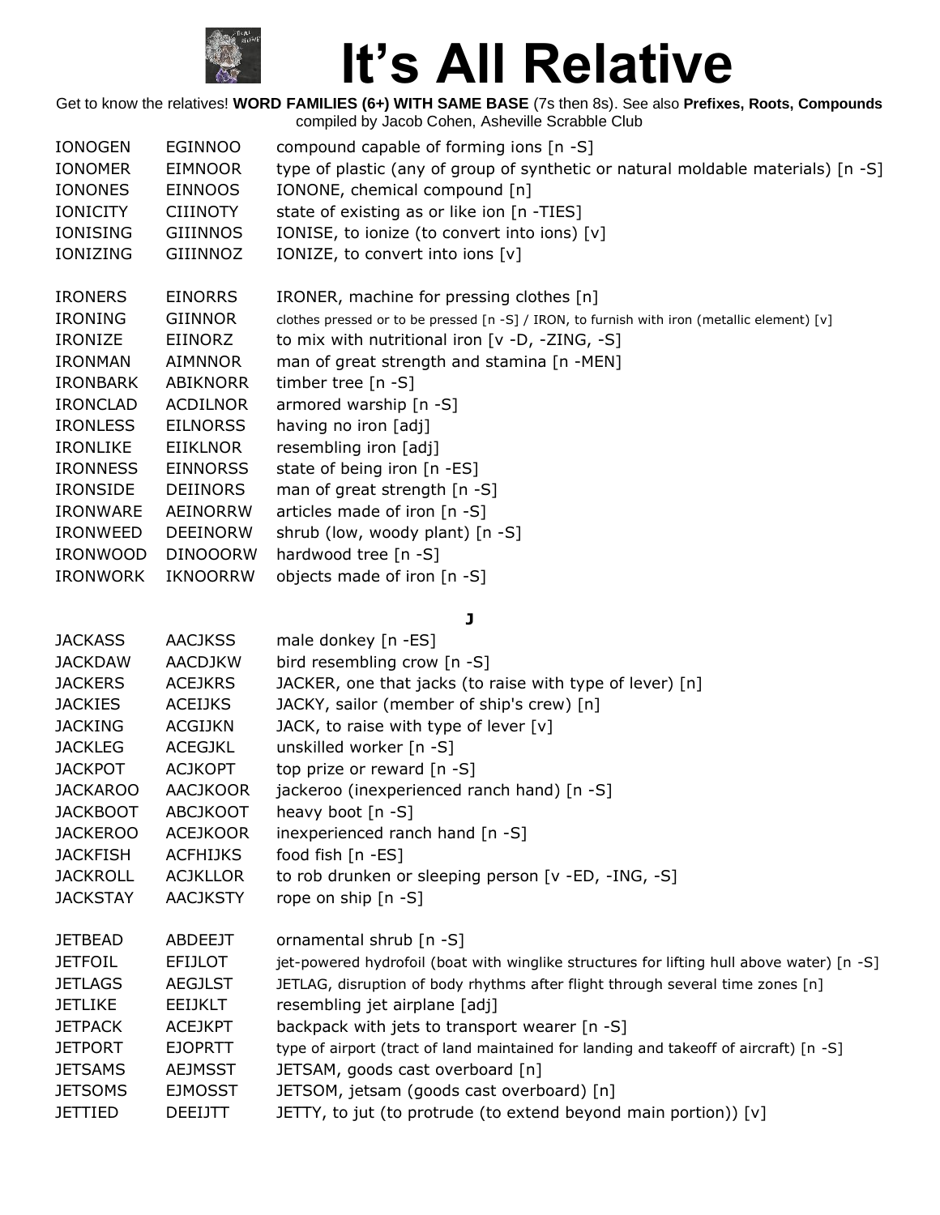# It's All Relative

Get to know the relatives! **WORD FAMILIES (6+) WITH SAME BASE** (7s then 8s). See also **Prefixes, Roots, Compounds**
compiled by Jacob Cohen, Asheville Scrabble Club

| | | |
|---|---|---|
| IONOGEN | EGINNOO | compound capable of forming ions [n -S] |
| IONOMER | EIMNOOR | type of plastic (any of group of synthetic or natural moldable materials) [n -S] |
| IONONES | EINNOOS | IONONE, chemical compound [n] |
| IONICITY | CIIINOTY | state of existing as or like ion [n -TIES] |
| IONISING | GIIINNOS | IONISE, to ionize (to convert into ions) [v] |
| IONIZING | GIIINNOZ | IONIZE, to convert into ions [v] |
| | | |
| IRONERS | EINORRS | IRONER, machine for pressing clothes [n] |
| IRONING | GIINNOR | clothes pressed or to be pressed [n -S] / IRON, to furnish with iron (metallic element) [v] |
| IRONIZE | EIINORZ | to mix with nutritional iron [v -D, -ZING, -S] |
| IRONMAN | AIMNNOR | man of great strength and stamina [n -MEN] |
| IRONBARK | ABIKNORR | timber tree [n -S] |
| IRONCLAD | ACDILNOR | armored warship [n -S] |
| IRONLESS | EILNORSS | having no iron [adj] |
| IRONLIKE | EIIKLNOR | resembling iron [adj] |
| IRONNESS | EINNORSS | state of being iron [n -ES] |
| IRONSIDE | DEIINORS | man of great strength [n -S] |
| IRONWARE | AEINORRW | articles made of iron [n -S] |
| IRONWEED | DEEINORW | shrub (low, woody plant) [n -S] |
| IRONWOOD | DINOOORW | hardwood tree [n -S] |
| IRONWORK | IKNOORRW | objects made of iron [n -S] |

**J**

| | | |
|---|---|---|
| JACKASS | AACJKSS | male donkey [n -ES] |
| JACKDAW | AACDJKW | bird resembling crow [n -S] |
| JACKERS | ACEJKRS | JACKER, one that jacks (to raise with type of lever) [n] |
| JACKIES | ACEIJKS | JACKY, sailor (member of ship's crew) [n] |
| JACKING | ACGIJKN | JACK, to raise with type of lever [v] |
| JACKLEG | ACEGJKL | unskilled worker [n -S] |
| JACKPOT | ACJKOPT | top prize or reward [n -S] |
| JACKAROO | AACJKOOR | jackeroo (inexperienced ranch hand) [n -S] |
| JACKBOOT | ABCJKOOT | heavy boot [n -S] |
| JACKEROO | ACEJKOOR | inexperienced ranch hand [n -S] |
| JACKFISH | ACFHIJKS | food fish [n -ES] |
| JACKROLL | ACJKLLOR | to rob drunken or sleeping person [v -ED, -ING, -S] |
| JACKSTAY | AACJKSTY | rope on ship [n -S] |
| | | |
| JETBEAD | ABDEEJT | ornamental shrub [n -S] |
| JETFOIL | EFIJLOT | jet-powered hydrofoil (boat with winglike structures for lifting hull above water) [n -S] |
| JETLAGS | AEGJLST | JETLAG, disruption of body rhythms after flight through several time zones [n] |
| JETLIKE | EEIJKLT | resembling jet airplane [adj] |
| JETPACK | ACEJKPT | backpack with jets to transport wearer [n -S] |
| JETPORT | EJOPRTT | type of airport (tract of land maintained for landing and takeoff of aircraft) [n -S] |
| JETSAMS | AEJMSST | JETSAM, goods cast overboard [n] |
| JETSOMS | EJMOSST | JETSOM, jetsam (goods cast overboard) [n] |
| JETTIED | DEEIJTT | JETTY, to jut (to protrude (to extend beyond main portion)) [v] |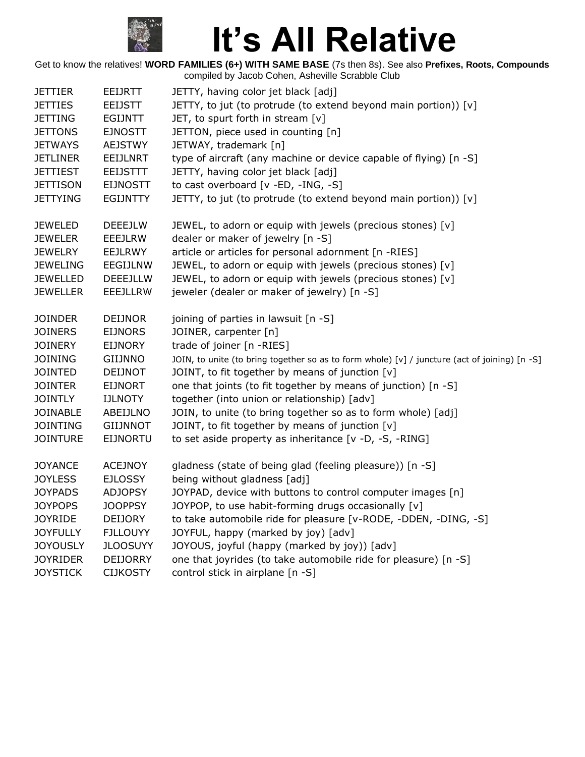# It's All Relative

Get to know the relatives! **WORD FAMILIES (6+) WITH SAME BASE** (7s then 8s). See also **Prefixes, Roots, Compounds** compiled by Jacob Cohen, Asheville Scrabble Club

| | | |
|---|---|---|
| JETTIER | EEIJRTT | JETTY, having color jet black [adj] |
| JETTIES | EEIJSTT | JETTY, to jut (to protrude (to extend beyond main portion)) [v] |
| JETTING | EGIJNTT | JET, to spurt forth in stream [v] |
| JETTONS | EJNOSTT | JETTON, piece used in counting [n] |
| JETWAYS | AEJSTWY | JETWAY, trademark [n] |
| JETLINER | EEIJLNRT | type of aircraft (any machine or device capable of flying) [n -S] |
| JETTIEST | EEIJSTTT | JETTY, having color jet black [adj] |
| JETTISON | EIJNOSTT | to cast overboard [v -ED, -ING, -S] |
| JETTYING | EGIJNTTY | JETTY, to jut (to protrude (to extend beyond main portion)) [v] |
| | | |
| JEWELED | DEEEJLW | JEWEL, to adorn or equip with jewels (precious stones) [v] |
| JEWELER | EEEJLRW | dealer or maker of jewelry [n -S] |
| JEWELRY | EEJLRWY | article or articles for personal adornment [n -RIES] |
| JEWELING | EEGIJLNW | JEWEL, to adorn or equip with jewels (precious stones) [v] |
| JEWELLED | DEEEJLLW | JEWEL, to adorn or equip with jewels (precious stones) [v] |
| JEWELLER | EEEJLLRW | jeweler (dealer or maker of jewelry) [n -S] |
| | | |
| JOINDER | DEIJNOR | joining of parties in lawsuit [n -S] |
| JOINERS | EIJNORS | JOINER, carpenter [n] |
| JOINERY | EIJNORY | trade of joiner [n -RIES] |
| JOINING | GIIJNNO | JOIN, to unite (to bring together so as to form whole) [v] / juncture (act of joining) [n -S] |
| JOINTED | DEIJNOT | JOINT, to fit together by means of junction [v] |
| JOINTER | EIJNORT | one that joints (to fit together by means of junction) [n -S] |
| JOINTLY | IJLNOTY | together (into union or relationship) [adv] |
| JOINABLE | ABEIJLNO | JOIN, to unite (to bring together so as to form whole) [adj] |
| JOINTING | GIIJNNOT | JOINT, to fit together by means of junction [v] |
| JOINTURE | EIJNORTU | to set aside property as inheritance [v -D, -S, -RING] |
| | | |
| JOYANCE | ACEJNOY | gladness (state of being glad (feeling pleasure)) [n -S] |
| JOYLESS | EJLOSSY | being without gladness [adj] |
| JOYPADS | ADJOPSY | JOYPAD, device with buttons to control computer images [n] |
| JOYPOPS | JOOPPSY | JOYPOP, to use habit-forming drugs occasionally [v] |
| JOYRIDE | DEIJORY | to take automobile ride for pleasure [v-RODE, -DDEN, -DING, -S] |
| JOYFULLY | FJLLOUYY | JOYFUL, happy (marked by joy) [adv] |
| JOYOUSLY | JLOOSUYY | JOYOUS, joyful (happy (marked by joy)) [adv] |
| JOYRIDER | DEIJORRY | one that joyrides (to take automobile ride for pleasure) [n -S] |
| JOYSTICK | CIJKOSTY | control stick in airplane [n -S] |